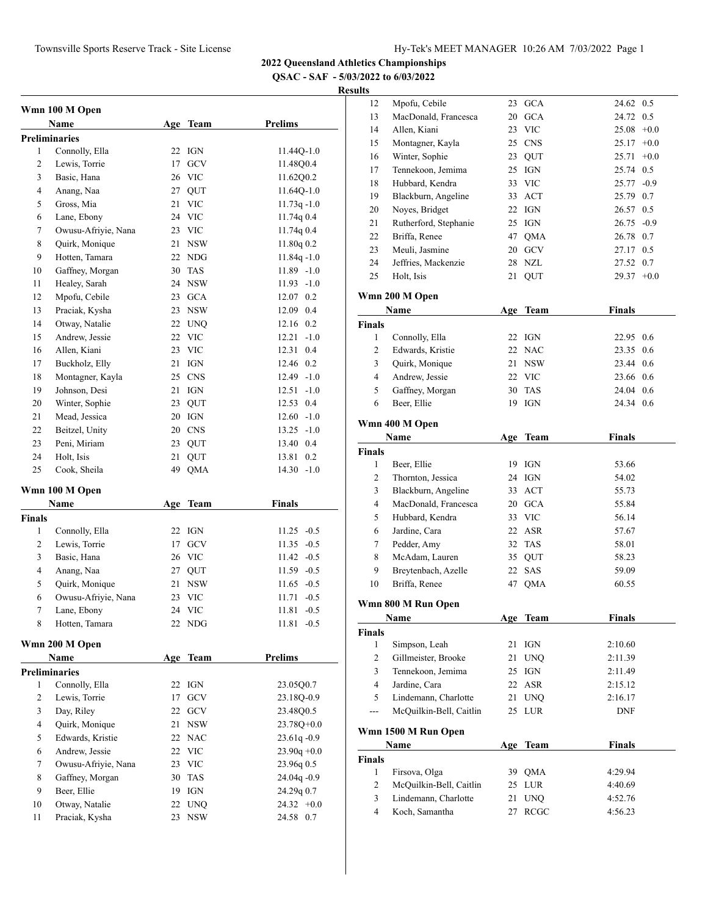# 2022 Queensland Athletics Championships

**QSAC - SAF - 5/03/2022 to 6/03/2022**

**Results**

### Wmn 100 M Open

| | Name | Age | Team | Prelims | |
|---|---|---|---|---|---|
| **Preliminaries** | | | | | |
| 1 | Connolly, Ella | 22 | IGN | 11.44Q | -1.0 |
| 2 | Lewis, Torrie | 17 | GCV | 11.48Q | 0.4 |
| 3 | Basic, Hana | 26 | VIC | 11.62Q | 0.2 |
| 4 | Anang, Naa | 27 | QUT | 11.64Q | -1.0 |
| 5 | Gross, Mia | 21 | VIC | 11.73q | -1.0 |
| 6 | Lane, Ebony | 24 | VIC | 11.74q | 0.4 |
| 7 | Owusu-Afriyie, Nana | 23 | VIC | 11.74q | 0.4 |
| 8 | Quirk, Monique | 21 | NSW | 11.80q | 0.2 |
| 9 | Hotten, Tamara | 22 | NDG | 11.84q | -1.0 |
| 10 | Gaffney, Morgan | 30 | TAS | 11.89 | -1.0 |
| 11 | Healey, Sarah | 24 | NSW | 11.93 | -1.0 |
| 12 | Mpofu, Cebile | 23 | GCA | 12.07 | 0.2 |
| 13 | Praciak, Kysha | 23 | NSW | 12.09 | 0.4 |
| 14 | Otway, Natalie | 22 | UNQ | 12.16 | 0.2 |
| 15 | Andrew, Jessie | 22 | VIC | 12.21 | -1.0 |
| 16 | Allen, Kiani | 23 | VIC | 12.31 | 0.4 |
| 17 | Buckholz, Elly | 21 | IGN | 12.46 | 0.2 |
| 18 | Montagner, Kayla | 25 | CNS | 12.49 | -1.0 |
| 19 | Johnson, Desi | 21 | IGN | 12.51 | -1.0 |
| 20 | Winter, Sophie | 23 | QUT | 12.53 | 0.4 |
| 21 | Mead, Jessica | 20 | IGN | 12.60 | -1.0 |
| 22 | Beitzel, Unity | 20 | CNS | 13.25 | -1.0 |
| 23 | Peni, Miriam | 23 | QUT | 13.40 | 0.4 |
| 24 | Holt, Isis | 21 | QUT | 13.81 | 0.2 |
| 25 | Cook, Sheila | 49 | QMA | 14.30 | -1.0 |

### Wmn 100 M Open

| | Name | Age | Team | Finals | |
|---|---|---|---|---|---|
| **Finals** | | | | | |
| 1 | Connolly, Ella | 22 | IGN | 11.25 | -0.5 |
| 2 | Lewis, Torrie | 17 | GCV | 11.35 | -0.5 |
| 3 | Basic, Hana | 26 | VIC | 11.42 | -0.5 |
| 4 | Anang, Naa | 27 | QUT | 11.59 | -0.5 |
| 5 | Quirk, Monique | 21 | NSW | 11.65 | -0.5 |
| 6 | Owusu-Afriyie, Nana | 23 | VIC | 11.71 | -0.5 |
| 7 | Lane, Ebony | 24 | VIC | 11.81 | -0.5 |
| 8 | Hotten, Tamara | 22 | NDG | 11.81 | -0.5 |

### Wmn 200 M Open

| | Name | Age | Team | Prelims | |
|---|---|---|---|---|---|
| **Preliminaries** | | | | | |
| 1 | Connolly, Ella | 22 | IGN | 23.05Q | 0.7 |
| 2 | Lewis, Torrie | 17 | GCV | 23.18Q | -0.9 |
| 3 | Day, Riley | 22 | GCV | 23.48Q | 0.5 |
| 4 | Quirk, Monique | 21 | NSW | 23.78Q | +0.0 |
| 5 | Edwards, Kristie | 22 | NAC | 23.61q | -0.9 |
| 6 | Andrew, Jessie | 22 | VIC | 23.90q | +0.0 |
| 7 | Owusu-Afriyie, Nana | 23 | VIC | 23.96q | 0.5 |
| 8 | Gaffney, Morgan | 30 | TAS | 24.04q | -0.9 |
| 9 | Beer, Ellie | 19 | IGN | 24.29q | 0.7 |
| 10 | Otway, Natalie | 22 | UNQ | 24.32 | +0.0 |
| 11 | Praciak, Kysha | 23 | NSW | 24.58 | 0.7 |
| 12 | Mpofu, Cebile | 23 | GCA | 24.62 | 0.5 |
| 13 | MacDonald, Francesca | 20 | GCA | 24.72 | 0.5 |
| 14 | Allen, Kiani | 23 | VIC | 25.08 | +0.0 |
| 15 | Montagner, Kayla | 25 | CNS | 25.17 | +0.0 |
| 16 | Winter, Sophie | 23 | QUT | 25.71 | +0.0 |
| 17 | Tennekoon, Jemima | 25 | IGN | 25.74 | 0.5 |
| 18 | Hubbard, Kendra | 33 | VIC | 25.77 | -0.9 |
| 19 | Blackburn, Angeline | 33 | ACT | 25.79 | 0.7 |
| 20 | Noyes, Bridget | 22 | IGN | 26.57 | 0.5 |
| 21 | Rutherford, Stephanie | 25 | IGN | 26.75 | -0.9 |
| 22 | Briffa, Renee | 47 | QMA | 26.78 | 0.7 |
| 23 | Meuli, Jasmine | 20 | GCV | 27.17 | 0.5 |
| 24 | Jeffries, Mackenzie | 28 | NZL | 27.52 | 0.7 |
| 25 | Holt, Isis | 21 | QUT | 29.37 | +0.0 |

### Wmn 200 M Open

| | Name | Age | Team | Finals | |
|---|---|---|---|---|---|
| **Finals** | | | | | |
| 1 | Connolly, Ella | 22 | IGN | 22.95 | 0.6 |
| 2 | Edwards, Kristie | 22 | NAC | 23.35 | 0.6 |
| 3 | Quirk, Monique | 21 | NSW | 23.44 | 0.6 |
| 4 | Andrew, Jessie | 22 | VIC | 23.66 | 0.6 |
| 5 | Gaffney, Morgan | 30 | TAS | 24.04 | 0.6 |
| 6 | Beer, Ellie | 19 | IGN | 24.34 | 0.6 |

### Wmn 400 M Open

| | Name | Age | Team | Finals |
|---|---|---|---|---|
| **Finals** | | | | |
| 1 | Beer, Ellie | 19 | IGN | 53.66 |
| 2 | Thornton, Jessica | 24 | IGN | 54.02 |
| 3 | Blackburn, Angeline | 33 | ACT | 55.73 |
| 4 | MacDonald, Francesca | 20 | GCA | 55.84 |
| 5 | Hubbard, Kendra | 33 | VIC | 56.14 |
| 6 | Jardine, Cara | 22 | ASR | 57.67 |
| 7 | Pedder, Amy | 32 | TAS | 58.01 |
| 8 | McAdam, Lauren | 35 | QUT | 58.23 |
| 9 | Breytenbach, Azelle | 22 | SAS | 59.09 |
| 10 | Briffa, Renee | 47 | QMA | 60.55 |

### Wmn 800 M Run Open

| | Name | Age | Team | Finals |
|---|---|---|---|---|
| **Finals** | | | | |
| 1 | Simpson, Leah | 21 | IGN | 2:10.60 |
| 2 | Gillmeister, Brooke | 21 | UNQ | 2:11.39 |
| 3 | Tennekoon, Jemima | 25 | IGN | 2:11.49 |
| 4 | Jardine, Cara | 22 | ASR | 2:15.12 |
| 5 | Lindemann, Charlotte | 21 | UNQ | 2:16.17 |
| --- | McQuilkin-Bell, Caitlin | 25 | LUR | DNF |

### Wmn 1500 M Run Open

| | Name | Age | Team | Finals |
|---|---|---|---|---|
| **Finals** | | | | |
| 1 | Firsova, Olga | 39 | QMA | 4:29.94 |
| 2 | McQuilkin-Bell, Caitlin | 25 | LUR | 4:40.69 |
| 3 | Lindemann, Charlotte | 21 | UNQ | 4:52.76 |
| 4 | Koch, Samantha | 27 | RCGC | 4:56.23 |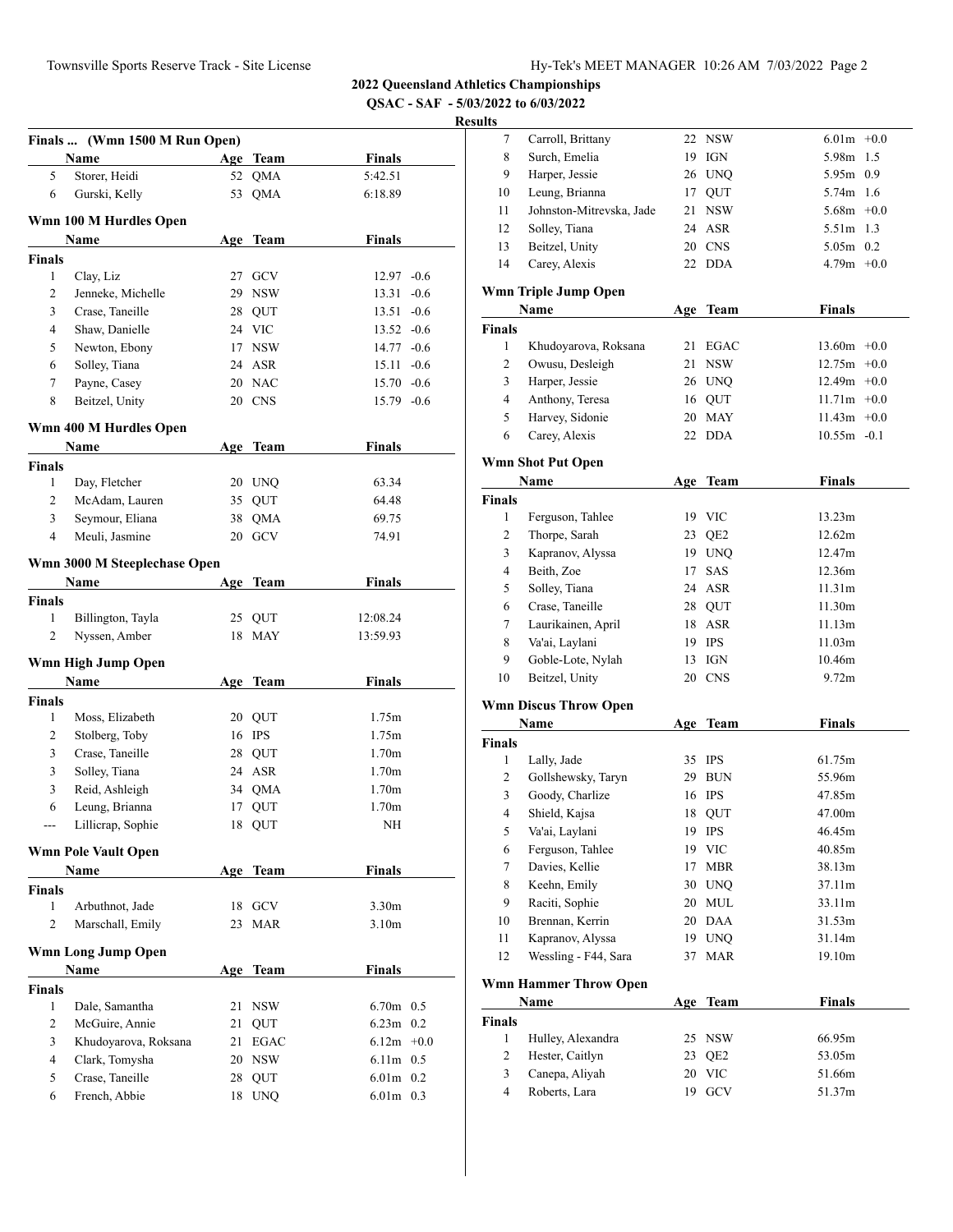## 2022 Queensland Athletics Championships

**QSAC - SAF - 5/03/2022 to 6/03/2022**

**Results**

### Finals ... (Wmn 1500 M Run Open)

| | Name | Age | Team | Finals |
|---|---|---|---|---|
| 5 | Storer, Heidi | 52 | QMA | 5:42.51 |
| 6 | Gurski, Kelly | 53 | QMA | 6:18.89 |

### Wmn 100 M Hurdles Open

**Finals**

| | Name | Age | Team | Finals | Wind |
|---|---|---|---|---|---|
| 1 | Clay, Liz | 27 | GCV | 12.97 | -0.6 |
| 2 | Jenneke, Michelle | 29 | NSW | 13.31 | -0.6 |
| 3 | Crase, Taneille | 28 | QUT | 13.51 | -0.6 |
| 4 | Shaw, Danielle | 24 | VIC | 13.52 | -0.6 |
| 5 | Newton, Ebony | 17 | NSW | 14.77 | -0.6 |
| 6 | Solley, Tiana | 24 | ASR | 15.11 | -0.6 |
| 7 | Payne, Casey | 20 | NAC | 15.70 | -0.6 |
| 8 | Beitzel, Unity | 20 | CNS | 15.79 | -0.6 |

### Wmn 400 M Hurdles Open

**Finals**

| | Name | Age | Team | Finals |
|---|---|---|---|---|
| 1 | Day, Fletcher | 20 | UNQ | 63.34 |
| 2 | McAdam, Lauren | 35 | QUT | 64.48 |
| 3 | Seymour, Eliana | 38 | QMA | 69.75 |
| 4 | Meuli, Jasmine | 20 | GCV | 74.91 |

### Wmn 3000 M Steeplechase Open

**Finals**

| | Name | Age | Team | Finals |
|---|---|---|---|---|
| 1 | Billington, Tayla | 25 | QUT | 12:08.24 |
| 2 | Nyssen, Amber | 18 | MAY | 13:59.93 |

### Wmn High Jump Open

**Finals**

| | Name | Age | Team | Finals |
|---|---|---|---|---|
| 1 | Moss, Elizabeth | 20 | QUT | 1.75m |
| 2 | Stolberg, Toby | 16 | IPS | 1.75m |
| 3 | Crase, Taneille | 28 | QUT | 1.70m |
| 3 | Solley, Tiana | 24 | ASR | 1.70m |
| 3 | Reid, Ashleigh | 34 | QMA | 1.70m |
| 6 | Leung, Brianna | 17 | QUT | 1.70m |
| --- | Lillicrap, Sophie | 18 | QUT | NH |

### Wmn Pole Vault Open

**Finals**

| | Name | Age | Team | Finals |
|---|---|---|---|---|
| 1 | Arbuthnot, Jade | 18 | GCV | 3.30m |
| 2 | Marschall, Emily | 23 | MAR | 3.10m |

### Wmn Long Jump Open

**Finals**

| | Name | Age | Team | Finals | Wind |
|---|---|---|---|---|---|
| 1 | Dale, Samantha | 21 | NSW | 6.70m | 0.5 |
| 2 | McGuire, Annie | 21 | QUT | 6.23m | 0.2 |
| 3 | Khudoyarova, Roksana | 21 | EGAC | 6.12m | +0.0 |
| 4 | Clark, Tomysha | 20 | NSW | 6.11m | 0.5 |
| 5 | Crase, Taneille | 28 | QUT | 6.01m | 0.2 |
| 6 | French, Abbie | 18 | UNQ | 6.01m | 0.3 |
| 7 | Carroll, Brittany | 22 | NSW | 6.01m | +0.0 |
| 8 | Surch, Emelia | 19 | IGN | 5.98m | 1.5 |
| 9 | Harper, Jessie | 26 | UNQ | 5.95m | 0.9 |
| 10 | Leung, Brianna | 17 | QUT | 5.74m | 1.6 |
| 11 | Johnston-Mitrevska, Jade | 21 | NSW | 5.68m | +0.0 |
| 12 | Solley, Tiana | 24 | ASR | 5.51m | 1.3 |
| 13 | Beitzel, Unity | 20 | CNS | 5.05m | 0.2 |
| 14 | Carey, Alexis | 22 | DDA | 4.79m | +0.0 |

### Wmn Triple Jump Open

**Finals**

| | Name | Age | Team | Finals | Wind |
|---|---|---|---|---|---|
| 1 | Khudoyarova, Roksana | 21 | EGAC | 13.60m | +0.0 |
| 2 | Owusu, Desleigh | 21 | NSW | 12.75m | +0.0 |
| 3 | Harper, Jessie | 26 | UNQ | 12.49m | +0.0 |
| 4 | Anthony, Teresa | 16 | QUT | 11.71m | +0.0 |
| 5 | Harvey, Sidonie | 20 | MAY | 11.43m | +0.0 |
| 6 | Carey, Alexis | 22 | DDA | 10.55m | -0.1 |

### Wmn Shot Put Open

**Finals**

| | Name | Age | Team | Finals |
|---|---|---|---|---|
| 1 | Ferguson, Tahlee | 19 | VIC | 13.23m |
| 2 | Thorpe, Sarah | 23 | QE2 | 12.62m |
| 3 | Kapranov, Alyssa | 19 | UNQ | 12.47m |
| 4 | Beith, Zoe | 17 | SAS | 12.36m |
| 5 | Solley, Tiana | 24 | ASR | 11.31m |
| 6 | Crase, Taneille | 28 | QUT | 11.30m |
| 7 | Laurikainen, April | 18 | ASR | 11.13m |
| 8 | Va'ai, Laylani | 19 | IPS | 11.03m |
| 9 | Goble-Lote, Nylah | 13 | IGN | 10.46m |
| 10 | Beitzel, Unity | 20 | CNS | 9.72m |

### Wmn Discus Throw Open

**Finals**

| | Name | Age | Team | Finals |
|---|---|---|---|---|
| 1 | Lally, Jade | 35 | IPS | 61.75m |
| 2 | Gollshewsky, Taryn | 29 | BUN | 55.96m |
| 3 | Goody, Charlize | 16 | IPS | 47.85m |
| 4 | Shield, Kajsa | 18 | QUT | 47.00m |
| 5 | Va'ai, Laylani | 19 | IPS | 46.45m |
| 6 | Ferguson, Tahlee | 19 | VIC | 40.85m |
| 7 | Davies, Kellie | 17 | MBR | 38.13m |
| 8 | Keehn, Emily | 30 | UNQ | 37.11m |
| 9 | Raciti, Sophie | 20 | MUL | 33.11m |
| 10 | Brennan, Kerrin | 20 | DAA | 31.53m |
| 11 | Kapranov, Alyssa | 19 | UNQ | 31.14m |
| 12 | Wessling - F44, Sara | 37 | MAR | 19.10m |

### Wmn Hammer Throw Open

**Finals**

| | Name | Age | Team | Finals |
|---|---|---|---|---|
| 1 | Hulley, Alexandra | 25 | NSW | 66.95m |
| 2 | Hester, Caitlyn | 23 | QE2 | 53.05m |
| 3 | Canepa, Aliyah | 20 | VIC | 51.66m |
| 4 | Roberts, Lara | 19 | GCV | 51.37m |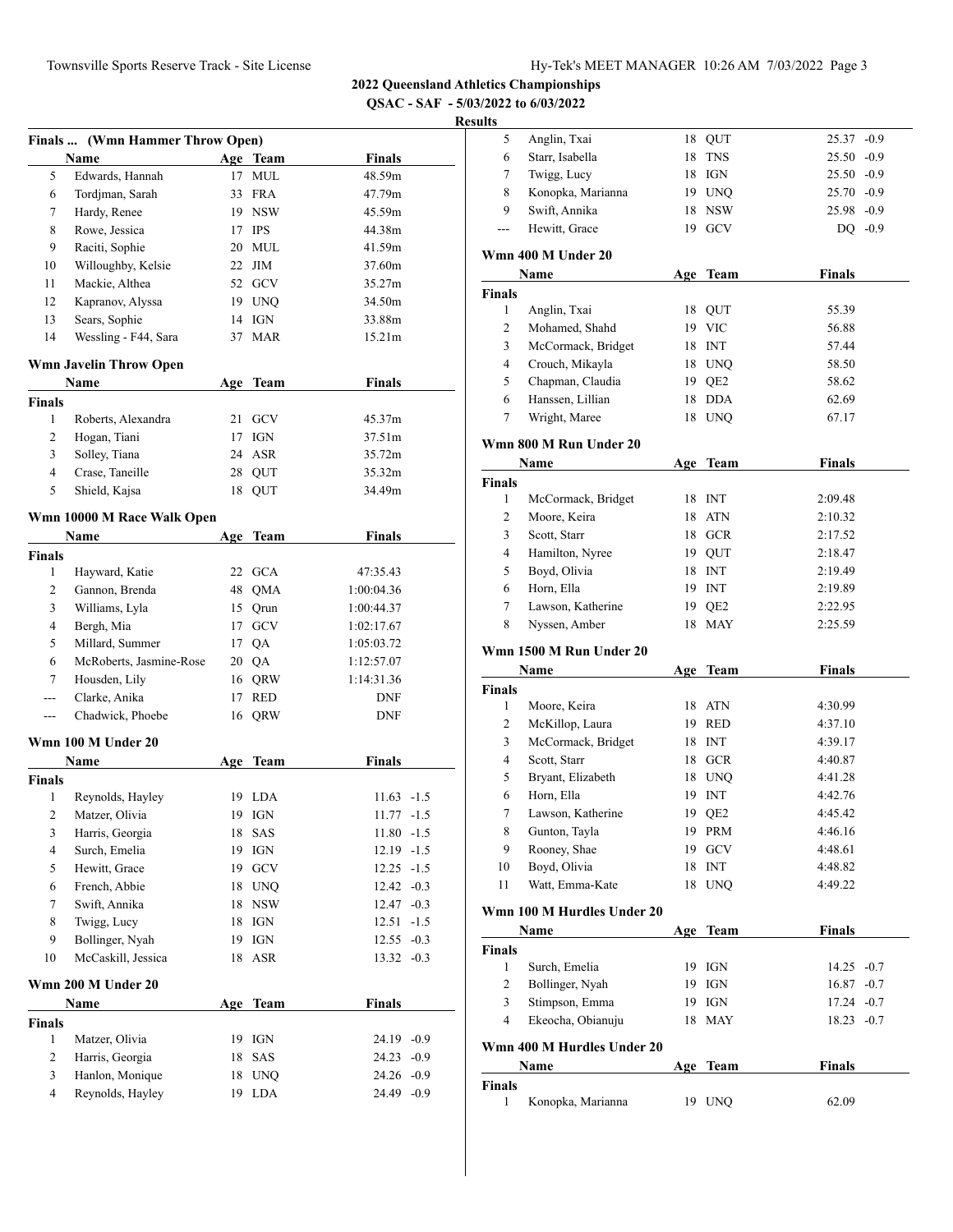## 2022 Queensland Athletics Championships

**QSAC - SAF - 5/03/2022 to 6/03/2022**

**Results**

### Finals ... (Wmn Hammer Throw Open)

| | Name | Age | Team | Finals |
|---|---|---|---|---|
| 5 | Edwards, Hannah | 17 | MUL | 48.59m |
| 6 | Tordjman, Sarah | 33 | FRA | 47.79m |
| 7 | Hardy, Renee | 19 | NSW | 45.59m |
| 8 | Rowe, Jessica | 17 | IPS | 44.38m |
| 9 | Raciti, Sophie | 20 | MUL | 41.59m |
| 10 | Willoughby, Kelsie | 22 | JIM | 37.60m |
| 11 | Mackie, Althea | 52 | GCV | 35.27m |
| 12 | Kapranov, Alyssa | 19 | UNQ | 34.50m |
| 13 | Sears, Sophie | 14 | IGN | 33.88m |
| 14 | Wessling - F44, Sara | 37 | MAR | 15.21m |

### Wmn Javelin Throw Open

| | Name | Age | Team | Finals |
|---|---|---|---|---|
| **Finals** | | | | |
| 1 | Roberts, Alexandra | 21 | GCV | 45.37m |
| 2 | Hogan, Tiani | 17 | IGN | 37.51m |
| 3 | Solley, Tiana | 24 | ASR | 35.72m |
| 4 | Crase, Taneille | 28 | QUT | 35.32m |
| 5 | Shield, Kajsa | 18 | QUT | 34.49m |

### Wmn 10000 M Race Walk Open

| | Name | Age | Team | Finals |
|---|---|---|---|---|
| **Finals** | | | | |
| 1 | Hayward, Katie | 22 | GCA | 47:35.43 |
| 2 | Gannon, Brenda | 48 | QMA | 1:00:04.36 |
| 3 | Williams, Lyla | 15 | Qrun | 1:00:44.37 |
| 4 | Bergh, Mia | 17 | GCV | 1:02:17.67 |
| 5 | Millard, Summer | 17 | QA | 1:05:03.72 |
| 6 | McRoberts, Jasmine-Rose | 20 | QA | 1:12:57.07 |
| 7 | Housden, Lily | 16 | QRW | 1:14:31.36 |
| --- | Clarke, Anika | 17 | RED | DNF |
| --- | Chadwick, Phoebe | 16 | QRW | DNF |

### Wmn 100 M Under 20

| | Name | Age | Team | Finals | Wind |
|---|---|---|---|---|---|
| **Finals** | | | | | |
| 1 | Reynolds, Hayley | 19 | LDA | 11.63 | -1.5 |
| 2 | Matzer, Olivia | 19 | IGN | 11.77 | -1.5 |
| 3 | Harris, Georgia | 18 | SAS | 11.80 | -1.5 |
| 4 | Surch, Emelia | 19 | IGN | 12.19 | -1.5 |
| 5 | Hewitt, Grace | 19 | GCV | 12.25 | -1.5 |
| 6 | French, Abbie | 18 | UNQ | 12.42 | -0.3 |
| 7 | Swift, Annika | 18 | NSW | 12.47 | -0.3 |
| 8 | Twigg, Lucy | 18 | IGN | 12.51 | -1.5 |
| 9 | Bollinger, Nyah | 19 | IGN | 12.55 | -0.3 |
| 10 | McCaskill, Jessica | 18 | ASR | 13.32 | -0.3 |

### Wmn 200 M Under 20

| | Name | Age | Team | Finals | Wind |
|---|---|---|---|---|---|
| **Finals** | | | | | |
| 1 | Matzer, Olivia | 19 | IGN | 24.19 | -0.9 |
| 2 | Harris, Georgia | 18 | SAS | 24.23 | -0.9 |
| 3 | Hanlon, Monique | 18 | UNQ | 24.26 | -0.9 |
| 4 | Reynolds, Hayley | 19 | LDA | 24.49 | -0.9 |
| 5 | Anglin, Txai | 18 | QUT | 25.37 | -0.9 |
| 6 | Starr, Isabella | 18 | TNS | 25.50 | -0.9 |
| 7 | Twigg, Lucy | 18 | IGN | 25.50 | -0.9 |
| 8 | Konopka, Marianna | 19 | UNQ | 25.70 | -0.9 |
| 9 | Swift, Annika | 18 | NSW | 25.98 | -0.9 |
| --- | Hewitt, Grace | 19 | GCV | DQ | -0.9 |

### Wmn 400 M Under 20

| | Name | Age | Team | Finals |
|---|---|---|---|---|
| **Finals** | | | | |
| 1 | Anglin, Txai | 18 | QUT | 55.39 |
| 2 | Mohamed, Shahd | 19 | VIC | 56.88 |
| 3 | McCormack, Bridget | 18 | INT | 57.44 |
| 4 | Crouch, Mikayla | 18 | UNQ | 58.50 |
| 5 | Chapman, Claudia | 19 | QE2 | 58.62 |
| 6 | Hanssen, Lillian | 18 | DDA | 62.69 |
| 7 | Wright, Maree | 18 | UNQ | 67.17 |

### Wmn 800 M Run Under 20

| | Name | Age | Team | Finals |
|---|---|---|---|---|
| **Finals** | | | | |
| 1 | McCormack, Bridget | 18 | INT | 2:09.48 |
| 2 | Moore, Keira | 18 | ATN | 2:10.32 |
| 3 | Scott, Starr | 18 | GCR | 2:17.52 |
| 4 | Hamilton, Nyree | 19 | QUT | 2:18.47 |
| 5 | Boyd, Olivia | 18 | INT | 2:19.49 |
| 6 | Horn, Ella | 19 | INT | 2:19.89 |
| 7 | Lawson, Katherine | 19 | QE2 | 2:22.95 |
| 8 | Nyssen, Amber | 18 | MAY | 2:25.59 |

### Wmn 1500 M Run Under 20

| | Name | Age | Team | Finals |
|---|---|---|---|---|
| **Finals** | | | | |
| 1 | Moore, Keira | 18 | ATN | 4:30.99 |
| 2 | McKillop, Laura | 19 | RED | 4:37.10 |
| 3 | McCormack, Bridget | 18 | INT | 4:39.17 |
| 4 | Scott, Starr | 18 | GCR | 4:40.87 |
| 5 | Bryant, Elizabeth | 18 | UNQ | 4:41.28 |
| 6 | Horn, Ella | 19 | INT | 4:42.76 |
| 7 | Lawson, Katherine | 19 | QE2 | 4:45.42 |
| 8 | Gunton, Tayla | 19 | PRM | 4:46.16 |
| 9 | Rooney, Shae | 19 | GCV | 4:48.61 |
| 10 | Boyd, Olivia | 18 | INT | 4:48.82 |
| 11 | Watt, Emma-Kate | 18 | UNQ | 4:49.22 |

### Wmn 100 M Hurdles Under 20

| | Name | Age | Team | Finals | Wind |
|---|---|---|---|---|---|
| **Finals** | | | | | |
| 1 | Surch, Emelia | 19 | IGN | 14.25 | -0.7 |
| 2 | Bollinger, Nyah | 19 | IGN | 16.87 | -0.7 |
| 3 | Stimpson, Emma | 19 | IGN | 17.24 | -0.7 |
| 4 | Ekeocha, Obianuju | 18 | MAY | 18.23 | -0.7 |

### Wmn 400 M Hurdles Under 20

| | Name | Age | Team | Finals |
|---|---|---|---|---|
| **Finals** | | | | |
| 1 | Konopka, Marianna | 19 | UNQ | 62.09 |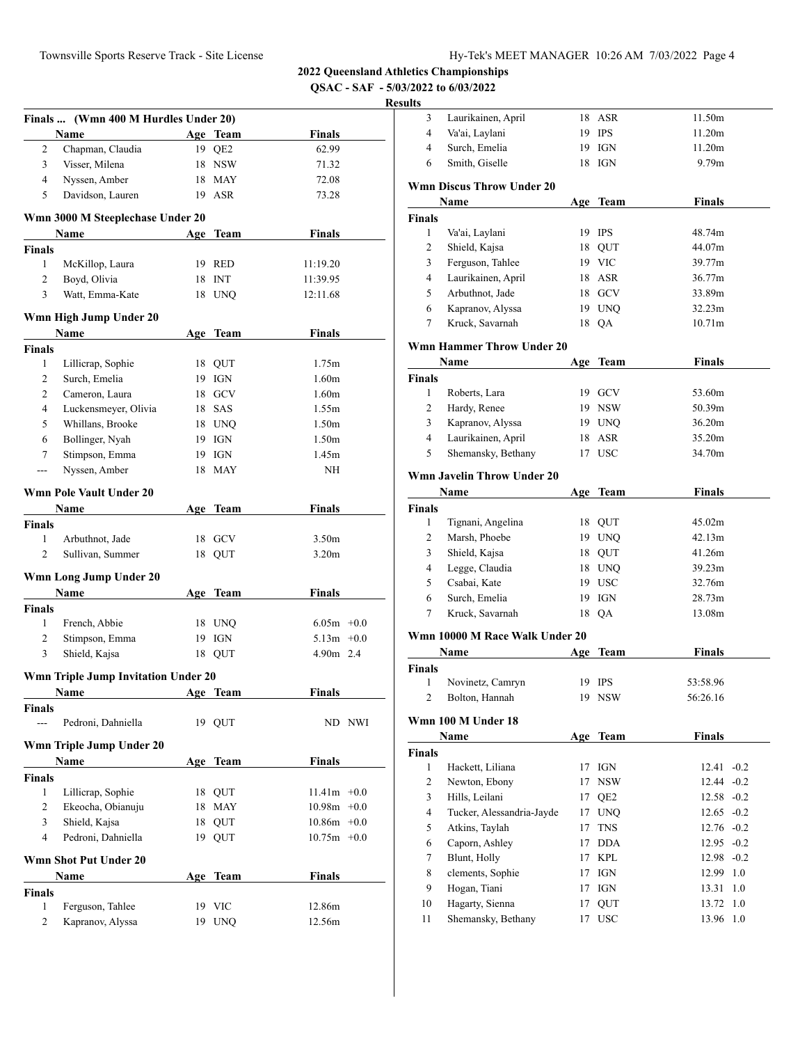**2022 Queensland Athletics Championships**

**QSAC - SAF - 5/03/2022 to 6/03/2022**

**Results**

### Finals ... (Wmn 400 M Hurdles Under 20)

| | Name | Age | Team | Finals |
|---|---|---|---|---|
| 2 | Chapman, Claudia | 19 | QE2 | 62.99 |
| 3 | Visser, Milena | 18 | NSW | 71.32 |
| 4 | Nyssen, Amber | 18 | MAY | 72.08 |
| 5 | Davidson, Lauren | 19 | ASR | 73.28 |

### Wmn 3000 M Steeplechase Under 20

| | Name | Age | Team | Finals |
|---|---|---|---|---|
| **Finals** | | | | |
| 1 | McKillop, Laura | 19 | RED | 11:19.20 |
| 2 | Boyd, Olivia | 18 | INT | 11:39.95 |
| 3 | Watt, Emma-Kate | 18 | UNQ | 12:11.68 |

### Wmn High Jump Under 20

| | Name | Age | Team | Finals |
|---|---|---|---|---|
| **Finals** | | | | |
| 1 | Lillicrap, Sophie | 18 | QUT | 1.75m |
| 2 | Surch, Emelia | 19 | IGN | 1.60m |
| 2 | Cameron, Laura | 18 | GCV | 1.60m |
| 4 | Luckensmeyer, Olivia | 18 | SAS | 1.55m |
| 5 | Whillans, Brooke | 18 | UNQ | 1.50m |
| 6 | Bollinger, Nyah | 19 | IGN | 1.50m |
| 7 | Stimpson, Emma | 19 | IGN | 1.45m |
| --- | Nyssen, Amber | 18 | MAY | NH |

### Wmn Pole Vault Under 20

| | Name | Age | Team | Finals |
|---|---|---|---|---|
| **Finals** | | | | |
| 1 | Arbuthnot, Jade | 18 | GCV | 3.50m |
| 2 | Sullivan, Summer | 18 | QUT | 3.20m |

### Wmn Long Jump Under 20

| | Name | Age | Team | Finals | |
|---|---|---|---|---|---|
| **Finals** | | | | | |
| 1 | French, Abbie | 18 | UNQ | 6.05m | +0.0 |
| 2 | Stimpson, Emma | 19 | IGN | 5.13m | +0.0 |
| 3 | Shield, Kajsa | 18 | QUT | 4.90m | 2.4 |

### Wmn Triple Jump Invitation Under 20

| | Name | Age | Team | Finals | |
|---|---|---|---|---|---|
| **Finals** | | | | | |
| --- | Pedroni, Dahniella | 19 | QUT | ND | NWI |

### Wmn Triple Jump Under 20

| | Name | Age | Team | Finals | |
|---|---|---|---|---|---|
| **Finals** | | | | | |
| 1 | Lillicrap, Sophie | 18 | QUT | 11.41m | +0.0 |
| 2 | Ekeocha, Obianuju | 18 | MAY | 10.98m | +0.0 |
| 3 | Shield, Kajsa | 18 | QUT | 10.86m | +0.0 |
| 4 | Pedroni, Dahniella | 19 | QUT | 10.75m | +0.0 |

### Wmn Shot Put Under 20

| | Name | Age | Team | Finals |
|---|---|---|---|---|
| **Finals** | | | | |
| 1 | Ferguson, Tahlee | 19 | VIC | 12.86m |
| 2 | Kapranov, Alyssa | 19 | UNQ | 12.56m |
| 3 | Laurikainen, April | 18 | ASR | 11.50m |
| 4 | Va'ai, Laylani | 19 | IPS | 11.20m |
| 4 | Surch, Emelia | 19 | IGN | 11.20m |
| 6 | Smith, Giselle | 18 | IGN | 9.79m |

### Wmn Discus Throw Under 20

| | Name | Age | Team | Finals |
|---|---|---|---|---|
| **Finals** | | | | |
| 1 | Va'ai, Laylani | 19 | IPS | 48.74m |
| 2 | Shield, Kajsa | 18 | QUT | 44.07m |
| 3 | Ferguson, Tahlee | 19 | VIC | 39.77m |
| 4 | Laurikainen, April | 18 | ASR | 36.77m |
| 5 | Arbuthnot, Jade | 18 | GCV | 33.89m |
| 6 | Kapranov, Alyssa | 19 | UNQ | 32.23m |
| 7 | Kruck, Savarnah | 18 | QA | 10.71m |

### Wmn Hammer Throw Under 20

| | Name | Age | Team | Finals |
|---|---|---|---|---|
| **Finals** | | | | |
| 1 | Roberts, Lara | 19 | GCV | 53.60m |
| 2 | Hardy, Renee | 19 | NSW | 50.39m |
| 3 | Kapranov, Alyssa | 19 | UNQ | 36.20m |
| 4 | Laurikainen, April | 18 | ASR | 35.20m |
| 5 | Shemansky, Bethany | 17 | USC | 34.70m |

### Wmn Javelin Throw Under 20

| | Name | Age | Team | Finals |
|---|---|---|---|---|
| **Finals** | | | | |
| 1 | Tignani, Angelina | 18 | QUT | 45.02m |
| 2 | Marsh, Phoebe | 19 | UNQ | 42.13m |
| 3 | Shield, Kajsa | 18 | QUT | 41.26m |
| 4 | Legge, Claudia | 18 | UNQ | 39.23m |
| 5 | Csabai, Kate | 19 | USC | 32.76m |
| 6 | Surch, Emelia | 19 | IGN | 28.73m |
| 7 | Kruck, Savarnah | 18 | QA | 13.08m |

### Wmn 10000 M Race Walk Under 20

| | Name | Age | Team | Finals |
|---|---|---|---|---|
| **Finals** | | | | |
| 1 | Novinetz, Camryn | 19 | IPS | 53:58.96 |
| 2 | Bolton, Hannah | 19 | NSW | 56:26.16 |

### Wmn 100 M Under 18

| | Name | Age | Team | Finals | |
|---|---|---|---|---|---|
| **Finals** | | | | | |
| 1 | Hackett, Liliana | 17 | IGN | 12.41 | -0.2 |
| 2 | Newton, Ebony | 17 | NSW | 12.44 | -0.2 |
| 3 | Hills, Leilani | 17 | QE2 | 12.58 | -0.2 |
| 4 | Tucker, Alessandria-Jayde | 17 | UNQ | 12.65 | -0.2 |
| 5 | Atkins, Taylah | 17 | TNS | 12.76 | -0.2 |
| 6 | Caporn, Ashley | 17 | DDA | 12.95 | -0.2 |
| 7 | Blunt, Holly | 17 | KPL | 12.98 | -0.2 |
| 8 | clements, Sophie | 17 | IGN | 12.99 | 1.0 |
| 9 | Hogan, Tiani | 17 | IGN | 13.31 | 1.0 |
| 10 | Hagarty, Sienna | 17 | QUT | 13.72 | 1.0 |
| 11 | Shemansky, Bethany | 17 | USC | 13.96 | 1.0 |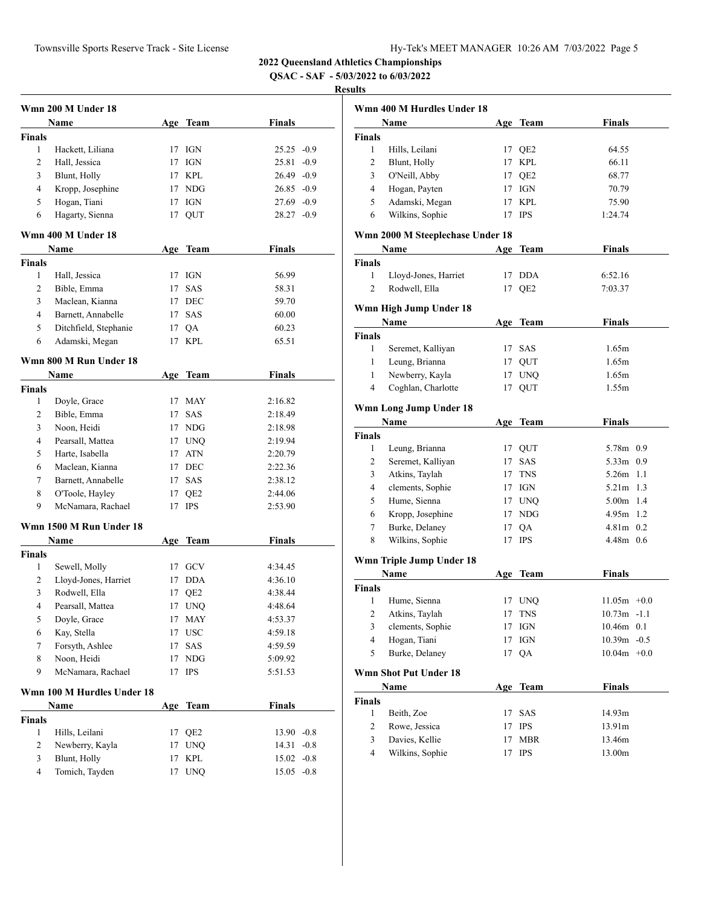**2022 Queensland Athletics Championships**

**QSAC - SAF - 5/03/2022 to 6/03/2022**

**Results**

### Wmn 200 M Under 18

| | Name | Age | Team | Finals | Wind |
|---|---|---|---|---|---|
| **Finals** | | | | | |
| 1 | Hackett, Liliana | 17 | IGN | 25.25 | -0.9 |
| 2 | Hall, Jessica | 17 | IGN | 25.81 | -0.9 |
| 3 | Blunt, Holly | 17 | KPL | 26.49 | -0.9 |
| 4 | Kropp, Josephine | 17 | NDG | 26.85 | -0.9 |
| 5 | Hogan, Tiani | 17 | IGN | 27.69 | -0.9 |
| 6 | Hagarty, Sienna | 17 | QUT | 28.27 | -0.9 |

### Wmn 400 M Under 18

| | Name | Age | Team | Finals |
|---|---|---|---|---|
| **Finals** | | | | |
| 1 | Hall, Jessica | 17 | IGN | 56.99 |
| 2 | Bible, Emma | 17 | SAS | 58.31 |
| 3 | Maclean, Kianna | 17 | DEC | 59.70 |
| 4 | Barnett, Annabelle | 17 | SAS | 60.00 |
| 5 | Ditchfield, Stephanie | 17 | QA | 60.23 |
| 6 | Adamski, Megan | 17 | KPL | 65.51 |

### Wmn 800 M Run Under 18

| | Name | Age | Team | Finals |
|---|---|---|---|---|
| **Finals** | | | | |
| 1 | Doyle, Grace | 17 | MAY | 2:16.82 |
| 2 | Bible, Emma | 17 | SAS | 2:18.49 |
| 3 | Noon, Heidi | 17 | NDG | 2:18.98 |
| 4 | Pearsall, Mattea | 17 | UNQ | 2:19.94 |
| 5 | Harte, Isabella | 17 | ATN | 2:20.79 |
| 6 | Maclean, Kianna | 17 | DEC | 2:22.36 |
| 7 | Barnett, Annabelle | 17 | SAS | 2:38.12 |
| 8 | O'Toole, Hayley | 17 | QE2 | 2:44.06 |
| 9 | McNamara, Rachael | 17 | IPS | 2:53.90 |

### Wmn 1500 M Run Under 18

| | Name | Age | Team | Finals |
|---|---|---|---|---|
| **Finals** | | | | |
| 1 | Sewell, Molly | 17 | GCV | 4:34.45 |
| 2 | Lloyd-Jones, Harriet | 17 | DDA | 4:36.10 |
| 3 | Rodwell, Ella | 17 | QE2 | 4:38.44 |
| 4 | Pearsall, Mattea | 17 | UNQ | 4:48.64 |
| 5 | Doyle, Grace | 17 | MAY | 4:53.37 |
| 6 | Kay, Stella | 17 | USC | 4:59.18 |
| 7 | Forsyth, Ashlee | 17 | SAS | 4:59.59 |
| 8 | Noon, Heidi | 17 | NDG | 5:09.92 |
| 9 | McNamara, Rachael | 17 | IPS | 5:51.53 |

### Wmn 100 M Hurdles Under 18

| | Name | Age | Team | Finals | Wind |
|---|---|---|---|---|---|
| **Finals** | | | | | |
| 1 | Hills, Leilani | 17 | QE2 | 13.90 | -0.8 |
| 2 | Newberry, Kayla | 17 | UNQ | 14.31 | -0.8 |
| 3 | Blunt, Holly | 17 | KPL | 15.02 | -0.8 |
| 4 | Tomich, Tayden | 17 | UNQ | 15.05 | -0.8 |

### Wmn 400 M Hurdles Under 18

| | Name | Age | Team | Finals |
|---|---|---|---|---|
| **Finals** | | | | |
| 1 | Hills, Leilani | 17 | QE2 | 64.55 |
| 2 | Blunt, Holly | 17 | KPL | 66.11 |
| 3 | O'Neill, Abby | 17 | QE2 | 68.77 |
| 4 | Hogan, Payten | 17 | IGN | 70.79 |
| 5 | Adamski, Megan | 17 | KPL | 75.90 |
| 6 | Wilkins, Sophie | 17 | IPS | 1:24.74 |

### Wmn 2000 M Steeplechase Under 18

| | Name | Age | Team | Finals |
|---|---|---|---|---|
| **Finals** | | | | |
| 1 | Lloyd-Jones, Harriet | 17 | DDA | 6:52.16 |
| 2 | Rodwell, Ella | 17 | QE2 | 7:03.37 |

### Wmn High Jump Under 18

| | Name | Age | Team | Finals |
|---|---|---|---|---|
| **Finals** | | | | |
| 1 | Seremet, Kalliyan | 17 | SAS | 1.65m |
| 1 | Leung, Brianna | 17 | QUT | 1.65m |
| 1 | Newberry, Kayla | 17 | UNQ | 1.65m |
| 4 | Coghlan, Charlotte | 17 | QUT | 1.55m |

### Wmn Long Jump Under 18

| | Name | Age | Team | Finals | Wind |
|---|---|---|---|---|---|
| **Finals** | | | | | |
| 1 | Leung, Brianna | 17 | QUT | 5.78m | 0.9 |
| 2 | Seremet, Kalliyan | 17 | SAS | 5.33m | 0.9 |
| 3 | Atkins, Taylah | 17 | TNS | 5.26m | 1.1 |
| 4 | clements, Sophie | 17 | IGN | 5.21m | 1.3 |
| 5 | Hume, Sienna | 17 | UNQ | 5.00m | 1.4 |
| 6 | Kropp, Josephine | 17 | NDG | 4.95m | 1.2 |
| 7 | Burke, Delaney | 17 | QA | 4.81m | 0.2 |
| 8 | Wilkins, Sophie | 17 | IPS | 4.48m | 0.6 |

### Wmn Triple Jump Under 18

| | Name | Age | Team | Finals | Wind |
|---|---|---|---|---|---|
| **Finals** | | | | | |
| 1 | Hume, Sienna | 17 | UNQ | 11.05m | +0.0 |
| 2 | Atkins, Taylah | 17 | TNS | 10.73m | -1.1 |
| 3 | clements, Sophie | 17 | IGN | 10.46m | 0.1 |
| 4 | Hogan, Tiani | 17 | IGN | 10.39m | -0.5 |
| 5 | Burke, Delaney | 17 | QA | 10.04m | +0.0 |

### Wmn Shot Put Under 18

| | Name | Age | Team | Finals |
|---|---|---|---|---|
| **Finals** | | | | |
| 1 | Beith, Zoe | 17 | SAS | 14.93m |
| 2 | Rowe, Jessica | 17 | IPS | 13.91m |
| 3 | Davies, Kellie | 17 | MBR | 13.46m |
| 4 | Wilkins, Sophie | 17 | IPS | 13.00m |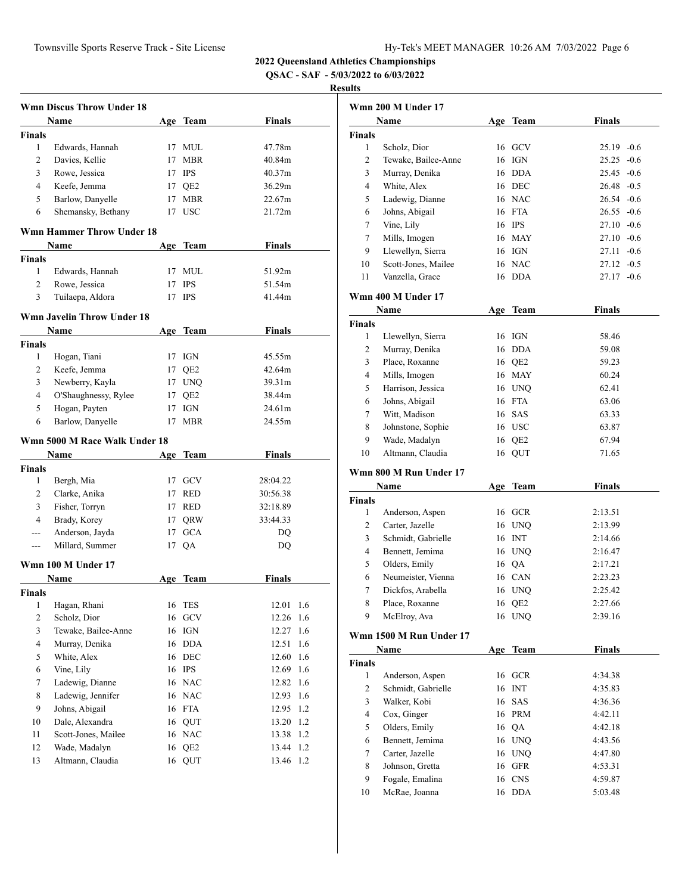## 2022 Queensland Athletics Championships

**QSAC - SAF - 5/03/2022 to 6/03/2022**

**Results**

### Wmn Discus Throw Under 18

| | Name | Age | Team | Finals |
|---|---|---|---|---|
| **Finals** | | | | |
| 1 | Edwards, Hannah | 17 | MUL | 47.78m |
| 2 | Davies, Kellie | 17 | MBR | 40.84m |
| 3 | Rowe, Jessica | 17 | IPS | 40.37m |
| 4 | Keefe, Jemma | 17 | QE2 | 36.29m |
| 5 | Barlow, Danyelle | 17 | MBR | 22.67m |
| 6 | Shemansky, Bethany | 17 | USC | 21.72m |

### Wmn Hammer Throw Under 18

| | Name | Age | Team | Finals |
|---|---|---|---|---|
| **Finals** | | | | |
| 1 | Edwards, Hannah | 17 | MUL | 51.92m |
| 2 | Rowe, Jessica | 17 | IPS | 51.54m |
| 3 | Tuilaepa, Aldora | 17 | IPS | 41.44m |

### Wmn Javelin Throw Under 18

| | Name | Age | Team | Finals |
|---|---|---|---|---|
| **Finals** | | | | |
| 1 | Hogan, Tiani | 17 | IGN | 45.55m |
| 2 | Keefe, Jemma | 17 | QE2 | 42.64m |
| 3 | Newberry, Kayla | 17 | UNQ | 39.31m |
| 4 | O'Shaughnessy, Rylee | 17 | QE2 | 38.44m |
| 5 | Hogan, Payten | 17 | IGN | 24.61m |
| 6 | Barlow, Danyelle | 17 | MBR | 24.55m |

### Wmn 5000 M Race Walk Under 18

| | Name | Age | Team | Finals |
|---|---|---|---|---|
| **Finals** | | | | |
| 1 | Bergh, Mia | 17 | GCV | 28:04.22 |
| 2 | Clarke, Anika | 17 | RED | 30:56.38 |
| 3 | Fisher, Torryn | 17 | RED | 32:18.89 |
| 4 | Brady, Korey | 17 | QRW | 33:44.33 |
| --- | Anderson, Jayda | 17 | GCA | DQ |
| --- | Millard, Summer | 17 | QA | DQ |

### Wmn 100 M Under 17

| | Name | Age | Team | Finals | Wind |
|---|---|---|---|---|---|
| **Finals** | | | | | |
| 1 | Hagan, Rhani | 16 | TES | 12.01 | 1.6 |
| 2 | Scholz, Dior | 16 | GCV | 12.26 | 1.6 |
| 3 | Tewake, Bailee-Anne | 16 | IGN | 12.27 | 1.6 |
| 4 | Murray, Denika | 16 | DDA | 12.51 | 1.6 |
| 5 | White, Alex | 16 | DEC | 12.60 | 1.6 |
| 6 | Vine, Lily | 16 | IPS | 12.69 | 1.6 |
| 7 | Ladewig, Dianne | 16 | NAC | 12.82 | 1.6 |
| 8 | Ladewig, Jennifer | 16 | NAC | 12.93 | 1.6 |
| 9 | Johns, Abigail | 16 | FTA | 12.95 | 1.2 |
| 10 | Dale, Alexandra | 16 | QUT | 13.20 | 1.2 |
| 11 | Scott-Jones, Mailee | 16 | NAC | 13.38 | 1.2 |
| 12 | Wade, Madalyn | 16 | QE2 | 13.44 | 1.2 |
| 13 | Altmann, Claudia | 16 | QUT | 13.46 | 1.2 |

### Wmn 200 M Under 17

| | Name | Age | Team | Finals | Wind |
|---|---|---|---|---|---|
| **Finals** | | | | | |
| 1 | Scholz, Dior | 16 | GCV | 25.19 | -0.6 |
| 2 | Tewake, Bailee-Anne | 16 | IGN | 25.25 | -0.6 |
| 3 | Murray, Denika | 16 | DDA | 25.45 | -0.6 |
| 4 | White, Alex | 16 | DEC | 26.48 | -0.5 |
| 5 | Ladewig, Dianne | 16 | NAC | 26.54 | -0.6 |
| 6 | Johns, Abigail | 16 | FTA | 26.55 | -0.6 |
| 7 | Vine, Lily | 16 | IPS | 27.10 | -0.6 |
| 7 | Mills, Imogen | 16 | MAY | 27.10 | -0.6 |
| 9 | Llewellyn, Sierra | 16 | IGN | 27.11 | -0.6 |
| 10 | Scott-Jones, Mailee | 16 | NAC | 27.12 | -0.5 |
| 11 | Vanzella, Grace | 16 | DDA | 27.17 | -0.6 |

### Wmn 400 M Under 17

| | Name | Age | Team | Finals |
|---|---|---|---|---|
| **Finals** | | | | |
| 1 | Llewellyn, Sierra | 16 | IGN | 58.46 |
| 2 | Murray, Denika | 16 | DDA | 59.08 |
| 3 | Place, Roxanne | 16 | QE2 | 59.23 |
| 4 | Mills, Imogen | 16 | MAY | 60.24 |
| 5 | Harrison, Jessica | 16 | UNQ | 62.41 |
| 6 | Johns, Abigail | 16 | FTA | 63.06 |
| 7 | Witt, Madison | 16 | SAS | 63.33 |
| 8 | Johnstone, Sophie | 16 | USC | 63.87 |
| 9 | Wade, Madalyn | 16 | QE2 | 67.94 |
| 10 | Altmann, Claudia | 16 | QUT | 71.65 |

### Wmn 800 M Run Under 17

| | Name | Age | Team | Finals |
|---|---|---|---|---|
| **Finals** | | | | |
| 1 | Anderson, Aspen | 16 | GCR | 2:13.51 |
| 2 | Carter, Jazelle | 16 | UNQ | 2:13.99 |
| 3 | Schmidt, Gabrielle | 16 | INT | 2:14.66 |
| 4 | Bennett, Jemima | 16 | UNQ | 2:16.47 |
| 5 | Olders, Emily | 16 | QA | 2:17.21 |
| 6 | Neumeister, Vienna | 16 | CAN | 2:23.23 |
| 7 | Dickfos, Arabella | 16 | UNQ | 2:25.42 |
| 8 | Place, Roxanne | 16 | QE2 | 2:27.66 |
| 9 | McElroy, Ava | 16 | UNQ | 2:39.16 |

### Wmn 1500 M Run Under 17

| | Name | Age | Team | Finals |
|---|---|---|---|---|
| **Finals** | | | | |
| 1 | Anderson, Aspen | 16 | GCR | 4:34.38 |
| 2 | Schmidt, Gabrielle | 16 | INT | 4:35.83 |
| 3 | Walker, Kobi | 16 | SAS | 4:36.36 |
| 4 | Cox, Ginger | 16 | PRM | 4:42.11 |
| 5 | Olders, Emily | 16 | QA | 4:42.18 |
| 6 | Bennett, Jemima | 16 | UNQ | 4:43.56 |
| 7 | Carter, Jazelle | 16 | UNQ | 4:47.80 |
| 8 | Johnson, Gretta | 16 | GFR | 4:53.31 |
| 9 | Fogale, Emalina | 16 | CNS | 4:59.87 |
| 10 | McRae, Joanna | 16 | DDA | 5:03.48 |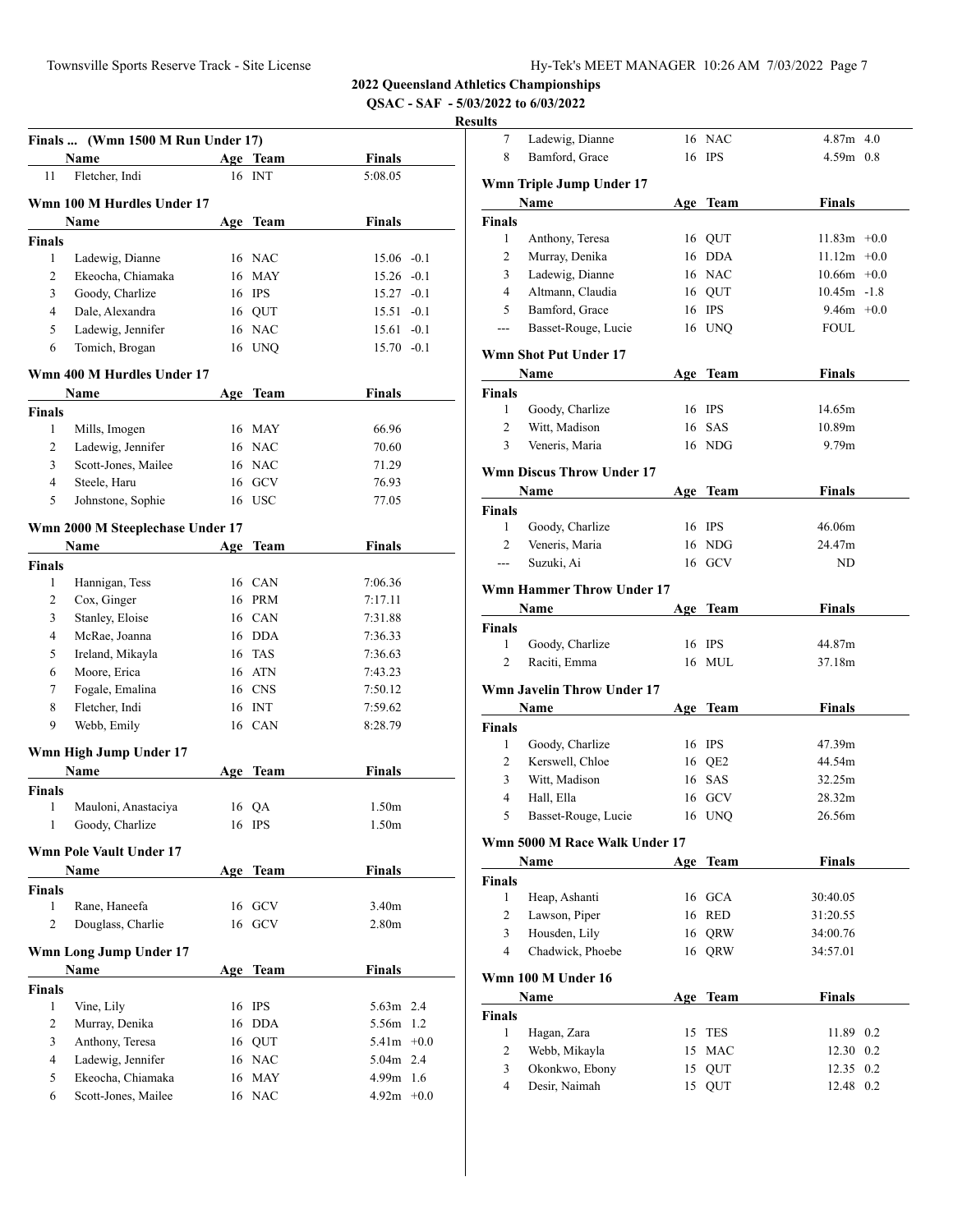# 2022 Queensland Athletics Championships

**QSAC - SAF - 5/03/2022 to 6/03/2022**

**Results**

### Finals ... (Wmn 1500 M Run Under 17)

| | Name | Age | Team | Finals |
|---|---|---|---|---|
| 11 | Fletcher, Indi | 16 | INT | 5:08.05 |

### Wmn 100 M Hurdles Under 17

**Finals**

| | Name | Age | Team | Finals | |
|---|---|---|---|---|---|
| 1 | Ladewig, Dianne | 16 | NAC | 15.06 | -0.1 |
| 2 | Ekeocha, Chiamaka | 16 | MAY | 15.26 | -0.1 |
| 3 | Goody, Charlize | 16 | IPS | 15.27 | -0.1 |
| 4 | Dale, Alexandra | 16 | QUT | 15.51 | -0.1 |
| 5 | Ladewig, Jennifer | 16 | NAC | 15.61 | -0.1 |
| 6 | Tomich, Brogan | 16 | UNQ | 15.70 | -0.1 |

### Wmn 400 M Hurdles Under 17

**Finals**

| | Name | Age | Team | Finals |
|---|---|---|---|---|
| 1 | Mills, Imogen | 16 | MAY | 66.96 |
| 2 | Ladewig, Jennifer | 16 | NAC | 70.60 |
| 3 | Scott-Jones, Mailee | 16 | NAC | 71.29 |
| 4 | Steele, Haru | 16 | GCV | 76.93 |
| 5 | Johnstone, Sophie | 16 | USC | 77.05 |

### Wmn 2000 M Steeplechase Under 17

**Finals**

| | Name | Age | Team | Finals |
|---|---|---|---|---|
| 1 | Hannigan, Tess | 16 | CAN | 7:06.36 |
| 2 | Cox, Ginger | 16 | PRM | 7:17.11 |
| 3 | Stanley, Eloise | 16 | CAN | 7:31.88 |
| 4 | McRae, Joanna | 16 | DDA | 7:36.33 |
| 5 | Ireland, Mikayla | 16 | TAS | 7:36.63 |
| 6 | Moore, Erica | 16 | ATN | 7:43.23 |
| 7 | Fogale, Emalina | 16 | CNS | 7:50.12 |
| 8 | Fletcher, Indi | 16 | INT | 7:59.62 |
| 9 | Webb, Emily | 16 | CAN | 8:28.79 |

### Wmn High Jump Under 17

**Finals**

| | Name | Age | Team | Finals |
|---|---|---|---|---|
| 1 | Mauloni, Anastaciya | 16 | QA | 1.50m |
| 1 | Goody, Charlize | 16 | IPS | 1.50m |

### Wmn Pole Vault Under 17

**Finals**

| | Name | Age | Team | Finals |
|---|---|---|---|---|
| 1 | Rane, Haneefa | 16 | GCV | 3.40m |
| 2 | Douglass, Charlie | 16 | GCV | 2.80m |

### Wmn Long Jump Under 17

**Finals**

| | Name | Age | Team | Finals | |
|---|---|---|---|---|---|
| 1 | Vine, Lily | 16 | IPS | 5.63m | 2.4 |
| 2 | Murray, Denika | 16 | DDA | 5.56m | 1.2 |
| 3 | Anthony, Teresa | 16 | QUT | 5.41m | +0.0 |
| 4 | Ladewig, Jennifer | 16 | NAC | 5.04m | 2.4 |
| 5 | Ekeocha, Chiamaka | 16 | MAY | 4.99m | 1.6 |
| 6 | Scott-Jones, Mailee | 16 | NAC | 4.92m | +0.0 |
| 7 | Ladewig, Dianne | 16 | NAC | 4.87m | 4.0 |
| 8 | Bamford, Grace | 16 | IPS | 4.59m | 0.8 |

### Wmn Triple Jump Under 17

**Finals**

| | Name | Age | Team | Finals | |
|---|---|---|---|---|---|
| 1 | Anthony, Teresa | 16 | QUT | 11.83m | +0.0 |
| 2 | Murray, Denika | 16 | DDA | 11.12m | +0.0 |
| 3 | Ladewig, Dianne | 16 | NAC | 10.66m | +0.0 |
| 4 | Altmann, Claudia | 16 | QUT | 10.45m | -1.8 |
| 5 | Bamford, Grace | 16 | IPS | 9.46m | +0.0 |
| --- | Basset-Rouge, Lucie | 16 | UNQ | FOUL | |

### Wmn Shot Put Under 17

**Finals**

| | Name | Age | Team | Finals |
|---|---|---|---|---|
| 1 | Goody, Charlize | 16 | IPS | 14.65m |
| 2 | Witt, Madison | 16 | SAS | 10.89m |
| 3 | Veneris, Maria | 16 | NDG | 9.79m |

### Wmn Discus Throw Under 17

**Finals**

| | Name | Age | Team | Finals |
|---|---|---|---|---|
| 1 | Goody, Charlize | 16 | IPS | 46.06m |
| 2 | Veneris, Maria | 16 | NDG | 24.47m |
| --- | Suzuki, Ai | 16 | GCV | ND |

### Wmn Hammer Throw Under 17

**Finals**

| | Name | Age | Team | Finals |
|---|---|---|---|---|
| 1 | Goody, Charlize | 16 | IPS | 44.87m |
| 2 | Raciti, Emma | 16 | MUL | 37.18m |

### Wmn Javelin Throw Under 17

**Finals**

| | Name | Age | Team | Finals |
|---|---|---|---|---|
| 1 | Goody, Charlize | 16 | IPS | 47.39m |
| 2 | Kerswell, Chloe | 16 | QE2 | 44.54m |
| 3 | Witt, Madison | 16 | SAS | 32.25m |
| 4 | Hall, Ella | 16 | GCV | 28.32m |
| 5 | Basset-Rouge, Lucie | 16 | UNQ | 26.56m |

### Wmn 5000 M Race Walk Under 17

**Finals**

| | Name | Age | Team | Finals |
|---|---|---|---|---|
| 1 | Heap, Ashanti | 16 | GCA | 30:40.05 |
| 2 | Lawson, Piper | 16 | RED | 31:20.55 |
| 3 | Housden, Lily | 16 | QRW | 34:00.76 |
| 4 | Chadwick, Phoebe | 16 | QRW | 34:57.01 |

### Wmn 100 M Under 16

**Finals**

| | Name | Age | Team | Finals | |
|---|---|---|---|---|---|
| 1 | Hagan, Zara | 15 | TES | 11.89 | 0.2 |
| 2 | Webb, Mikayla | 15 | MAC | 12.30 | 0.2 |
| 3 | Okonkwo, Ebony | 15 | QUT | 12.35 | 0.2 |
| 4 | Desir, Naimah | 15 | QUT | 12.48 | 0.2 |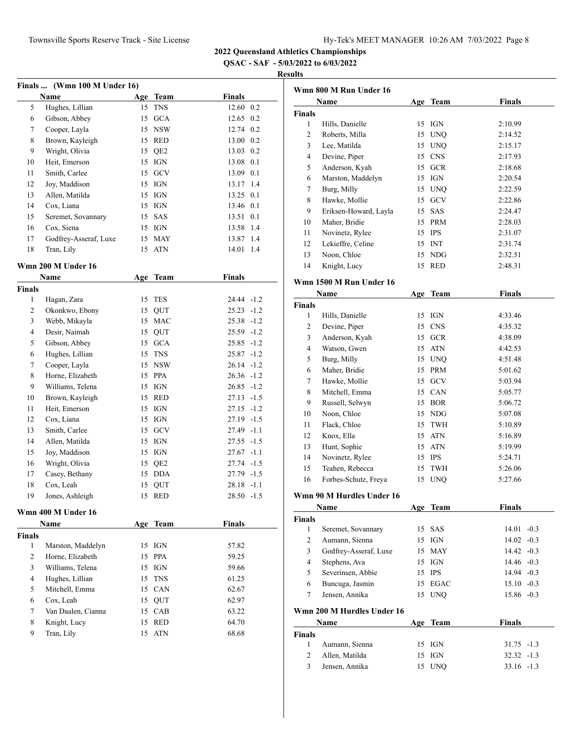**2022 Queensland Athletics Championships**

**QSAC - SAF - 5/03/2022 to 6/03/2022**

**Results**

### Finals ... (Wmn 100 M Under 16)

| | Name | Age | Team | Finals | |
|---|---|---|---|---|---|
| 5 | Hughes, Lillian | 15 | TNS | 12.60 | 0.2 |
| 6 | Gibson, Abbey | 15 | GCA | 12.65 | 0.2 |
| 7 | Cooper, Layla | 15 | NSW | 12.74 | 0.2 |
| 8 | Brown, Kayleigh | 15 | RED | 13.00 | 0.2 |
| 9 | Wright, Olivia | 15 | QE2 | 13.03 | 0.2 |
| 10 | Heit, Emerson | 15 | IGN | 13.08 | 0.1 |
| 11 | Smith, Carlee | 15 | GCV | 13.09 | 0.1 |
| 12 | Joy, Maddison | 15 | IGN | 13.17 | 1.4 |
| 13 | Allen, Matilda | 15 | IGN | 13.25 | 0.1 |
| 14 | Cox, Liana | 15 | IGN | 13.46 | 0.1 |
| 15 | Seremet, Sovannary | 15 | SAS | 13.51 | 0.1 |
| 16 | Cox, Siena | 15 | IGN | 13.58 | 1.4 |
| 17 | Godfrey-Asseraf, Luxe | 15 | MAY | 13.87 | 1.4 |
| 18 | Tran, Lily | 15 | ATN | 14.01 | 1.4 |

### Wmn 200 M Under 16

| | Name | Age | Team | Finals | |
|---|---|---|---|---|---|
| **Finals** | | | | | |
| 1 | Hagan, Zara | 15 | TES | 24.44 | -1.2 |
| 2 | Okonkwo, Ebony | 15 | QUT | 25.23 | -1.2 |
| 3 | Webb, Mikayla | 15 | MAC | 25.38 | -1.2 |
| 4 | Desir, Naimah | 15 | QUT | 25.59 | -1.2 |
| 5 | Gibson, Abbey | 15 | GCA | 25.85 | -1.2 |
| 6 | Hughes, Lillian | 15 | TNS | 25.87 | -1.2 |
| 7 | Cooper, Layla | 15 | NSW | 26.14 | -1.2 |
| 8 | Horne, Elizabeth | 15 | PPA | 26.36 | -1.2 |
| 9 | Williams, Telena | 15 | IGN | 26.85 | -1.2 |
| 10 | Brown, Kayleigh | 15 | RED | 27.13 | -1.5 |
| 11 | Heit, Emerson | 15 | IGN | 27.15 | -1.2 |
| 12 | Cox, Liana | 15 | IGN | 27.19 | -1.5 |
| 13 | Smith, Carlee | 15 | GCV | 27.49 | -1.1 |
| 14 | Allen, Matilda | 15 | IGN | 27.55 | -1.5 |
| 15 | Joy, Maddison | 15 | IGN | 27.67 | -1.1 |
| 16 | Wright, Olivia | 15 | QE2 | 27.74 | -1.5 |
| 17 | Casey, Bethany | 15 | DDA | 27.79 | -1.5 |
| 18 | Cox, Leah | 15 | QUT | 28.18 | -1.1 |
| 19 | Jones, Ashleigh | 15 | RED | 28.50 | -1.5 |

### Wmn 400 M Under 16

| | Name | Age | Team | Finals |
|---|---|---|---|---|
| **Finals** | | | | |
| 1 | Marston, Maddelyn | 15 | IGN | 57.82 |
| 2 | Horne, Elizabeth | 15 | PPA | 59.25 |
| 3 | Williams, Telena | 15 | IGN | 59.66 |
| 4 | Hughes, Lillian | 15 | TNS | 61.25 |
| 5 | Mitchell, Emma | 15 | CAN | 62.67 |
| 6 | Cox, Leah | 15 | QUT | 62.97 |
| 7 | Van Daalen, Cianna | 15 | CAB | 63.22 |
| 8 | Knight, Lucy | 15 | RED | 64.70 |
| 9 | Tran, Lily | 15 | ATN | 68.68 |

### Wmn 800 M Run Under 16

| | Name | Age | Team | Finals |
|---|---|---|---|---|
| **Finals** | | | | |
| 1 | Hills, Danielle | 15 | IGN | 2:10.99 |
| 2 | Roberts, Milla | 15 | UNQ | 2:14.52 |
| 3 | Lee, Matilda | 15 | UNQ | 2:15.17 |
| 4 | Devine, Piper | 15 | CNS | 2:17.93 |
| 5 | Anderson, Kyah | 15 | GCR | 2:18.68 |
| 6 | Marston, Maddelyn | 15 | IGN | 2:20.54 |
| 7 | Burg, Milly | 15 | UNQ | 2:22.59 |
| 8 | Hawke, Mollie | 15 | GCV | 2:22.86 |
| 9 | Eriksen-Howard, Layla | 15 | SAS | 2:24.47 |
| 10 | Maher, Bridie | 15 | PRM | 2:28.03 |
| 11 | Novinetz, Rylee | 15 | IPS | 2:31.07 |
| 12 | Lekieffre, Celine | 15 | INT | 2:31.74 |
| 13 | Noon, Chloe | 15 | NDG | 2:32.51 |
| 14 | Knight, Lucy | 15 | RED | 2:48.31 |

### Wmn 1500 M Run Under 16

| | Name | Age | Team | Finals |
|---|---|---|---|---|
| **Finals** | | | | |
| 1 | Hills, Danielle | 15 | IGN | 4:33.46 |
| 2 | Devine, Piper | 15 | CNS | 4:35.32 |
| 3 | Anderson, Kyah | 15 | GCR | 4:38.09 |
| 4 | Watson, Gwen | 15 | ATN | 4:42.53 |
| 5 | Burg, Milly | 15 | UNQ | 4:51.48 |
| 6 | Maher, Bridie | 15 | PRM | 5:01.62 |
| 7 | Hawke, Mollie | 15 | GCV | 5:03.94 |
| 8 | Mitchell, Emma | 15 | CAN | 5:05.77 |
| 9 | Russell, Selwyn | 15 | BOR | 5:06.72 |
| 10 | Noon, Chloe | 15 | NDG | 5:07.08 |
| 11 | Flack, Chloe | 15 | TWH | 5:10.89 |
| 12 | Knox, Ella | 15 | ATN | 5:16.89 |
| 13 | Hunt, Sophie | 15 | ATN | 5:19.99 |
| 14 | Novinetz, Rylee | 15 | IPS | 5:24.71 |
| 15 | Teahen, Rebecca | 15 | TWH | 5:26.06 |
| 16 | Forbes-Schutz, Freya | 15 | UNQ | 5:27.66 |

### Wmn 90 M Hurdles Under 16

| | Name | Age | Team | Finals | |
|---|---|---|---|---|---|
| **Finals** | | | | | |
| 1 | Seremet, Sovannary | 15 | SAS | 14.01 | -0.3 |
| 2 | Aumann, Sienna | 15 | IGN | 14.02 | -0.3 |
| 3 | Godfrey-Asseraf, Luxe | 15 | MAY | 14.42 | -0.3 |
| 4 | Stephens, Ava | 15 | IGN | 14.46 | -0.3 |
| 5 | Severinsen, Abbie | 15 | IPS | 14.94 | -0.3 |
| 6 | Buncuga, Jasmin | 15 | EGAC | 15.10 | -0.3 |
| 7 | Jensen, Annika | 15 | UNQ | 15.86 | -0.3 |

### Wmn 200 M Hurdles Under 16

| | Name | Age | Team | Finals | |
|---|---|---|---|---|---|
| **Finals** | | | | | |
| 1 | Aumann, Sienna | 15 | IGN | 31.75 | -1.3 |
| 2 | Allen, Matilda | 15 | IGN | 32.32 | -1.3 |
| 3 | Jensen, Annika | 15 | UNQ | 33.16 | -1.3 |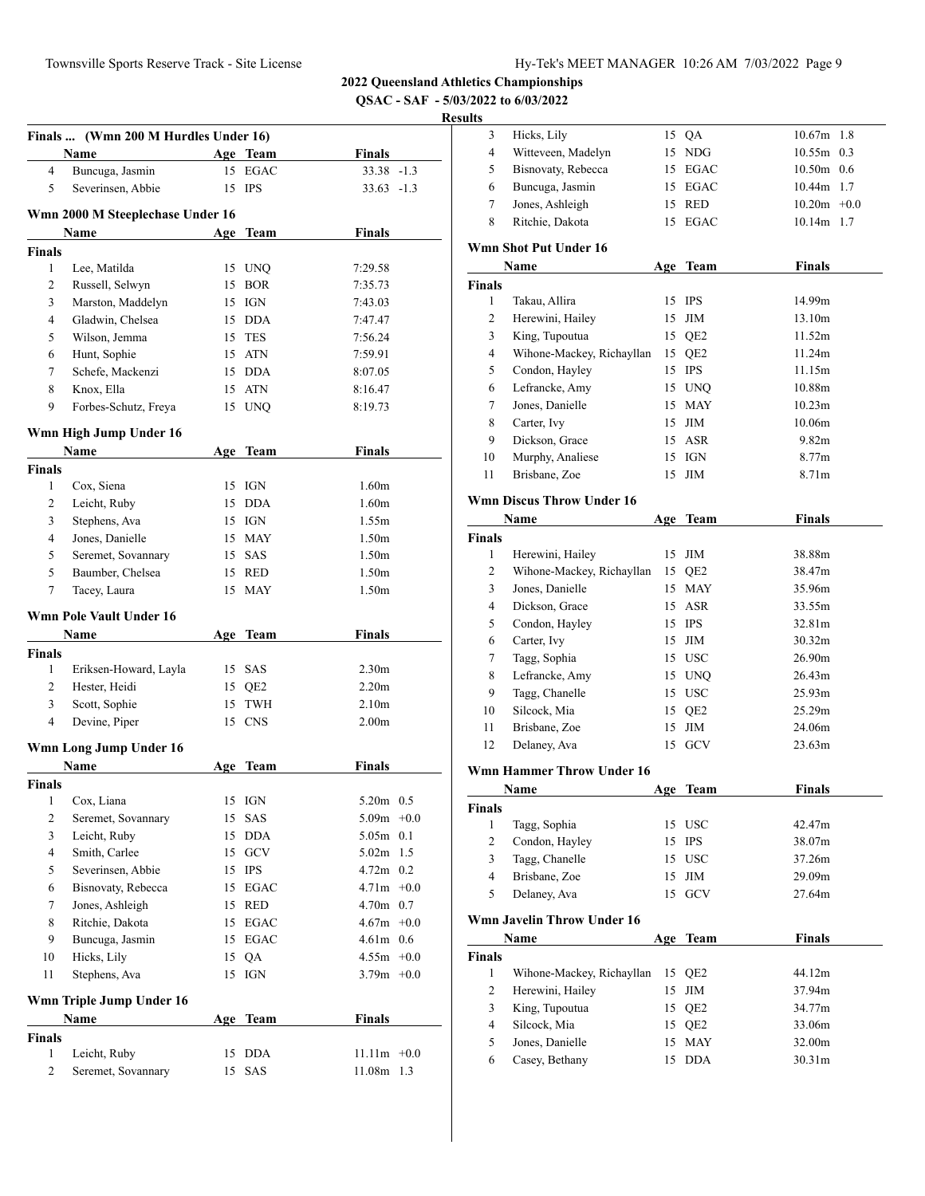**2022 Queensland Athletics Championships**

**QSAC - SAF - 5/03/2022 to 6/03/2022**

**Results**

### Finals ... (Wmn 200 M Hurdles Under 16)

| | Name | Age | Team | Finals | |
|---|---|---|---|---|---|
| 4 | Buncuga, Jasmin | 15 | EGAC | 33.38 | -1.3 |
| 5 | Severinsen, Abbie | 15 | IPS | 33.63 | -1.3 |

### Wmn 2000 M Steeplechase Under 16

| | Name | Age | Team | Finals |
|---|---|---|---|---|
| **Finals** | | | | |
| 1 | Lee, Matilda | 15 | UNQ | 7:29.58 |
| 2 | Russell, Selwyn | 15 | BOR | 7:35.73 |
| 3 | Marston, Maddelyn | 15 | IGN | 7:43.03 |
| 4 | Gladwin, Chelsea | 15 | DDA | 7:47.47 |
| 5 | Wilson, Jemma | 15 | TES | 7:56.24 |
| 6 | Hunt, Sophie | 15 | ATN | 7:59.91 |
| 7 | Schefe, Mackenzi | 15 | DDA | 8:07.05 |
| 8 | Knox, Ella | 15 | ATN | 8:16.47 |
| 9 | Forbes-Schutz, Freya | 15 | UNQ | 8:19.73 |

### Wmn High Jump Under 16

| | Name | Age | Team | Finals |
|---|---|---|---|---|
| **Finals** | | | | |
| 1 | Cox, Siena | 15 | IGN | 1.60m |
| 2 | Leicht, Ruby | 15 | DDA | 1.60m |
| 3 | Stephens, Ava | 15 | IGN | 1.55m |
| 4 | Jones, Danielle | 15 | MAY | 1.50m |
| 5 | Seremet, Sovannary | 15 | SAS | 1.50m |
| 5 | Baumber, Chelsea | 15 | RED | 1.50m |
| 7 | Tacey, Laura | 15 | MAY | 1.50m |

### Wmn Pole Vault Under 16

| | Name | Age | Team | Finals |
|---|---|---|---|---|
| **Finals** | | | | |
| 1 | Eriksen-Howard, Layla | 15 | SAS | 2.30m |
| 2 | Hester, Heidi | 15 | QE2 | 2.20m |
| 3 | Scott, Sophie | 15 | TWH | 2.10m |
| 4 | Devine, Piper | 15 | CNS | 2.00m |

### Wmn Long Jump Under 16

| | Name | Age | Team | Finals | |
|---|---|---|---|---|---|
| **Finals** | | | | | |
| 1 | Cox, Liana | 15 | IGN | 5.20m | 0.5 |
| 2 | Seremet, Sovannary | 15 | SAS | 5.09m | +0.0 |
| 3 | Leicht, Ruby | 15 | DDA | 5.05m | 0.1 |
| 4 | Smith, Carlee | 15 | GCV | 5.02m | 1.5 |
| 5 | Severinsen, Abbie | 15 | IPS | 4.72m | 0.2 |
| 6 | Bisnovaty, Rebecca | 15 | EGAC | 4.71m | +0.0 |
| 7 | Jones, Ashleigh | 15 | RED | 4.70m | 0.7 |
| 8 | Ritchie, Dakota | 15 | EGAC | 4.67m | +0.0 |
| 9 | Buncuga, Jasmin | 15 | EGAC | 4.61m | 0.6 |
| 10 | Hicks, Lily | 15 | QA | 4.55m | +0.0 |
| 11 | Stephens, Ava | 15 | IGN | 3.79m | +0.0 |

### Wmn Triple Jump Under 16

| | Name | Age | Team | Finals | |
|---|---|---|---|---|---|
| **Finals** | | | | | |
| 1 | Leicht, Ruby | 15 | DDA | 11.11m | +0.0 |
| 2 | Seremet, Sovannary | 15 | SAS | 11.08m | 1.3 |
| 3 | Hicks, Lily | 15 | QA | 10.67m | 1.8 |
| 4 | Witteveen, Madelyn | 15 | NDG | 10.55m | 0.3 |
| 5 | Bisnovaty, Rebecca | 15 | EGAC | 10.50m | 0.6 |
| 6 | Buncuga, Jasmin | 15 | EGAC | 10.44m | 1.7 |
| 7 | Jones, Ashleigh | 15 | RED | 10.20m | +0.0 |
| 8 | Ritchie, Dakota | 15 | EGAC | 10.14m | 1.7 |

### Wmn Shot Put Under 16

| | Name | Age | Team | Finals |
|---|---|---|---|---|
| **Finals** | | | | |
| 1 | Takau, Allira | 15 | IPS | 14.99m |
| 2 | Herewini, Hailey | 15 | JIM | 13.10m |
| 3 | King, Tupoutua | 15 | QE2 | 11.52m |
| 4 | Wihone-Mackey, Richayllan | 15 | QE2 | 11.24m |
| 5 | Condon, Hayley | 15 | IPS | 11.15m |
| 6 | Lefrancke, Amy | 15 | UNQ | 10.88m |
| 7 | Jones, Danielle | 15 | MAY | 10.23m |
| 8 | Carter, Ivy | 15 | JIM | 10.06m |
| 9 | Dickson, Grace | 15 | ASR | 9.82m |
| 10 | Murphy, Analiese | 15 | IGN | 8.77m |
| 11 | Brisbane, Zoe | 15 | JIM | 8.71m |

### Wmn Discus Throw Under 16

| | Name | Age | Team | Finals |
|---|---|---|---|---|
| **Finals** | | | | |
| 1 | Herewini, Hailey | 15 | JIM | 38.88m |
| 2 | Wihone-Mackey, Richayllan | 15 | QE2 | 38.47m |
| 3 | Jones, Danielle | 15 | MAY | 35.96m |
| 4 | Dickson, Grace | 15 | ASR | 33.55m |
| 5 | Condon, Hayley | 15 | IPS | 32.81m |
| 6 | Carter, Ivy | 15 | JIM | 30.32m |
| 7 | Tagg, Sophia | 15 | USC | 26.90m |
| 8 | Lefrancke, Amy | 15 | UNQ | 26.43m |
| 9 | Tagg, Chanelle | 15 | USC | 25.93m |
| 10 | Silcock, Mia | 15 | QE2 | 25.29m |
| 11 | Brisbane, Zoe | 15 | JIM | 24.06m |
| 12 | Delaney, Ava | 15 | GCV | 23.63m |

### Wmn Hammer Throw Under 16

| | Name | Age | Team | Finals |
|---|---|---|---|---|
| **Finals** | | | | |
| 1 | Tagg, Sophia | 15 | USC | 42.47m |
| 2 | Condon, Hayley | 15 | IPS | 38.07m |
| 3 | Tagg, Chanelle | 15 | USC | 37.26m |
| 4 | Brisbane, Zoe | 15 | JIM | 29.09m |
| 5 | Delaney, Ava | 15 | GCV | 27.64m |

### Wmn Javelin Throw Under 16

| | Name | Age | Team | Finals |
|---|---|---|---|---|
| **Finals** | | | | |
| 1 | Wihone-Mackey, Richayllan | 15 | QE2 | 44.12m |
| 2 | Herewini, Hailey | 15 | JIM | 37.94m |
| 3 | King, Tupoutua | 15 | QE2 | 34.77m |
| 4 | Silcock, Mia | 15 | QE2 | 33.06m |
| 5 | Jones, Danielle | 15 | MAY | 32.00m |
| 6 | Casey, Bethany | 15 | DDA | 30.31m |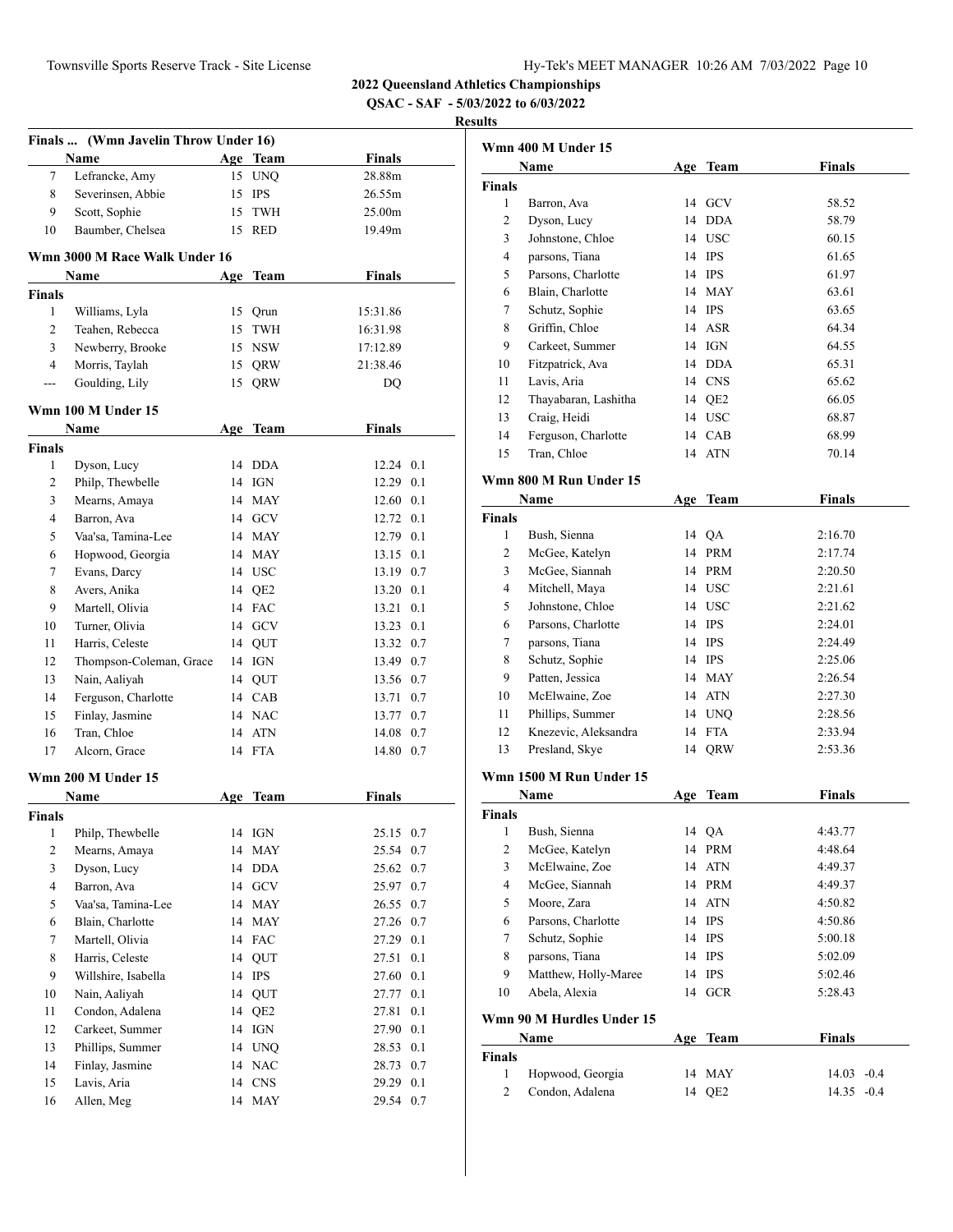**2022 Queensland Athletics Championships**

**QSAC - SAF - 5/03/2022 to 6/03/2022**

**Results**

### Finals ... (Wmn Javelin Throw Under 16)

| | Name | Age | Team | Finals |
|---|---|---|---|---|
| 7 | Lefrancke, Amy | 15 | UNQ | 28.88m |
| 8 | Severinsen, Abbie | 15 | IPS | 26.55m |
| 9 | Scott, Sophie | 15 | TWH | 25.00m |
| 10 | Baumber, Chelsea | 15 | RED | 19.49m |

### Wmn 3000 M Race Walk Under 16

| | Name | Age | Team | Finals |
|---|---|---|---|---|
| **Finals** | | | | |
| 1 | Williams, Lyla | 15 | Qrun | 15:31.86 |
| 2 | Teahen, Rebecca | 15 | TWH | 16:31.98 |
| 3 | Newberry, Brooke | 15 | NSW | 17:12.89 |
| 4 | Morris, Taylah | 15 | QRW | 21:38.46 |
| --- | Goulding, Lily | 15 | QRW | DQ |

### Wmn 100 M Under 15

| | Name | Age | Team | Finals | Wind |
|---|---|---|---|---|---|
| **Finals** | | | | | |
| 1 | Dyson, Lucy | 14 | DDA | 12.24 | 0.1 |
| 2 | Philp, Thewbelle | 14 | IGN | 12.29 | 0.1 |
| 3 | Mearns, Amaya | 14 | MAY | 12.60 | 0.1 |
| 4 | Barron, Ava | 14 | GCV | 12.72 | 0.1 |
| 5 | Vaa'sa, Tamina-Lee | 14 | MAY | 12.79 | 0.1 |
| 6 | Hopwood, Georgia | 14 | MAY | 13.15 | 0.1 |
| 7 | Evans, Darcy | 14 | USC | 13.19 | 0.7 |
| 8 | Avers, Anika | 14 | QE2 | 13.20 | 0.1 |
| 9 | Martell, Olivia | 14 | FAC | 13.21 | 0.1 |
| 10 | Turner, Olivia | 14 | GCV | 13.23 | 0.1 |
| 11 | Harris, Celeste | 14 | QUT | 13.32 | 0.7 |
| 12 | Thompson-Coleman, Grace | 14 | IGN | 13.49 | 0.7 |
| 13 | Nain, Aaliyah | 14 | QUT | 13.56 | 0.7 |
| 14 | Ferguson, Charlotte | 14 | CAB | 13.71 | 0.7 |
| 15 | Finlay, Jasmine | 14 | NAC | 13.77 | 0.7 |
| 16 | Tran, Chloe | 14 | ATN | 14.08 | 0.7 |
| 17 | Alcorn, Grace | 14 | FTA | 14.80 | 0.7 |

### Wmn 200 M Under 15

| | Name | Age | Team | Finals | Wind |
|---|---|---|---|---|---|
| **Finals** | | | | | |
| 1 | Philp, Thewbelle | 14 | IGN | 25.15 | 0.7 |
| 2 | Mearns, Amaya | 14 | MAY | 25.54 | 0.7 |
| 3 | Dyson, Lucy | 14 | DDA | 25.62 | 0.7 |
| 4 | Barron, Ava | 14 | GCV | 25.97 | 0.7 |
| 5 | Vaa'sa, Tamina-Lee | 14 | MAY | 26.55 | 0.7 |
| 6 | Blain, Charlotte | 14 | MAY | 27.26 | 0.7 |
| 7 | Martell, Olivia | 14 | FAC | 27.29 | 0.1 |
| 8 | Harris, Celeste | 14 | QUT | 27.51 | 0.1 |
| 9 | Willshire, Isabella | 14 | IPS | 27.60 | 0.1 |
| 10 | Nain, Aaliyah | 14 | QUT | 27.77 | 0.1 |
| 11 | Condon, Adalena | 14 | QE2 | 27.81 | 0.1 |
| 12 | Carkeet, Summer | 14 | IGN | 27.90 | 0.1 |
| 13 | Phillips, Summer | 14 | UNQ | 28.53 | 0.1 |
| 14 | Finlay, Jasmine | 14 | NAC | 28.73 | 0.7 |
| 15 | Lavis, Aria | 14 | CNS | 29.29 | 0.1 |
| 16 | Allen, Meg | 14 | MAY | 29.54 | 0.7 |

### Wmn 400 M Under 15

| | Name | Age | Team | Finals |
|---|---|---|---|---|
| **Finals** | | | | |
| 1 | Barron, Ava | 14 | GCV | 58.52 |
| 2 | Dyson, Lucy | 14 | DDA | 58.79 |
| 3 | Johnstone, Chloe | 14 | USC | 60.15 |
| 4 | parsons, Tiana | 14 | IPS | 61.65 |
| 5 | Parsons, Charlotte | 14 | IPS | 61.97 |
| 6 | Blain, Charlotte | 14 | MAY | 63.61 |
| 7 | Schutz, Sophie | 14 | IPS | 63.65 |
| 8 | Griffin, Chloe | 14 | ASR | 64.34 |
| 9 | Carkeet, Summer | 14 | IGN | 64.55 |
| 10 | Fitzpatrick, Ava | 14 | DDA | 65.31 |
| 11 | Lavis, Aria | 14 | CNS | 65.62 |
| 12 | Thayabaran, Lashitha | 14 | QE2 | 66.05 |
| 13 | Craig, Heidi | 14 | USC | 68.87 |
| 14 | Ferguson, Charlotte | 14 | CAB | 68.99 |
| 15 | Tran, Chloe | 14 | ATN | 70.14 |

### Wmn 800 M Run Under 15

| | Name | Age | Team | Finals |
|---|---|---|---|---|
| **Finals** | | | | |
| 1 | Bush, Sienna | 14 | QA | 2:16.70 |
| 2 | McGee, Katelyn | 14 | PRM | 2:17.74 |
| 3 | McGee, Siannah | 14 | PRM | 2:20.50 |
| 4 | Mitchell, Maya | 14 | USC | 2:21.61 |
| 5 | Johnstone, Chloe | 14 | USC | 2:21.62 |
| 6 | Parsons, Charlotte | 14 | IPS | 2:24.01 |
| 7 | parsons, Tiana | 14 | IPS | 2:24.49 |
| 8 | Schutz, Sophie | 14 | IPS | 2:25.06 |
| 9 | Patten, Jessica | 14 | MAY | 2:26.54 |
| 10 | McElwaine, Zoe | 14 | ATN | 2:27.30 |
| 11 | Phillips, Summer | 14 | UNQ | 2:28.56 |
| 12 | Knezevic, Aleksandra | 14 | FTA | 2:33.94 |
| 13 | Presland, Skye | 14 | QRW | 2:53.36 |

### Wmn 1500 M Run Under 15

| | Name | Age | Team | Finals |
|---|---|---|---|---|
| **Finals** | | | | |
| 1 | Bush, Sienna | 14 | QA | 4:43.77 |
| 2 | McGee, Katelyn | 14 | PRM | 4:48.64 |
| 3 | McElwaine, Zoe | 14 | ATN | 4:49.37 |
| 4 | McGee, Siannah | 14 | PRM | 4:49.37 |
| 5 | Moore, Zara | 14 | ATN | 4:50.82 |
| 6 | Parsons, Charlotte | 14 | IPS | 4:50.86 |
| 7 | Schutz, Sophie | 14 | IPS | 5:00.18 |
| 8 | parsons, Tiana | 14 | IPS | 5:02.09 |
| 9 | Matthew, Holly-Maree | 14 | IPS | 5:02.46 |
| 10 | Abela, Alexia | 14 | GCR | 5:28.43 |

### Wmn 90 M Hurdles Under 15

| | Name | Age | Team | Finals | Wind |
|---|---|---|---|---|---|
| **Finals** | | | | | |
| 1 | Hopwood, Georgia | 14 | MAY | 14.03 | -0.4 |
| 2 | Condon, Adalena | 14 | QE2 | 14.35 | -0.4 |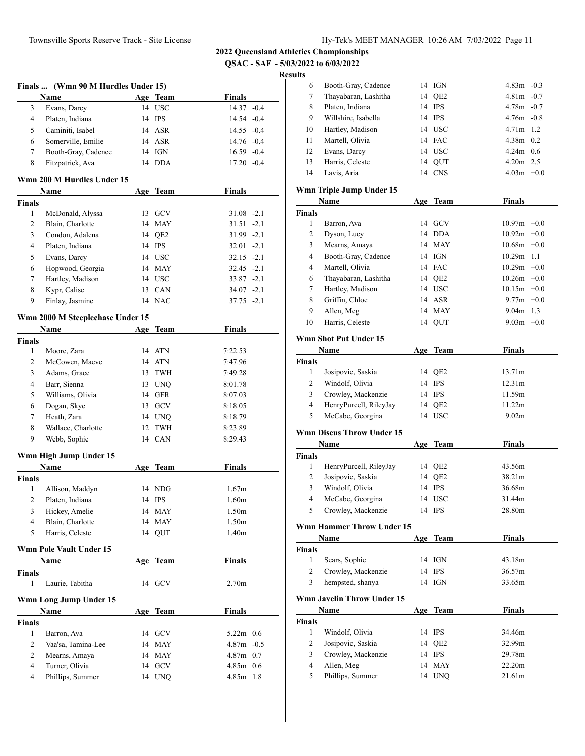## 2022 Queensland Athletics Championships

QSAC - SAF - 5/03/2022 to 6/03/2022

**Results**

### Finals ... (Wmn 90 M Hurdles Under 15)

| | Name | Age | Team | Finals | Wind |
|---|---|---|---|---|---|
| 3 | Evans, Darcy | 14 | USC | 14.37 | -0.4 |
| 4 | Platen, Indiana | 14 | IPS | 14.54 | -0.4 |
| 5 | Caminiti, Isabel | 14 | ASR | 14.55 | -0.4 |
| 6 | Somerville, Emilie | 14 | ASR | 14.76 | -0.4 |
| 7 | Booth-Gray, Cadence | 14 | IGN | 16.59 | -0.4 |
| 8 | Fitzpatrick, Ava | 14 | DDA | 17.20 | -0.4 |

### Wmn 200 M Hurdles Under 15

| | Name | Age | Team | Finals | Wind |
|---|---|---|---|---|---|
| **Finals** | | | | | |
| 1 | McDonald, Alyssa | 13 | GCV | 31.08 | -2.1 |
| 2 | Blain, Charlotte | 14 | MAY | 31.51 | -2.1 |
| 3 | Condon, Adalena | 14 | QE2 | 31.99 | -2.1 |
| 4 | Platen, Indiana | 14 | IPS | 32.01 | -2.1 |
| 5 | Evans, Darcy | 14 | USC | 32.15 | -2.1 |
| 6 | Hopwood, Georgia | 14 | MAY | 32.45 | -2.1 |
| 7 | Hartley, Madison | 14 | USC | 33.87 | -2.1 |
| 8 | Kypr, Calise | 13 | CAN | 34.07 | -2.1 |
| 9 | Finlay, Jasmine | 14 | NAC | 37.75 | -2.1 |

### Wmn 2000 M Steeplechase Under 15

| | Name | Age | Team | Finals |
|---|---|---|---|---|
| **Finals** | | | | |
| 1 | Moore, Zara | 14 | ATN | 7:22.53 |
| 2 | McCowen, Maeve | 14 | ATN | 7:47.96 |
| 3 | Adams, Grace | 13 | TWH | 7:49.28 |
| 4 | Barr, Sienna | 13 | UNQ | 8:01.78 |
| 5 | Williams, Olivia | 14 | GFR | 8:07.03 |
| 6 | Dogan, Skye | 13 | GCV | 8:18.05 |
| 7 | Heath, Zara | 14 | UNQ | 8:18.79 |
| 8 | Wallace, Charlotte | 12 | TWH | 8:23.89 |
| 9 | Webb, Sophie | 14 | CAN | 8:29.43 |

### Wmn High Jump Under 15

| | Name | Age | Team | Finals |
|---|---|---|---|---|
| **Finals** | | | | |
| 1 | Allison, Maddyn | 14 | NDG | 1.67m |
| 2 | Platen, Indiana | 14 | IPS | 1.60m |
| 3 | Hickey, Amelie | 14 | MAY | 1.50m |
| 4 | Blain, Charlotte | 14 | MAY | 1.50m |
| 5 | Harris, Celeste | 14 | QUT | 1.40m |

### Wmn Pole Vault Under 15

| | Name | Age | Team | Finals |
|---|---|---|---|---|
| **Finals** | | | | |
| 1 | Laurie, Tabitha | 14 | GCV | 2.70m |

### Wmn Long Jump Under 15

| | Name | Age | Team | Finals | Wind |
|---|---|---|---|---|---|
| **Finals** | | | | | |
| 1 | Barron, Ava | 14 | GCV | 5.22m | 0.6 |
| 2 | Vaa'sa, Tamina-Lee | 14 | MAY | 4.87m | -0.5 |
| 2 | Mearns, Amaya | 14 | MAY | 4.87m | 0.7 |
| 4 | Turner, Olivia | 14 | GCV | 4.85m | 0.6 |
| 4 | Phillips, Summer | 14 | UNQ | 4.85m | 1.8 |
| 6 | Booth-Gray, Cadence | 14 | IGN | 4.83m | -0.3 |
| 7 | Thayabaran, Lashitha | 14 | QE2 | 4.81m | -0.7 |
| 8 | Platen, Indiana | 14 | IPS | 4.78m | -0.7 |
| 9 | Willshire, Isabella | 14 | IPS | 4.76m | -0.8 |
| 10 | Hartley, Madison | 14 | USC | 4.71m | 1.2 |
| 11 | Martell, Olivia | 14 | FAC | 4.38m | 0.2 |
| 12 | Evans, Darcy | 14 | USC | 4.24m | 0.6 |
| 13 | Harris, Celeste | 14 | QUT | 4.20m | 2.5 |
| 14 | Lavis, Aria | 14 | CNS | 4.03m | +0.0 |

### Wmn Triple Jump Under 15

| | Name | Age | Team | Finals | Wind |
|---|---|---|---|---|---|
| **Finals** | | | | | |
| 1 | Barron, Ava | 14 | GCV | 10.97m | +0.0 |
| 2 | Dyson, Lucy | 14 | DDA | 10.92m | +0.0 |
| 3 | Mearns, Amaya | 14 | MAY | 10.68m | +0.0 |
| 4 | Booth-Gray, Cadence | 14 | IGN | 10.29m | 1.1 |
| 4 | Martell, Olivia | 14 | FAC | 10.29m | +0.0 |
| 6 | Thayabaran, Lashitha | 14 | QE2 | 10.26m | +0.0 |
| 7 | Hartley, Madison | 14 | USC | 10.15m | +0.0 |
| 8 | Griffin, Chloe | 14 | ASR | 9.77m | +0.0 |
| 9 | Allen, Meg | 14 | MAY | 9.04m | 1.3 |
| 10 | Harris, Celeste | 14 | QUT | 9.03m | +0.0 |

### Wmn Shot Put Under 15

| | Name | Age | Team | Finals |
|---|---|---|---|---|
| **Finals** | | | | |
| 1 | Josipovic, Saskia | 14 | QE2 | 13.71m |
| 2 | Windolf, Olivia | 14 | IPS | 12.31m |
| 3 | Crowley, Mackenzie | 14 | IPS | 11.59m |
| 4 | HenryPurcell, RileyJay | 14 | QE2 | 11.22m |
| 5 | McCabe, Georgina | 14 | USC | 9.02m |

### Wmn Discus Throw Under 15

| | Name | Age | Team | Finals |
|---|---|---|---|---|
| **Finals** | | | | |
| 1 | HenryPurcell, RileyJay | 14 | QE2 | 43.56m |
| 2 | Josipovic, Saskia | 14 | QE2 | 38.21m |
| 3 | Windolf, Olivia | 14 | IPS | 36.68m |
| 4 | McCabe, Georgina | 14 | USC | 31.44m |
| 5 | Crowley, Mackenzie | 14 | IPS | 28.80m |

### Wmn Hammer Throw Under 15

| | Name | Age | Team | Finals |
|---|---|---|---|---|
| **Finals** | | | | |
| 1 | Sears, Sophie | 14 | IGN | 43.18m |
| 2 | Crowley, Mackenzie | 14 | IPS | 36.57m |
| 3 | hempsted, shanya | 14 | IGN | 33.65m |

### Wmn Javelin Throw Under 15

| | Name | Age | Team | Finals |
|---|---|---|---|---|
| **Finals** | | | | |
| 1 | Windolf, Olivia | 14 | IPS | 34.46m |
| 2 | Josipovic, Saskia | 14 | QE2 | 32.99m |
| 3 | Crowley, Mackenzie | 14 | IPS | 29.78m |
| 4 | Allen, Meg | 14 | MAY | 22.20m |
| 5 | Phillips, Summer | 14 | UNQ | 21.61m |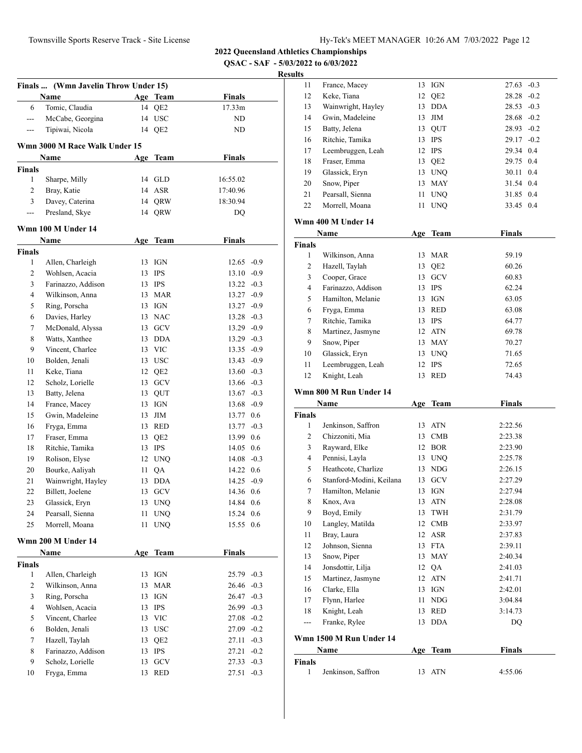**2022 Queensland Athletics Championships**

**QSAC - SAF - 5/03/2022 to 6/03/2022**

**Results**

### Finals ... (Wmn Javelin Throw Under 15)

| | Name | Age | Team | Finals |
|---|---|---|---|---|
| 6 | Tomic, Claudia | 14 | QE2 | 17.33m |
| --- | McCabe, Georgina | 14 | USC | ND |
| --- | Tipiwai, Nicola | 14 | QE2 | ND |

### Wmn 3000 M Race Walk Under 15

| | Name | Age | Team | Finals |
|---|---|---|---|---|
| **Finals** | | | | |
| 1 | Sharpe, Milly | 14 | GLD | 16:55.02 |
| 2 | Bray, Katie | 14 | ASR | 17:40.96 |
| 3 | Davey, Caterina | 14 | QRW | 18:30.94 |
| --- | Presland, Skye | 14 | QRW | DQ |

### Wmn 100 M Under 14

| | Name | Age | Team | Finals | Wind |
|---|---|---|---|---|---|
| **Finals** | | | | | |
| 1 | Allen, Charleigh | 13 | IGN | 12.65 | -0.9 |
| 2 | Wohlsen, Acacia | 13 | IPS | 13.10 | -0.9 |
| 3 | Farinazzo, Addison | 13 | IPS | 13.22 | -0.3 |
| 4 | Wilkinson, Anna | 13 | MAR | 13.27 | -0.9 |
| 5 | Ring, Porscha | 13 | IGN | 13.27 | -0.9 |
| 6 | Davies, Harley | 13 | NAC | 13.28 | -0.3 |
| 7 | McDonald, Alyssa | 13 | GCV | 13.29 | -0.9 |
| 8 | Watts, Xanthee | 13 | DDA | 13.29 | -0.3 |
| 9 | Vincent, Charlee | 13 | VIC | 13.35 | -0.9 |
| 10 | Bolden, Jenali | 13 | USC | 13.43 | -0.9 |
| 11 | Keke, Tiana | 12 | QE2 | 13.60 | -0.3 |
| 12 | Scholz, Lorielle | 13 | GCV | 13.66 | -0.3 |
| 13 | Batty, Jelena | 13 | QUT | 13.67 | -0.3 |
| 14 | France, Macey | 13 | IGN | 13.68 | -0.9 |
| 15 | Gwin, Madeleine | 13 | JIM | 13.77 | 0.6 |
| 16 | Fryga, Emma | 13 | RED | 13.77 | -0.3 |
| 17 | Fraser, Emma | 13 | QE2 | 13.99 | 0.6 |
| 18 | Ritchie, Tamika | 13 | IPS | 14.05 | 0.6 |
| 19 | Rolison, Elyse | 12 | UNQ | 14.08 | -0.3 |
| 20 | Bourke, Aaliyah | 11 | QA | 14.22 | 0.6 |
| 21 | Wainwright, Hayley | 13 | DDA | 14.25 | -0.9 |
| 22 | Billett, Joelene | 13 | GCV | 14.36 | 0.6 |
| 23 | Glassick, Eryn | 13 | UNQ | 14.84 | 0.6 |
| 24 | Pearsall, Sienna | 11 | UNQ | 15.24 | 0.6 |
| 25 | Morrell, Moana | 11 | UNQ | 15.55 | 0.6 |

### Wmn 200 M Under 14

| | Name | Age | Team | Finals | Wind |
|---|---|---|---|---|---|
| **Finals** | | | | | |
| 1 | Allen, Charleigh | 13 | IGN | 25.79 | -0.3 |
| 2 | Wilkinson, Anna | 13 | MAR | 26.46 | -0.3 |
| 3 | Ring, Porscha | 13 | IGN | 26.47 | -0.3 |
| 4 | Wohlsen, Acacia | 13 | IPS | 26.99 | -0.3 |
| 5 | Vincent, Charlee | 13 | VIC | 27.08 | -0.2 |
| 6 | Bolden, Jenali | 13 | USC | 27.09 | -0.2 |
| 7 | Hazell, Taylah | 13 | QE2 | 27.11 | -0.3 |
| 8 | Farinazzo, Addison | 13 | IPS | 27.21 | -0.2 |
| 9 | Scholz, Lorielle | 13 | GCV | 27.33 | -0.3 |
| 10 | Fryga, Emma | 13 | RED | 27.51 | -0.3 |
| 11 | France, Macey | 13 | IGN | 27.63 | -0.3 |
| 12 | Keke, Tiana | 12 | QE2 | 28.28 | -0.2 |
| 13 | Wainwright, Hayley | 13 | DDA | 28.53 | -0.3 |
| 14 | Gwin, Madeleine | 13 | JIM | 28.68 | -0.2 |
| 15 | Batty, Jelena | 13 | QUT | 28.93 | -0.2 |
| 16 | Ritchie, Tamika | 13 | IPS | 29.17 | -0.2 |
| 17 | Leembruggen, Leah | 12 | IPS | 29.34 | 0.4 |
| 18 | Fraser, Emma | 13 | QE2 | 29.75 | 0.4 |
| 19 | Glassick, Eryn | 13 | UNQ | 30.11 | 0.4 |
| 20 | Snow, Piper | 13 | MAY | 31.54 | 0.4 |
| 21 | Pearsall, Sienna | 11 | UNQ | 31.85 | 0.4 |
| 22 | Morrell, Moana | 11 | UNQ | 33.45 | 0.4 |

### Wmn 400 M Under 14

| | Name | Age | Team | Finals |
|---|---|---|---|---|
| **Finals** | | | | |
| 1 | Wilkinson, Anna | 13 | MAR | 59.19 |
| 2 | Hazell, Taylah | 13 | QE2 | 60.26 |
| 3 | Cooper, Grace | 13 | GCV | 60.83 |
| 4 | Farinazzo, Addison | 13 | IPS | 62.24 |
| 5 | Hamilton, Melanie | 13 | IGN | 63.05 |
| 6 | Fryga, Emma | 13 | RED | 63.08 |
| 7 | Ritchie, Tamika | 13 | IPS | 64.77 |
| 8 | Martinez, Jasmyne | 12 | ATN | 69.78 |
| 9 | Snow, Piper | 13 | MAY | 70.27 |
| 10 | Glassick, Eryn | 13 | UNQ | 71.65 |
| 11 | Leembruggen, Leah | 12 | IPS | 72.65 |
| 12 | Knight, Leah | 13 | RED | 74.43 |

### Wmn 800 M Run Under 14

| | Name | Age | Team | Finals |
|---|---|---|---|---|
| **Finals** | | | | |
| 1 | Jenkinson, Saffron | 13 | ATN | 2:22.56 |
| 2 | Chizzoniti, Mia | 13 | CMB | 2:23.38 |
| 3 | Rayward, Elke | 12 | BOR | 2:23.90 |
| 4 | Pennisi, Layla | 13 | UNQ | 2:25.78 |
| 5 | Heathcote, Charlize | 13 | NDG | 2:26.15 |
| 6 | Stanford-Modini, Keilana | 13 | GCV | 2:27.29 |
| 7 | Hamilton, Melanie | 13 | IGN | 2:27.94 |
| 8 | Knox, Ava | 13 | ATN | 2:28.08 |
| 9 | Boyd, Emily | 13 | TWH | 2:31.79 |
| 10 | Langley, Matilda | 12 | CMB | 2:33.97 |
| 11 | Bray, Laura | 12 | ASR | 2:37.83 |
| 12 | Johnson, Sienna | 13 | FTA | 2:39.11 |
| 13 | Snow, Piper | 13 | MAY | 2:40.34 |
| 14 | Jonsdottir, Lilja | 12 | QA | 2:41.03 |
| 15 | Martinez, Jasmyne | 12 | ATN | 2:41.71 |
| 16 | Clarke, Ella | 13 | IGN | 2:42.01 |
| 17 | Flynn, Harlee | 11 | NDG | 3:04.84 |
| 18 | Knight, Leah | 13 | RED | 3:14.73 |
| --- | Franke, Rylee | 13 | DDA | DQ |

### Wmn 1500 M Run Under 14

| | Name | Age | Team | Finals |
|---|---|---|---|---|
| **Finals** | | | | |
| 1 | Jenkinson, Saffron | 13 | ATN | 4:55.06 |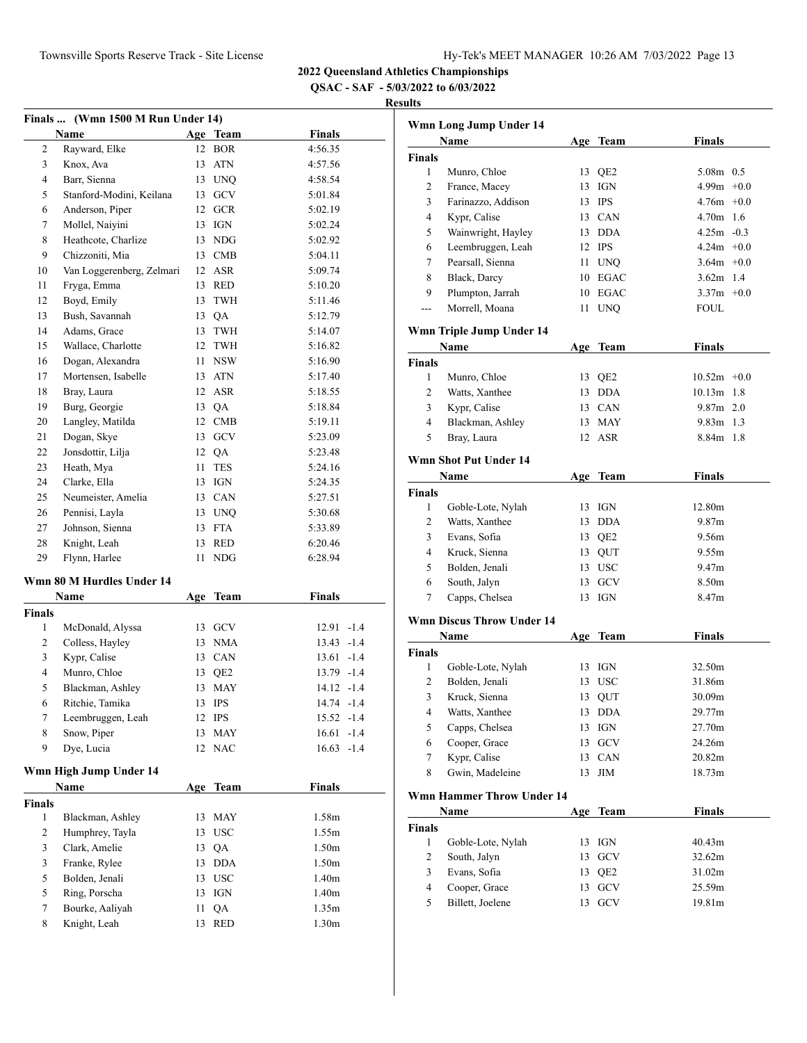**2022 Queensland Athletics Championships**

**QSAC - SAF - 5/03/2022 to 6/03/2022**

**Results**

### Finals ... (Wmn 1500 M Run Under 14)

| | Name | Age | Team | Finals |
|---|---|---|---|---|
| 2 | Rayward, Elke | 12 | BOR | 4:56.35 |
| 3 | Knox, Ava | 13 | ATN | 4:57.56 |
| 4 | Barr, Sienna | 13 | UNQ | 4:58.54 |
| 5 | Stanford-Modini, Keilana | 13 | GCV | 5:01.84 |
| 6 | Anderson, Piper | 12 | GCR | 5:02.19 |
| 7 | Mollel, Naiyini | 13 | IGN | 5:02.24 |
| 8 | Heathcote, Charlize | 13 | NDG | 5:02.92 |
| 9 | Chizzoniti, Mia | 13 | CMB | 5:04.11 |
| 10 | Van Loggerenberg, Zelmari | 12 | ASR | 5:09.74 |
| 11 | Fryga, Emma | 13 | RED | 5:10.20 |
| 12 | Boyd, Emily | 13 | TWH | 5:11.46 |
| 13 | Bush, Savannah | 13 | QA | 5:12.79 |
| 14 | Adams, Grace | 13 | TWH | 5:14.07 |
| 15 | Wallace, Charlotte | 12 | TWH | 5:16.82 |
| 16 | Dogan, Alexandra | 11 | NSW | 5:16.90 |
| 17 | Mortensen, Isabelle | 13 | ATN | 5:17.40 |
| 18 | Bray, Laura | 12 | ASR | 5:18.55 |
| 19 | Burg, Georgie | 13 | QA | 5:18.84 |
| 20 | Langley, Matilda | 12 | CMB | 5:19.11 |
| 21 | Dogan, Skye | 13 | GCV | 5:23.09 |
| 22 | Jonsdottir, Lilja | 12 | QA | 5:23.48 |
| 23 | Heath, Mya | 11 | TES | 5:24.16 |
| 24 | Clarke, Ella | 13 | IGN | 5:24.35 |
| 25 | Neumeister, Amelia | 13 | CAN | 5:27.51 |
| 26 | Pennisi, Layla | 13 | UNQ | 5:30.68 |
| 27 | Johnson, Sienna | 13 | FTA | 5:33.89 |
| 28 | Knight, Leah | 13 | RED | 6:20.46 |
| 29 | Flynn, Harlee | 11 | NDG | 6:28.94 |

### Wmn 80 M Hurdles Under 14

| | Name | Age | Team | Finals | Wind |
|---|---|---|---|---|---|
| **Finals** | | | | | |
| 1 | McDonald, Alyssa | 13 | GCV | 12.91 | -1.4 |
| 2 | Colless, Hayley | 13 | NMA | 13.43 | -1.4 |
| 3 | Kypr, Calise | 13 | CAN | 13.61 | -1.4 |
| 4 | Munro, Chloe | 13 | QE2 | 13.79 | -1.4 |
| 5 | Blackman, Ashley | 13 | MAY | 14.12 | -1.4 |
| 6 | Ritchie, Tamika | 13 | IPS | 14.74 | -1.4 |
| 7 | Leembruggen, Leah | 12 | IPS | 15.52 | -1.4 |
| 8 | Snow, Piper | 13 | MAY | 16.61 | -1.4 |
| 9 | Dye, Lucia | 12 | NAC | 16.63 | -1.4 |

### Wmn High Jump Under 14

| | Name | Age | Team | Finals |
|---|---|---|---|---|
| **Finals** | | | | |
| 1 | Blackman, Ashley | 13 | MAY | 1.58m |
| 2 | Humphrey, Tayla | 13 | USC | 1.55m |
| 3 | Clark, Amelie | 13 | QA | 1.50m |
| 3 | Franke, Rylee | 13 | DDA | 1.50m |
| 5 | Bolden, Jenali | 13 | USC | 1.40m |
| 5 | Ring, Porscha | 13 | IGN | 1.40m |
| 7 | Bourke, Aaliyah | 11 | QA | 1.35m |
| 8 | Knight, Leah | 13 | RED | 1.30m |

### Wmn Long Jump Under 14

| | Name | Age | Team | Finals | Wind |
|---|---|---|---|---|---|
| **Finals** | | | | | |
| 1 | Munro, Chloe | 13 | QE2 | 5.08m | 0.5 |
| 2 | France, Macey | 13 | IGN | 4.99m | +0.0 |
| 3 | Farinazzo, Addison | 13 | IPS | 4.76m | +0.0 |
| 4 | Kypr, Calise | 13 | CAN | 4.70m | 1.6 |
| 5 | Wainwright, Hayley | 13 | DDA | 4.25m | -0.3 |
| 6 | Leembruggen, Leah | 12 | IPS | 4.24m | +0.0 |
| 7 | Pearsall, Sienna | 11 | UNQ | 3.64m | +0.0 |
| 8 | Black, Darcy | 10 | EGAC | 3.62m | 1.4 |
| 9 | Plumpton, Jarrah | 10 | EGAC | 3.37m | +0.0 |
| --- | Morrell, Moana | 11 | UNQ | FOUL | |

### Wmn Triple Jump Under 14

| | Name | Age | Team | Finals | Wind |
|---|---|---|---|---|---|
| **Finals** | | | | | |
| 1 | Munro, Chloe | 13 | QE2 | 10.52m | +0.0 |
| 2 | Watts, Xanthee | 13 | DDA | 10.13m | 1.8 |
| 3 | Kypr, Calise | 13 | CAN | 9.87m | 2.0 |
| 4 | Blackman, Ashley | 13 | MAY | 9.83m | 1.3 |
| 5 | Bray, Laura | 12 | ASR | 8.84m | 1.8 |

### Wmn Shot Put Under 14

| | Name | Age | Team | Finals |
|---|---|---|---|---|
| **Finals** | | | | |
| 1 | Goble-Lote, Nylah | 13 | IGN | 12.80m |
| 2 | Watts, Xanthee | 13 | DDA | 9.87m |
| 3 | Evans, Sofia | 13 | QE2 | 9.56m |
| 4 | Kruck, Sienna | 13 | QUT | 9.55m |
| 5 | Bolden, Jenali | 13 | USC | 9.47m |
| 6 | South, Jalyn | 13 | GCV | 8.50m |
| 7 | Capps, Chelsea | 13 | IGN | 8.47m |

### Wmn Discus Throw Under 14

| | Name | Age | Team | Finals |
|---|---|---|---|---|
| **Finals** | | | | |
| 1 | Goble-Lote, Nylah | 13 | IGN | 32.50m |
| 2 | Bolden, Jenali | 13 | USC | 31.86m |
| 3 | Kruck, Sienna | 13 | QUT | 30.09m |
| 4 | Watts, Xanthee | 13 | DDA | 29.77m |
| 5 | Capps, Chelsea | 13 | IGN | 27.70m |
| 6 | Cooper, Grace | 13 | GCV | 24.26m |
| 7 | Kypr, Calise | 13 | CAN | 20.82m |
| 8 | Gwin, Madeleine | 13 | JIM | 18.73m |

### Wmn Hammer Throw Under 14

| | Name | Age | Team | Finals |
|---|---|---|---|---|
| **Finals** | | | | |
| 1 | Goble-Lote, Nylah | 13 | IGN | 40.43m |
| 2 | South, Jalyn | 13 | GCV | 32.62m |
| 3 | Evans, Sofia | 13 | QE2 | 31.02m |
| 4 | Cooper, Grace | 13 | GCV | 25.59m |
| 5 | Billett, Joelene | 13 | GCV | 19.81m |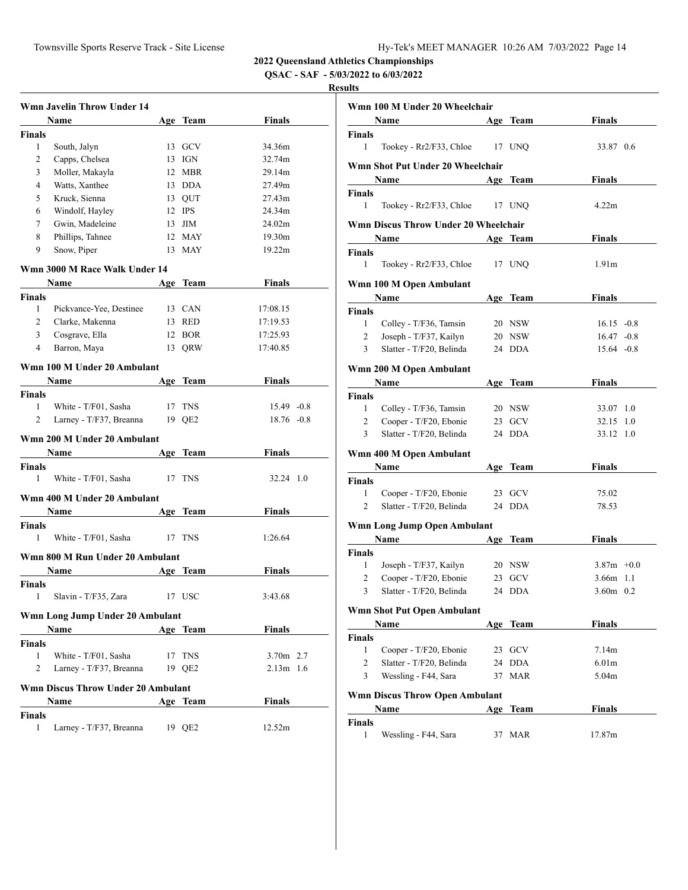**2022 Queensland Athletics Championships**

**QSAC - SAF - 5/03/2022 to 6/03/2022**

**Results**

### Wmn Javelin Throw Under 14

| | Name | Age | Team | Finals |
|---|---|---|---|---|
| **Finals** | | | | |
| 1 | South, Jalyn | 13 | GCV | 34.36m |
| 2 | Capps, Chelsea | 13 | IGN | 32.74m |
| 3 | Moller, Makayla | 12 | MBR | 29.14m |
| 4 | Watts, Xanthee | 13 | DDA | 27.49m |
| 5 | Kruck, Sienna | 13 | QUT | 27.43m |
| 6 | Windolf, Hayley | 12 | IPS | 24.34m |
| 7 | Gwin, Madeleine | 13 | JIM | 24.02m |
| 8 | Phillips, Tahnee | 12 | MAY | 19.30m |
| 9 | Snow, Piper | 13 | MAY | 19.22m |

### Wmn 3000 M Race Walk Under 14

| | Name | Age | Team | Finals |
|---|---|---|---|---|
| **Finals** | | | | |
| 1 | Pickvance-Yee, Destinee | 13 | CAN | 17:08.15 |
| 2 | Clarke, Makenna | 13 | RED | 17:19.53 |
| 3 | Cosgrave, Ella | 12 | BOR | 17:25.93 |
| 4 | Barron, Maya | 13 | QRW | 17:40.85 |

### Wmn 100 M Under 20 Ambulant

| | Name | Age | Team | Finals | Wind |
|---|---|---|---|---|---|
| **Finals** | | | | | |
| 1 | White - T/F01, Sasha | 17 | TNS | 15.49 | -0.8 |
| 2 | Larney - T/F37, Breanna | 19 | QE2 | 18.76 | -0.8 |

### Wmn 200 M Under 20 Ambulant

| | Name | Age | Team | Finals | Wind |
|---|---|---|---|---|---|
| **Finals** | | | | | |
| 1 | White - T/F01, Sasha | 17 | TNS | 32.24 | 1.0 |

### Wmn 400 M Under 20 Ambulant

| | Name | Age | Team | Finals |
|---|---|---|---|---|
| **Finals** | | | | |
| 1 | White - T/F01, Sasha | 17 | TNS | 1:26.64 |

### Wmn 800 M Run Under 20 Ambulant

| | Name | Age | Team | Finals |
|---|---|---|---|---|
| **Finals** | | | | |
| 1 | Slavin - T/F35, Zara | 17 | USC | 3:43.68 |

### Wmn Long Jump Under 20 Ambulant

| | Name | Age | Team | Finals | Wind |
|---|---|---|---|---|---|
| **Finals** | | | | | |
| 1 | White - T/F01, Sasha | 17 | TNS | 3.70m | 2.7 |
| 2 | Larney - T/F37, Breanna | 19 | QE2 | 2.13m | 1.6 |

### Wmn Discus Throw Under 20 Ambulant

| | Name | Age | Team | Finals |
|---|---|---|---|---|
| **Finals** | | | | |
| 1 | Larney - T/F37, Breanna | 19 | QE2 | 12.52m |

### Wmn 100 M Under 20 Wheelchair

| | Name | Age | Team | Finals | Wind |
|---|---|---|---|---|---|
| **Finals** | | | | | |
| 1 | Tookey - Rr2/F33, Chloe | 17 | UNQ | 33.87 | 0.6 |

### Wmn Shot Put Under 20 Wheelchair

| | Name | Age | Team | Finals |
|---|---|---|---|---|
| **Finals** | | | | |
| 1 | Tookey - Rr2/F33, Chloe | 17 | UNQ | 4.22m |

### Wmn Discus Throw Under 20 Wheelchair

| | Name | Age | Team | Finals |
|---|---|---|---|---|
| **Finals** | | | | |
| 1 | Tookey - Rr2/F33, Chloe | 17 | UNQ | 1.91m |

### Wmn 100 M Open Ambulant

| | Name | Age | Team | Finals | Wind |
|---|---|---|---|---|---|
| **Finals** | | | | | |
| 1 | Colley - T/F36, Tamsin | 20 | NSW | 16.15 | -0.8 |
| 2 | Joseph - T/F37, Kailyn | 20 | NSW | 16.47 | -0.8 |
| 3 | Slatter - T/F20, Belinda | 24 | DDA | 15.64 | -0.8 |

### Wmn 200 M Open Ambulant

| | Name | Age | Team | Finals | Wind |
|---|---|---|---|---|---|
| **Finals** | | | | | |
| 1 | Colley - T/F36, Tamsin | 20 | NSW | 33.07 | 1.0 |
| 2 | Cooper - T/F20, Ebonie | 23 | GCV | 32.15 | 1.0 |
| 3 | Slatter - T/F20, Belinda | 24 | DDA | 33.12 | 1.0 |

### Wmn 400 M Open Ambulant

| | Name | Age | Team | Finals |
|---|---|---|---|---|
| **Finals** | | | | |
| 1 | Cooper - T/F20, Ebonie | 23 | GCV | 75.02 |
| 2 | Slatter - T/F20, Belinda | 24 | DDA | 78.53 |

### Wmn Long Jump Open Ambulant

| | Name | Age | Team | Finals | Wind |
|---|---|---|---|---|---|
| **Finals** | | | | | |
| 1 | Joseph - T/F37, Kailyn | 20 | NSW | 3.87m | +0.0 |
| 2 | Cooper - T/F20, Ebonie | 23 | GCV | 3.66m | 1.1 |
| 3 | Slatter - T/F20, Belinda | 24 | DDA | 3.60m | 0.2 |

### Wmn Shot Put Open Ambulant

| | Name | Age | Team | Finals |
|---|---|---|---|---|
| **Finals** | | | | |
| 1 | Cooper - T/F20, Ebonie | 23 | GCV | 7.14m |
| 2 | Slatter - T/F20, Belinda | 24 | DDA | 6.01m |
| 3 | Wessling - F44, Sara | 37 | MAR | 5.04m |

### Wmn Discus Throw Open Ambulant

| | Name | Age | Team | Finals |
|---|---|---|---|---|
| **Finals** | | | | |
| 1 | Wessling - F44, Sara | 37 | MAR | 17.87m |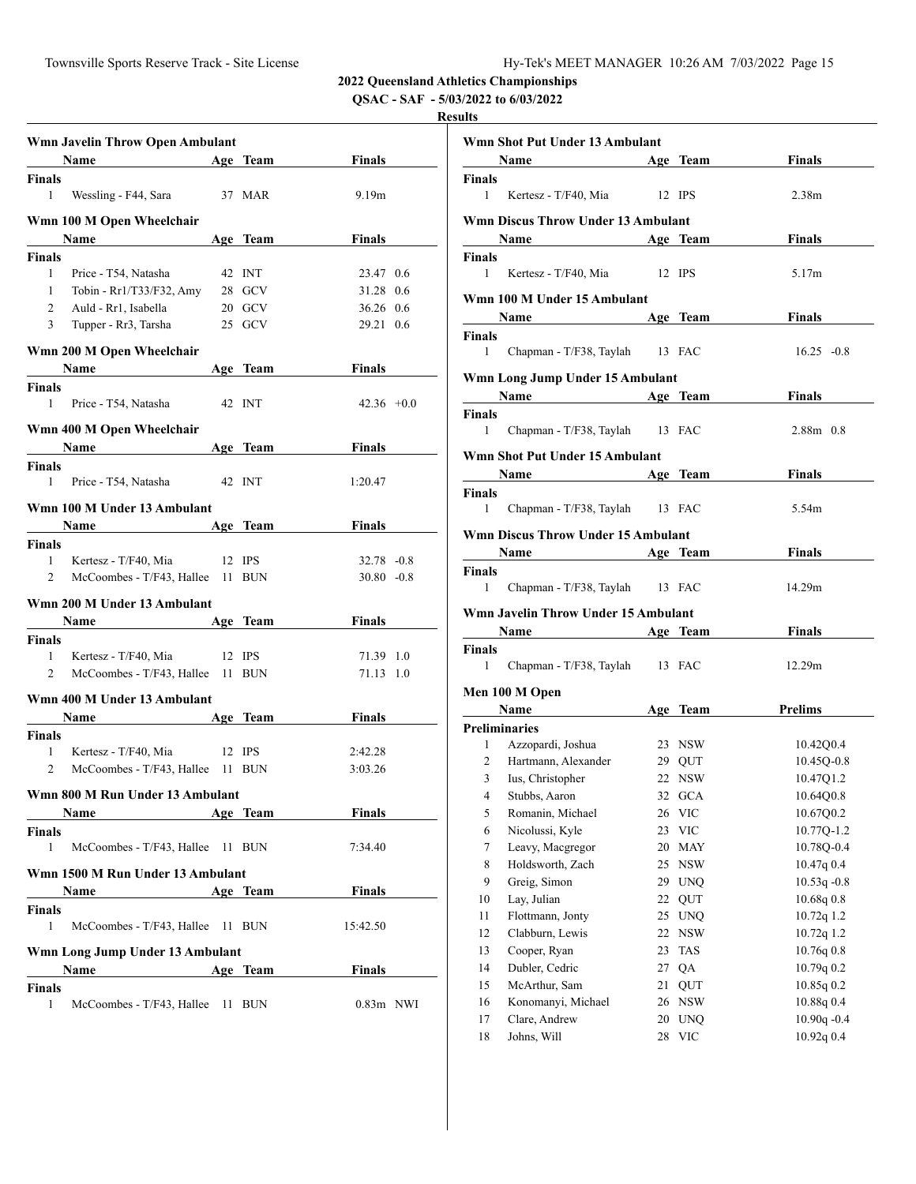**2022 Queensland Athletics Championships**

**QSAC - SAF - 5/03/2022 to 6/03/2022**

**Results**

### Wmn Javelin Throw Open Ambulant

| | Name | Age | Team | Finals |
|---|---|---|---|---|
| **Finals** | | | | |
| 1 | Wessling - F44, Sara | 37 | MAR | 9.19m |

### Wmn 100 M Open Wheelchair

| | Name | Age | Team | Finals | |
|---|---|---|---|---|---|
| **Finals** | | | | | |
| 1 | Price - T54, Natasha | 42 | INT | 23.47 | 0.6 |
| 1 | Tobin - Rr1/T33/F32, Amy | 28 | GCV | 31.28 | 0.6 |
| 2 | Auld - Rr1, Isabella | 20 | GCV | 36.26 | 0.6 |
| 3 | Tupper - Rr3, Tarsha | 25 | GCV | 29.21 | 0.6 |

### Wmn 200 M Open Wheelchair

| | Name | Age | Team | Finals | |
|---|---|---|---|---|---|
| **Finals** | | | | | |
| 1 | Price - T54, Natasha | 42 | INT | 42.36 | +0.0 |

### Wmn 400 M Open Wheelchair

| | Name | Age | Team | Finals |
|---|---|---|---|---|
| **Finals** | | | | |
| 1 | Price - T54, Natasha | 42 | INT | 1:20.47 |

### Wmn 100 M Under 13 Ambulant

| | Name | Age | Team | Finals | |
|---|---|---|---|---|---|
| **Finals** | | | | | |
| 1 | Kertesz - T/F40, Mia | 12 | IPS | 32.78 | -0.8 |
| 2 | McCoombes - T/F43, Hallee | 11 | BUN | 30.80 | -0.8 |

### Wmn 200 M Under 13 Ambulant

| | Name | Age | Team | Finals | |
|---|---|---|---|---|---|
| **Finals** | | | | | |
| 1 | Kertesz - T/F40, Mia | 12 | IPS | 71.39 | 1.0 |
| 2 | McCoombes - T/F43, Hallee | 11 | BUN | 71.13 | 1.0 |

### Wmn 400 M Under 13 Ambulant

| | Name | Age | Team | Finals |
|---|---|---|---|---|
| **Finals** | | | | |
| 1 | Kertesz - T/F40, Mia | 12 | IPS | 2:42.28 |
| 2 | McCoombes - T/F43, Hallee | 11 | BUN | 3:03.26 |

### Wmn 800 M Run Under 13 Ambulant

| | Name | Age | Team | Finals |
|---|---|---|---|---|
| **Finals** | | | | |
| 1 | McCoombes - T/F43, Hallee | 11 | BUN | 7:34.40 |

### Wmn 1500 M Run Under 13 Ambulant

| | Name | Age | Team | Finals |
|---|---|---|---|---|
| **Finals** | | | | |
| 1 | McCoombes - T/F43, Hallee | 11 | BUN | 15:42.50 |

### Wmn Long Jump Under 13 Ambulant

| | Name | Age | Team | Finals | |
|---|---|---|---|---|---|
| **Finals** | | | | | |
| 1 | McCoombes - T/F43, Hallee | 11 | BUN | 0.83m | NWI |

### Wmn Shot Put Under 13 Ambulant

| | Name | Age | Team | Finals |
|---|---|---|---|---|
| **Finals** | | | | |
| 1 | Kertesz - T/F40, Mia | 12 | IPS | 2.38m |

### Wmn Discus Throw Under 13 Ambulant

| | Name | Age | Team | Finals |
|---|---|---|---|---|
| **Finals** | | | | |
| 1 | Kertesz - T/F40, Mia | 12 | IPS | 5.17m |

### Wmn 100 M Under 15 Ambulant

| | Name | Age | Team | Finals | |
|---|---|---|---|---|---|
| **Finals** | | | | | |
| 1 | Chapman - T/F38, Taylah | 13 | FAC | 16.25 | -0.8 |

### Wmn Long Jump Under 15 Ambulant

| | Name | Age | Team | Finals | |
|---|---|---|---|---|---|
| **Finals** | | | | | |
| 1 | Chapman - T/F38, Taylah | 13 | FAC | 2.88m | 0.8 |

### Wmn Shot Put Under 15 Ambulant

| | Name | Age | Team | Finals |
|---|---|---|---|---|
| **Finals** | | | | |
| 1 | Chapman - T/F38, Taylah | 13 | FAC | 5.54m |

### Wmn Discus Throw Under 15 Ambulant

| | Name | Age | Team | Finals |
|---|---|---|---|---|
| **Finals** | | | | |
| 1 | Chapman - T/F38, Taylah | 13 | FAC | 14.29m |

### Wmn Javelin Throw Under 15 Ambulant

| | Name | Age | Team | Finals |
|---|---|---|---|---|
| **Finals** | | | | |
| 1 | Chapman - T/F38, Taylah | 13 | FAC | 12.29m |

### Men 100 M Open

| | Name | Age | Team | Prelims |
|---|---|---|---|---|
| **Preliminaries** | | | | |
| 1 | Azzopardi, Joshua | 23 | NSW | 10.42Q0.4 |
| 2 | Hartmann, Alexander | 29 | QUT | 10.45Q-0.8 |
| 3 | Ius, Christopher | 22 | NSW | 10.47Q1.2 |
| 4 | Stubbs, Aaron | 32 | GCA | 10.64Q0.8 |
| 5 | Romanin, Michael | 26 | VIC | 10.67Q0.2 |
| 6 | Nicolussi, Kyle | 23 | VIC | 10.77Q-1.2 |
| 7 | Leavy, Macgregor | 20 | MAY | 10.78Q-0.4 |
| 8 | Holdsworth, Zach | 25 | NSW | 10.47q 0.4 |
| 9 | Greig, Simon | 29 | UNQ | 10.53q -0.8 |
| 10 | Lay, Julian | 22 | QUT | 10.68q 0.8 |
| 11 | Flottmann, Jonty | 25 | UNQ | 10.72q 1.2 |
| 12 | Clabburn, Lewis | 22 | NSW | 10.72q 1.2 |
| 13 | Cooper, Ryan | 23 | TAS | 10.76q 0.8 |
| 14 | Dubler, Cedric | 27 | QA | 10.79q 0.2 |
| 15 | McArthur, Sam | 21 | QUT | 10.85q 0.2 |
| 16 | Konomanyi, Michael | 26 | NSW | 10.88q 0.4 |
| 17 | Clare, Andrew | 20 | UNQ | 10.90q -0.4 |
| 18 | Johns, Will | 28 | VIC | 10.92q 0.4 |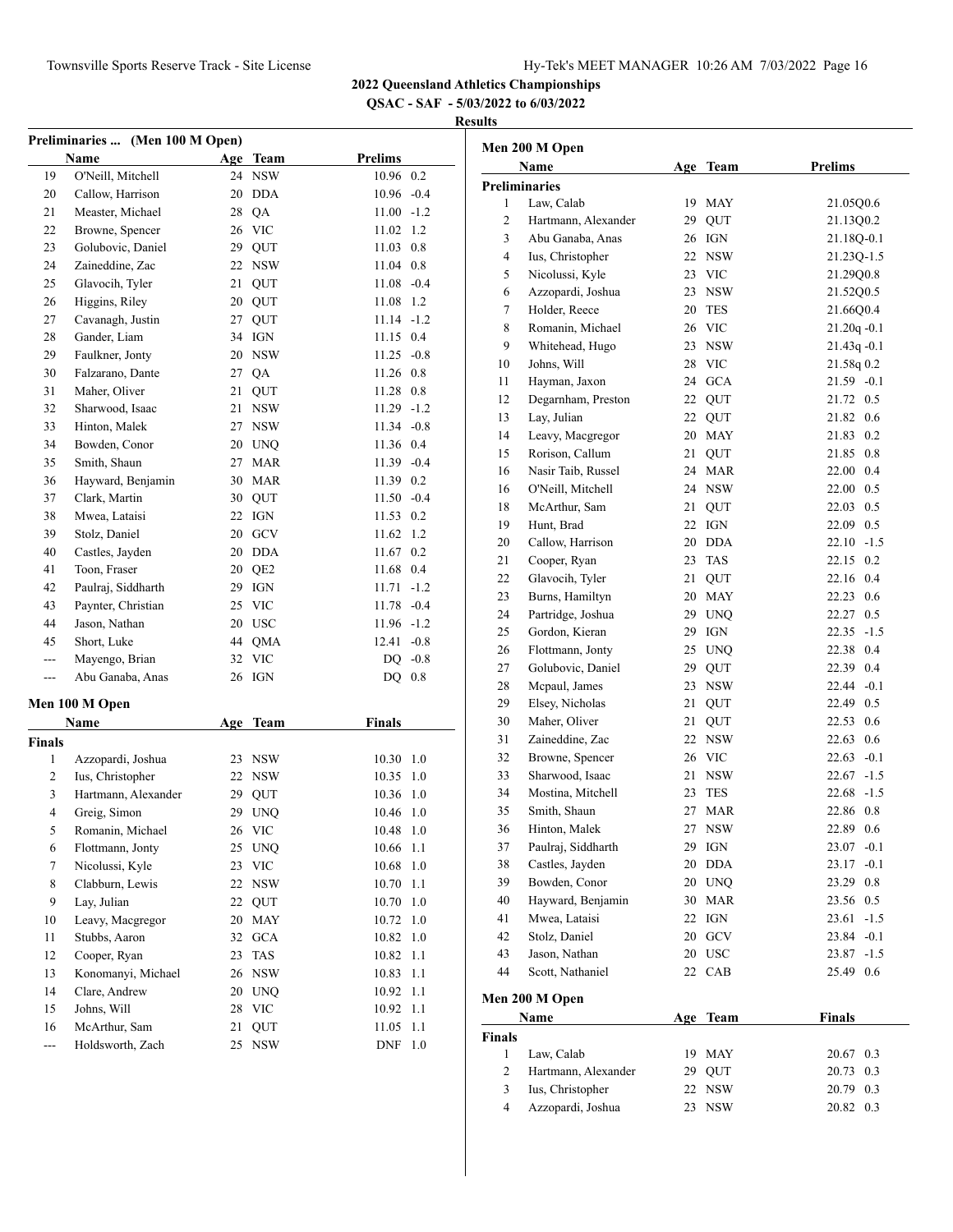**2022 Queensland Athletics Championships**

**QSAC - SAF - 5/03/2022 to 6/03/2022**

**Results**

### Preliminaries ... (Men 100 M Open)

| | Name | Age | Team | Prelims | |
|---|---|---|---|---|---|
| 19 | O'Neill, Mitchell | 24 | NSW | 10.96 | 0.2 |
| 20 | Callow, Harrison | 20 | DDA | 10.96 | -0.4 |
| 21 | Measter, Michael | 28 | QA | 11.00 | -1.2 |
| 22 | Browne, Spencer | 26 | VIC | 11.02 | 1.2 |
| 23 | Golubovic, Daniel | 29 | QUT | 11.03 | 0.8 |
| 24 | Zaineddine, Zac | 22 | NSW | 11.04 | 0.8 |
| 25 | Glavocih, Tyler | 21 | QUT | 11.08 | -0.4 |
| 26 | Higgins, Riley | 20 | QUT | 11.08 | 1.2 |
| 27 | Cavanagh, Justin | 27 | QUT | 11.14 | -1.2 |
| 28 | Gander, Liam | 34 | IGN | 11.15 | 0.4 |
| 29 | Faulkner, Jonty | 20 | NSW | 11.25 | -0.8 |
| 30 | Falzarano, Dante | 27 | QA | 11.26 | 0.8 |
| 31 | Maher, Oliver | 21 | QUT | 11.28 | 0.8 |
| 32 | Sharwood, Isaac | 21 | NSW | 11.29 | -1.2 |
| 33 | Hinton, Malek | 27 | NSW | 11.34 | -0.8 |
| 34 | Bowden, Conor | 20 | UNQ | 11.36 | 0.4 |
| 35 | Smith, Shaun | 27 | MAR | 11.39 | -0.4 |
| 36 | Hayward, Benjamin | 30 | MAR | 11.39 | 0.2 |
| 37 | Clark, Martin | 30 | QUT | 11.50 | -0.4 |
| 38 | Mwea, Lataisi | 22 | IGN | 11.53 | 0.2 |
| 39 | Stolz, Daniel | 20 | GCV | 11.62 | 1.2 |
| 40 | Castles, Jayden | 20 | DDA | 11.67 | 0.2 |
| 41 | Toon, Fraser | 20 | QE2 | 11.68 | 0.4 |
| 42 | Paulraj, Siddharth | 29 | IGN | 11.71 | -1.2 |
| 43 | Paynter, Christian | 25 | VIC | 11.78 | -0.4 |
| 44 | Jason, Nathan | 20 | USC | 11.96 | -1.2 |
| 45 | Short, Luke | 44 | QMA | 12.41 | -0.8 |
| --- | Mayengo, Brian | 32 | VIC | DQ | -0.8 |
| --- | Abu Ganaba, Anas | 26 | IGN | DQ | 0.8 |

### Men 100 M Open

| | Name | Age | Team | Finals | |
|---|---|---|---|---|---|
| **Finals** | | | | | |
| 1 | Azzopardi, Joshua | 23 | NSW | 10.30 | 1.0 |
| 2 | Ius, Christopher | 22 | NSW | 10.35 | 1.0 |
| 3 | Hartmann, Alexander | 29 | QUT | 10.36 | 1.0 |
| 4 | Greig, Simon | 29 | UNQ | 10.46 | 1.0 |
| 5 | Romanin, Michael | 26 | VIC | 10.48 | 1.0 |
| 6 | Flottmann, Jonty | 25 | UNQ | 10.66 | 1.1 |
| 7 | Nicolussi, Kyle | 23 | VIC | 10.68 | 1.0 |
| 8 | Clabburn, Lewis | 22 | NSW | 10.70 | 1.1 |
| 9 | Lay, Julian | 22 | QUT | 10.70 | 1.0 |
| 10 | Leavy, Macgregor | 20 | MAY | 10.72 | 1.0 |
| 11 | Stubbs, Aaron | 32 | GCA | 10.82 | 1.0 |
| 12 | Cooper, Ryan | 23 | TAS | 10.82 | 1.1 |
| 13 | Konomanyi, Michael | 26 | NSW | 10.83 | 1.1 |
| 14 | Clare, Andrew | 20 | UNQ | 10.92 | 1.1 |
| 15 | Johns, Will | 28 | VIC | 10.92 | 1.1 |
| 16 | McArthur, Sam | 21 | QUT | 11.05 | 1.1 |
| --- | Holdsworth, Zach | 25 | NSW | DNF | 1.0 |

### Men 200 M Open

| | Name | Age | Team | Prelims | |
|---|---|---|---|---|---|
| **Preliminaries** | | | | | |
| 1 | Law, Calab | 19 | MAY | 21.05Q | 0.6 |
| 2 | Hartmann, Alexander | 29 | QUT | 21.13Q | 0.2 |
| 3 | Abu Ganaba, Anas | 26 | IGN | 21.18Q | -0.1 |
| 4 | Ius, Christopher | 22 | NSW | 21.23Q | -1.5 |
| 5 | Nicolussi, Kyle | 23 | VIC | 21.29Q | 0.8 |
| 6 | Azzopardi, Joshua | 23 | NSW | 21.52Q | 0.5 |
| 7 | Holder, Reece | 20 | TES | 21.66Q | 0.4 |
| 8 | Romanin, Michael | 26 | VIC | 21.20q | -0.1 |
| 9 | Whitehead, Hugo | 23 | NSW | 21.43q | -0.1 |
| 10 | Johns, Will | 28 | VIC | 21.58q | 0.2 |
| 11 | Hayman, Jaxon | 24 | GCA | 21.59 | -0.1 |
| 12 | Degarnham, Preston | 22 | QUT | 21.72 | 0.5 |
| 13 | Lay, Julian | 22 | QUT | 21.82 | 0.6 |
| 14 | Leavy, Macgregor | 20 | MAY | 21.83 | 0.2 |
| 15 | Rorison, Callum | 21 | QUT | 21.85 | 0.8 |
| 16 | Nasir Taib, Russel | 24 | MAR | 22.00 | 0.4 |
| 16 | O'Neill, Mitchell | 24 | NSW | 22.00 | 0.5 |
| 18 | McArthur, Sam | 21 | QUT | 22.03 | 0.5 |
| 19 | Hunt, Brad | 22 | IGN | 22.09 | 0.5 |
| 20 | Callow, Harrison | 20 | DDA | 22.10 | -1.5 |
| 21 | Cooper, Ryan | 23 | TAS | 22.15 | 0.2 |
| 22 | Glavocih, Tyler | 21 | QUT | 22.16 | 0.4 |
| 23 | Burns, Hamiltyn | 20 | MAY | 22.23 | 0.6 |
| 24 | Partridge, Joshua | 29 | UNQ | 22.27 | 0.5 |
| 25 | Gordon, Kieran | 29 | IGN | 22.35 | -1.5 |
| 26 | Flottmann, Jonty | 25 | UNQ | 22.38 | 0.4 |
| 27 | Golubovic, Daniel | 29 | QUT | 22.39 | 0.4 |
| 28 | Mcpaul, James | 23 | NSW | 22.44 | -0.1 |
| 29 | Elsey, Nicholas | 21 | QUT | 22.49 | 0.5 |
| 30 | Maher, Oliver | 21 | QUT | 22.53 | 0.6 |
| 31 | Zaineddine, Zac | 22 | NSW | 22.63 | 0.6 |
| 32 | Browne, Spencer | 26 | VIC | 22.63 | -0.1 |
| 33 | Sharwood, Isaac | 21 | NSW | 22.67 | -1.5 |
| 34 | Mostina, Mitchell | 23 | TES | 22.68 | -1.5 |
| 35 | Smith, Shaun | 27 | MAR | 22.86 | 0.8 |
| 36 | Hinton, Malek | 27 | NSW | 22.89 | 0.6 |
| 37 | Paulraj, Siddharth | 29 | IGN | 23.07 | -0.1 |
| 38 | Castles, Jayden | 20 | DDA | 23.17 | -0.1 |
| 39 | Bowden, Conor | 20 | UNQ | 23.29 | 0.8 |
| 40 | Hayward, Benjamin | 30 | MAR | 23.56 | 0.5 |
| 41 | Mwea, Lataisi | 22 | IGN | 23.61 | -1.5 |
| 42 | Stolz, Daniel | 20 | GCV | 23.84 | -0.1 |
| 43 | Jason, Nathan | 20 | USC | 23.87 | -1.5 |
| 44 | Scott, Nathaniel | 22 | CAB | 25.49 | 0.6 |

### Men 200 M Open

| | Name | Age | Team | Finals | |
|---|---|---|---|---|---|
| **Finals** | | | | | |
| 1 | Law, Calab | 19 | MAY | 20.67 | 0.3 |
| 2 | Hartmann, Alexander | 29 | QUT | 20.73 | 0.3 |
| 3 | Ius, Christopher | 22 | NSW | 20.79 | 0.3 |
| 4 | Azzopardi, Joshua | 23 | NSW | 20.82 | 0.3 |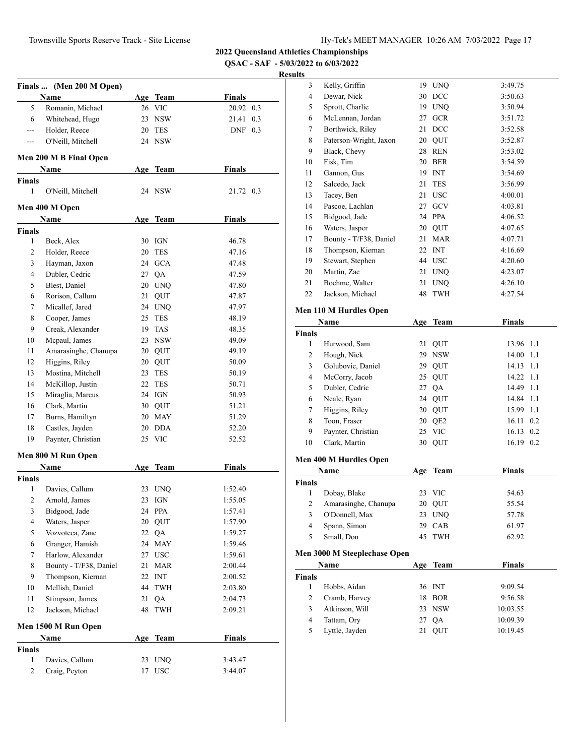# 2022 Queensland Athletics Championships

**QSAC - SAF - 5/03/2022 to 6/03/2022**

**Results**

### Finals ... (Men 200 M Open)

| | Name | Age | Team | Finals | |
|---|---|---|---|---|---|
| 5 | Romanin, Michael | 26 | VIC | 20.92 | 0.3 |
| 6 | Whitehead, Hugo | 23 | NSW | 21.41 | 0.3 |
| --- | Holder, Reece | 20 | TES | DNF | 0.3 |
| --- | O'Neill, Mitchell | 24 | NSW | | |

### Men 200 M B Final Open

| | Name | Age | Team | Finals | |
|---|---|---|---|---|---|
| **Finals** | | | | | |
| 1 | O'Neill, Mitchell | 24 | NSW | 21.72 | 0.3 |

### Men 400 M Open

| | Name | Age | Team | Finals |
|---|---|---|---|---|
| **Finals** | | | | |
| 1 | Beck, Alex | 30 | IGN | 46.78 |
| 2 | Holder, Reece | 20 | TES | 47.16 |
| 3 | Hayman, Jaxon | 24 | GCA | 47.48 |
| 4 | Dubler, Cedric | 27 | QA | 47.59 |
| 5 | Blest, Daniel | 20 | UNQ | 47.80 |
| 6 | Rorison, Callum | 21 | QUT | 47.87 |
| 7 | Micallef, Jared | 24 | UNQ | 47.97 |
| 8 | Cooper, James | 25 | TES | 48.19 |
| 9 | Creak, Alexander | 19 | TAS | 48.35 |
| 10 | Mcpaul, James | 23 | NSW | 49.09 |
| 11 | Amarasinghe, Chanupa | 20 | QUT | 49.19 |
| 12 | Higgins, Riley | 20 | QUT | 50.09 |
| 13 | Mostina, Mitchell | 23 | TES | 50.19 |
| 14 | McKillop, Justin | 22 | TES | 50.71 |
| 15 | Miraglia, Marcus | 24 | IGN | 50.93 |
| 16 | Clark, Martin | 30 | QUT | 51.21 |
| 17 | Burns, Hamiltyn | 20 | MAY | 51.29 |
| 18 | Castles, Jayden | 20 | DDA | 52.20 |
| 19 | Paynter, Christian | 25 | VIC | 52.52 |

### Men 800 M Run Open

| | Name | Age | Team | Finals |
|---|---|---|---|---|
| **Finals** | | | | |
| 1 | Davies, Callum | 23 | UNQ | 1:52.40 |
| 2 | Arnold, James | 23 | IGN | 1:55.05 |
| 3 | Bidgood, Jade | 24 | PPA | 1:57.41 |
| 4 | Waters, Jasper | 20 | QUT | 1:57.90 |
| 5 | Vozvoteca, Zane | 22 | QA | 1:59.27 |
| 6 | Granger, Hamish | 24 | MAY | 1:59.46 |
| 7 | Harlow, Alexander | 27 | USC | 1:59.61 |
| 8 | Bounty - T/F38, Daniel | 21 | MAR | 2:00.44 |
| 9 | Thompson, Kiernan | 22 | INT | 2:00.52 |
| 10 | Mellish, Daniel | 44 | TWH | 2:03.80 |
| 11 | Stimpson, James | 21 | QA | 2:04.73 |
| 12 | Jackson, Michael | 48 | TWH | 2:09.21 |

### Men 1500 M Run Open

| | Name | Age | Team | Finals |
|---|---|---|---|---|
| **Finals** | | | | |
| 1 | Davies, Callum | 23 | UNQ | 3:43.47 |
| 2 | Craig, Peyton | 17 | USC | 3:44.07 |
| 3 | Kelly, Griffin | 19 | UNQ | 3:49.75 |
| 4 | Dewar, Nick | 30 | DCC | 3:50.63 |
| 5 | Sprott, Charlie | 19 | UNQ | 3:50.94 |
| 6 | McLennan, Jordan | 27 | GCR | 3:51.72 |
| 7 | Borthwick, Riley | 21 | DCC | 3:52.58 |
| 8 | Paterson-Wright, Jaxon | 20 | QUT | 3:52.87 |
| 9 | Black, Chevy | 28 | REN | 3:53.02 |
| 10 | Fisk, Tim | 20 | BER | 3:54.59 |
| 11 | Gannon, Gus | 19 | INT | 3:54.69 |
| 12 | Salcedo, Jack | 21 | TES | 3:56.99 |
| 13 | Tacey, Ben | 21 | USC | 4:00.01 |
| 14 | Pascoe, Lachlan | 27 | GCV | 4:03.81 |
| 15 | Bidgood, Jade | 24 | PPA | 4:06.52 |
| 16 | Waters, Jasper | 20 | QUT | 4:07.65 |
| 17 | Bounty - T/F38, Daniel | 21 | MAR | 4:07.71 |
| 18 | Thompson, Kiernan | 22 | INT | 4:16.69 |
| 19 | Stewart, Stephen | 44 | USC | 4:20.60 |
| 20 | Martin, Zac | 21 | UNQ | 4:23.07 |
| 21 | Boehme, Walter | 21 | UNQ | 4:26.10 |
| 22 | Jackson, Michael | 48 | TWH | 4:27.54 |

### Men 110 M Hurdles Open

| | Name | Age | Team | Finals | |
|---|---|---|---|---|---|
| **Finals** | | | | | |
| 1 | Hurwood, Sam | 21 | QUT | 13.96 | 1.1 |
| 2 | Hough, Nick | 29 | NSW | 14.00 | 1.1 |
| 3 | Golubovic, Daniel | 29 | QUT | 14.13 | 1.1 |
| 4 | McCorry, Jacob | 25 | QUT | 14.22 | 1.1 |
| 5 | Dubler, Cedric | 27 | QA | 14.49 | 1.1 |
| 6 | Neale, Ryan | 24 | QUT | 14.84 | 1.1 |
| 7 | Higgins, Riley | 20 | QUT | 15.99 | 1.1 |
| 8 | Toon, Fraser | 20 | QE2 | 16.11 | 0.2 |
| 9 | Paynter, Christian | 25 | VIC | 16.13 | 0.2 |
| 10 | Clark, Martin | 30 | QUT | 16.19 | 0.2 |

### Men 400 M Hurdles Open

| | Name | Age | Team | Finals |
|---|---|---|---|---|
| **Finals** | | | | |
| 1 | Dobay, Blake | 23 | VIC | 54.63 |
| 2 | Amarasinghe, Chanupa | 20 | QUT | 55.54 |
| 3 | O'Donnell, Max | 23 | UNQ | 57.78 |
| 4 | Spann, Simon | 29 | CAB | 61.97 |
| 5 | Small, Don | 45 | TWH | 62.92 |

### Men 3000 M Steeplechase Open

| | Name | Age | Team | Finals |
|---|---|---|---|---|
| **Finals** | | | | |
| 1 | Hobbs, Aidan | 36 | INT | 9:09.54 |
| 2 | Cramb, Harvey | 18 | BOR | 9:56.58 |
| 3 | Atkinson, Will | 23 | NSW | 10:03.55 |
| 4 | Tattam, Ory | 27 | QA | 10:09.39 |
| 5 | Lyttle, Jayden | 21 | QUT | 10:19.45 |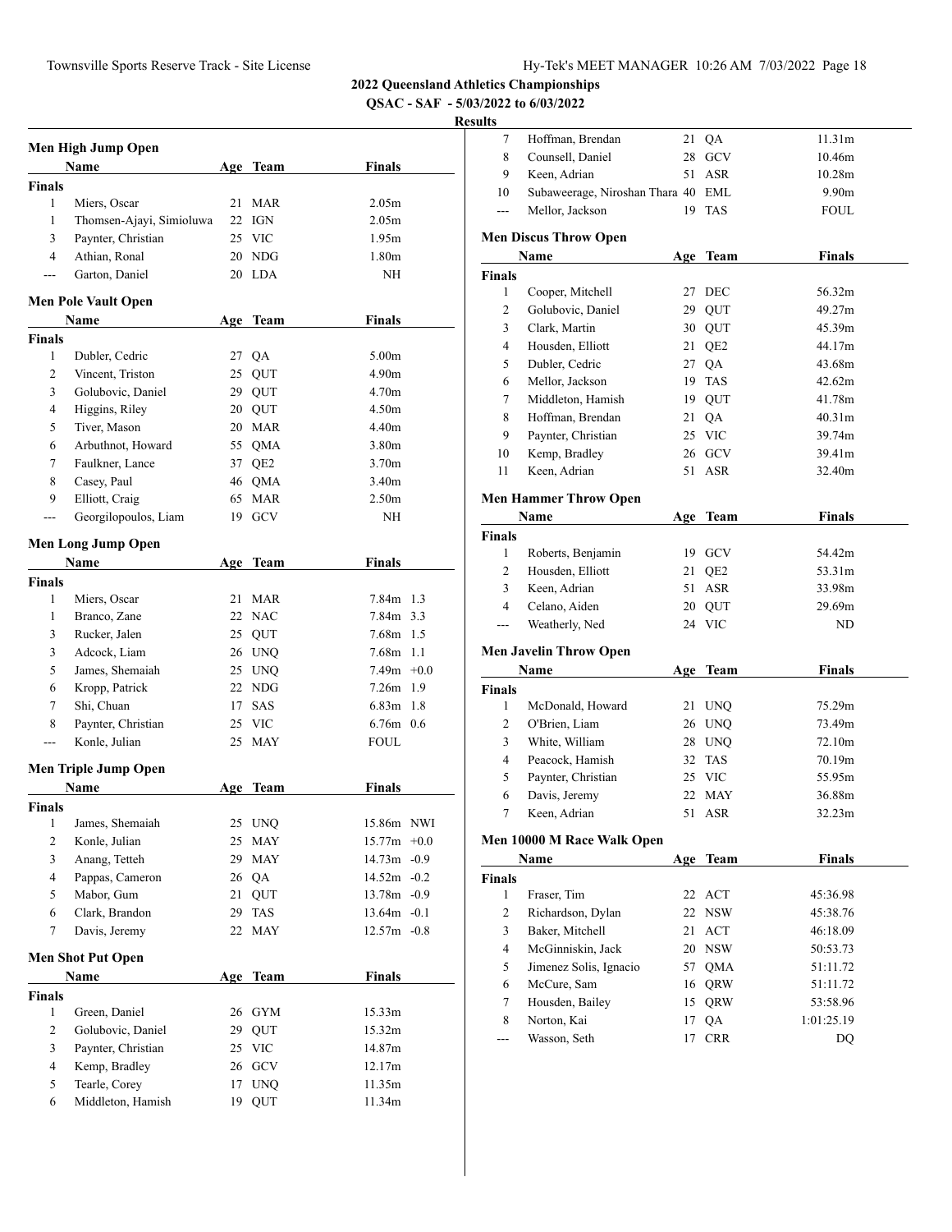## 2022 Queensland Athletics Championships

**QSAC - SAF - 5/03/2022 to 6/03/2022**

**Results**

### Men High Jump Open

| | Name | Age | Team | Finals |
|---|---|---|---|---|
| **Finals** | | | | |
| 1 | Miers, Oscar | 21 | MAR | 2.05m |
| 1 | Thomsen-Ajayi, Simioluwa | 22 | IGN | 2.05m |
| 3 | Paynter, Christian | 25 | VIC | 1.95m |
| 4 | Athian, Ronal | 20 | NDG | 1.80m |
| --- | Garton, Daniel | 20 | LDA | NH |

### Men Pole Vault Open

| | Name | Age | Team | Finals |
|---|---|---|---|---|
| **Finals** | | | | |
| 1 | Dubler, Cedric | 27 | QA | 5.00m |
| 2 | Vincent, Triston | 25 | QUT | 4.90m |
| 3 | Golubovic, Daniel | 29 | QUT | 4.70m |
| 4 | Higgins, Riley | 20 | QUT | 4.50m |
| 5 | Tiver, Mason | 20 | MAR | 4.40m |
| 6 | Arbuthnot, Howard | 55 | QMA | 3.80m |
| 7 | Faulkner, Lance | 37 | QE2 | 3.70m |
| 8 | Casey, Paul | 46 | QMA | 3.40m |
| 9 | Elliott, Craig | 65 | MAR | 2.50m |
| --- | Georgilopoulos, Liam | 19 | GCV | NH |

### Men Long Jump Open

| | Name | Age | Team | Finals | Wind |
|---|---|---|---|---|---|
| **Finals** | | | | | |
| 1 | Miers, Oscar | 21 | MAR | 7.84m | 1.3 |
| 1 | Branco, Zane | 22 | NAC | 7.84m | 3.3 |
| 3 | Rucker, Jalen | 25 | QUT | 7.68m | 1.5 |
| 3 | Adcock, Liam | 26 | UNQ | 7.68m | 1.1 |
| 5 | James, Shemaiah | 25 | UNQ | 7.49m | +0.0 |
| 6 | Kropp, Patrick | 22 | NDG | 7.26m | 1.9 |
| 7 | Shi, Chuan | 17 | SAS | 6.83m | 1.8 |
| 8 | Paynter, Christian | 25 | VIC | 6.76m | 0.6 |
| --- | Konle, Julian | 25 | MAY | FOUL | |

### Men Triple Jump Open

| | Name | Age | Team | Finals | Wind |
|---|---|---|---|---|---|
| **Finals** | | | | | |
| 1 | James, Shemaiah | 25 | UNQ | 15.86m | NWI |
| 2 | Konle, Julian | 25 | MAY | 15.77m | +0.0 |
| 3 | Anang, Tetteh | 29 | MAY | 14.73m | -0.9 |
| 4 | Pappas, Cameron | 26 | QA | 14.52m | -0.2 |
| 5 | Mabor, Gum | 21 | QUT | 13.78m | -0.9 |
| 6 | Clark, Brandon | 29 | TAS | 13.64m | -0.1 |
| 7 | Davis, Jeremy | 22 | MAY | 12.57m | -0.8 |

### Men Shot Put Open

| | Name | Age | Team | Finals |
|---|---|---|---|---|
| **Finals** | | | | |
| 1 | Green, Daniel | 26 | GYM | 15.33m |
| 2 | Golubovic, Daniel | 29 | QUT | 15.32m |
| 3 | Paynter, Christian | 25 | VIC | 14.87m |
| 4 | Kemp, Bradley | 26 | GCV | 12.17m |
| 5 | Tearle, Corey | 17 | UNQ | 11.35m |
| 6 | Middleton, Hamish | 19 | QUT | 11.34m |
| 7 | Hoffman, Brendan | 21 | QA | 11.31m |
| 8 | Counsell, Daniel | 28 | GCV | 10.46m |
| 9 | Keen, Adrian | 51 | ASR | 10.28m |
| 10 | Subaweerage, Niroshan Thara | 40 | EML | 9.90m |
| --- | Mellor, Jackson | 19 | TAS | FOUL |

### Men Discus Throw Open

| | Name | Age | Team | Finals |
|---|---|---|---|---|
| **Finals** | | | | |
| 1 | Cooper, Mitchell | 27 | DEC | 56.32m |
| 2 | Golubovic, Daniel | 29 | QUT | 49.27m |
| 3 | Clark, Martin | 30 | QUT | 45.39m |
| 4 | Housden, Elliott | 21 | QE2 | 44.17m |
| 5 | Dubler, Cedric | 27 | QA | 43.68m |
| 6 | Mellor, Jackson | 19 | TAS | 42.62m |
| 7 | Middleton, Hamish | 19 | QUT | 41.78m |
| 8 | Hoffman, Brendan | 21 | QA | 40.31m |
| 9 | Paynter, Christian | 25 | VIC | 39.74m |
| 10 | Kemp, Bradley | 26 | GCV | 39.41m |
| 11 | Keen, Adrian | 51 | ASR | 32.40m |

### Men Hammer Throw Open

| | Name | Age | Team | Finals |
|---|---|---|---|---|
| **Finals** | | | | |
| 1 | Roberts, Benjamin | 19 | GCV | 54.42m |
| 2 | Housden, Elliott | 21 | QE2 | 53.31m |
| 3 | Keen, Adrian | 51 | ASR | 33.98m |
| 4 | Celano, Aiden | 20 | QUT | 29.69m |
| --- | Weatherly, Ned | 24 | VIC | ND |

### Men Javelin Throw Open

| | Name | Age | Team | Finals |
|---|---|---|---|---|
| **Finals** | | | | |
| 1 | McDonald, Howard | 21 | UNQ | 75.29m |
| 2 | O'Brien, Liam | 26 | UNQ | 73.49m |
| 3 | White, William | 28 | UNQ | 72.10m |
| 4 | Peacock, Hamish | 32 | TAS | 70.19m |
| 5 | Paynter, Christian | 25 | VIC | 55.95m |
| 6 | Davis, Jeremy | 22 | MAY | 36.88m |
| 7 | Keen, Adrian | 51 | ASR | 32.23m |

### Men 10000 M Race Walk Open

| | Name | Age | Team | Finals |
|---|---|---|---|---|
| **Finals** | | | | |
| 1 | Fraser, Tim | 22 | ACT | 45:36.98 |
| 2 | Richardson, Dylan | 22 | NSW | 45:38.76 |
| 3 | Baker, Mitchell | 21 | ACT | 46:18.09 |
| 4 | McGinniskin, Jack | 20 | NSW | 50:53.73 |
| 5 | Jimenez Solis, Ignacio | 57 | QMA | 51:11.72 |
| 6 | McCure, Sam | 16 | QRW | 51:11.72 |
| 7 | Housden, Bailey | 15 | QRW | 53:58.96 |
| 8 | Norton, Kai | 17 | QA | 1:01:25.19 |
| --- | Wasson, Seth | 17 | CRR | DQ |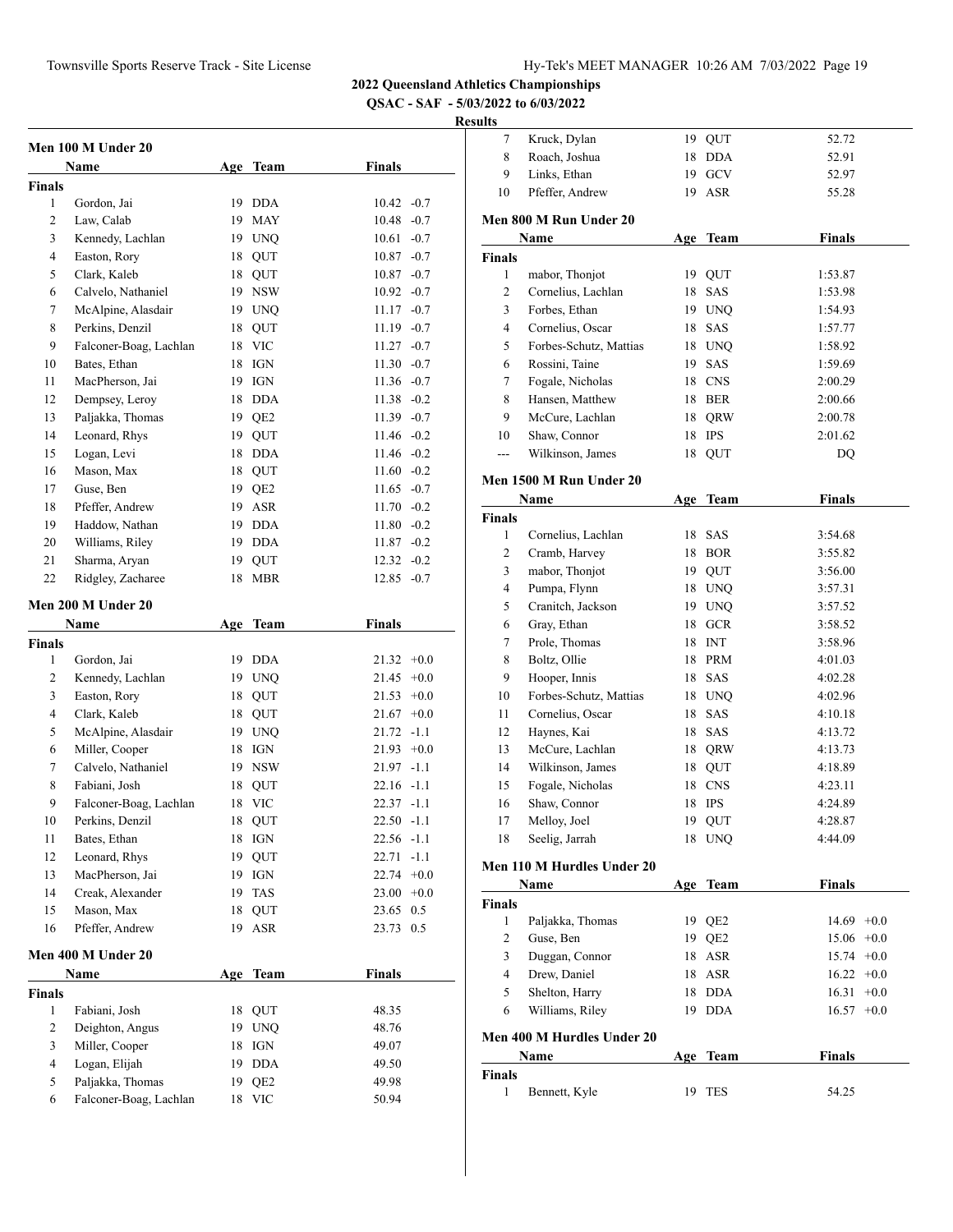# 2022 Queensland Athletics Championships

**QSAC - SAF - 5/03/2022 to 6/03/2022**

**Results**

## Men 100 M Under 20

| | Name | Age | Team | Finals | Wind |
|---|---|---|---|---|---|
| **Finals** | | | | | |
| 1 | Gordon, Jai | 19 | DDA | 10.42 | -0.7 |
| 2 | Law, Calab | 19 | MAY | 10.48 | -0.7 |
| 3 | Kennedy, Lachlan | 19 | UNQ | 10.61 | -0.7 |
| 4 | Easton, Rory | 18 | QUT | 10.87 | -0.7 |
| 5 | Clark, Kaleb | 18 | QUT | 10.87 | -0.7 |
| 6 | Calvelo, Nathaniel | 19 | NSW | 10.92 | -0.7 |
| 7 | McAlpine, Alasdair | 19 | UNQ | 11.17 | -0.7 |
| 8 | Perkins, Denzil | 18 | QUT | 11.19 | -0.7 |
| 9 | Falconer-Boag, Lachlan | 18 | VIC | 11.27 | -0.7 |
| 10 | Bates, Ethan | 18 | IGN | 11.30 | -0.7 |
| 11 | MacPherson, Jai | 19 | IGN | 11.36 | -0.7 |
| 12 | Dempsey, Leroy | 18 | DDA | 11.38 | -0.2 |
| 13 | Paljakka, Thomas | 19 | QE2 | 11.39 | -0.7 |
| 14 | Leonard, Rhys | 19 | QUT | 11.46 | -0.2 |
| 15 | Logan, Levi | 18 | DDA | 11.46 | -0.2 |
| 16 | Mason, Max | 18 | QUT | 11.60 | -0.2 |
| 17 | Guse, Ben | 19 | QE2 | 11.65 | -0.7 |
| 18 | Pfeffer, Andrew | 19 | ASR | 11.70 | -0.2 |
| 19 | Haddow, Nathan | 19 | DDA | 11.80 | -0.2 |
| 20 | Williams, Riley | 19 | DDA | 11.87 | -0.2 |
| 21 | Sharma, Aryan | 19 | QUT | 12.32 | -0.2 |
| 22 | Ridgley, Zacharee | 18 | MBR | 12.85 | -0.7 |

## Men 200 M Under 20

| | Name | Age | Team | Finals | Wind |
|---|---|---|---|---|---|
| **Finals** | | | | | |
| 1 | Gordon, Jai | 19 | DDA | 21.32 | +0.0 |
| 2 | Kennedy, Lachlan | 19 | UNQ | 21.45 | +0.0 |
| 3 | Easton, Rory | 18 | QUT | 21.53 | +0.0 |
| 4 | Clark, Kaleb | 18 | QUT | 21.67 | +0.0 |
| 5 | McAlpine, Alasdair | 19 | UNQ | 21.72 | -1.1 |
| 6 | Miller, Cooper | 18 | IGN | 21.93 | +0.0 |
| 7 | Calvelo, Nathaniel | 19 | NSW | 21.97 | -1.1 |
| 8 | Fabiani, Josh | 18 | QUT | 22.16 | -1.1 |
| 9 | Falconer-Boag, Lachlan | 18 | VIC | 22.37 | -1.1 |
| 10 | Perkins, Denzil | 18 | QUT | 22.50 | -1.1 |
| 11 | Bates, Ethan | 18 | IGN | 22.56 | -1.1 |
| 12 | Leonard, Rhys | 19 | QUT | 22.71 | -1.1 |
| 13 | MacPherson, Jai | 19 | IGN | 22.74 | +0.0 |
| 14 | Creak, Alexander | 19 | TAS | 23.00 | +0.0 |
| 15 | Mason, Max | 18 | QUT | 23.65 | 0.5 |
| 16 | Pfeffer, Andrew | 19 | ASR | 23.73 | 0.5 |

## Men 400 M Under 20

| | Name | Age | Team | Finals |
|---|---|---|---|---|
| **Finals** | | | | |
| 1 | Fabiani, Josh | 18 | QUT | 48.35 |
| 2 | Deighton, Angus | 19 | UNQ | 48.76 |
| 3 | Miller, Cooper | 18 | IGN | 49.07 |
| 4 | Logan, Elijah | 19 | DDA | 49.50 |
| 5 | Paljakka, Thomas | 19 | QE2 | 49.98 |
| 6 | Falconer-Boag, Lachlan | 18 | VIC | 50.94 |
| 7 | Kruck, Dylan | 19 | QUT | 52.72 |
| 8 | Roach, Joshua | 18 | DDA | 52.91 |
| 9 | Links, Ethan | 19 | GCV | 52.97 |
| 10 | Pfeffer, Andrew | 19 | ASR | 55.28 |

## Men 800 M Run Under 20

| | Name | Age | Team | Finals |
|---|---|---|---|---|
| **Finals** | | | | |
| 1 | mabor, Thonjot | 19 | QUT | 1:53.87 |
| 2 | Cornelius, Lachlan | 18 | SAS | 1:53.98 |
| 3 | Forbes, Ethan | 19 | UNQ | 1:54.93 |
| 4 | Cornelius, Oscar | 18 | SAS | 1:57.77 |
| 5 | Forbes-Schutz, Mattias | 18 | UNQ | 1:58.92 |
| 6 | Rossini, Taine | 19 | SAS | 1:59.69 |
| 7 | Fogale, Nicholas | 18 | CNS | 2:00.29 |
| 8 | Hansen, Matthew | 18 | BER | 2:00.66 |
| 9 | McCure, Lachlan | 18 | QRW | 2:00.78 |
| 10 | Shaw, Connor | 18 | IPS | 2:01.62 |
| --- | Wilkinson, James | 18 | QUT | DQ |

## Men 1500 M Run Under 20

| | Name | Age | Team | Finals |
|---|---|---|---|---|
| **Finals** | | | | |
| 1 | Cornelius, Lachlan | 18 | SAS | 3:54.68 |
| 2 | Cramb, Harvey | 18 | BOR | 3:55.82 |
| 3 | mabor, Thonjot | 19 | QUT | 3:56.00 |
| 4 | Pumpa, Flynn | 18 | UNQ | 3:57.31 |
| 5 | Cranitch, Jackson | 19 | UNQ | 3:57.52 |
| 6 | Gray, Ethan | 18 | GCR | 3:58.52 |
| 7 | Prole, Thomas | 18 | INT | 3:58.96 |
| 8 | Boltz, Ollie | 18 | PRM | 4:01.03 |
| 9 | Hooper, Innis | 18 | SAS | 4:02.28 |
| 10 | Forbes-Schutz, Mattias | 18 | UNQ | 4:02.96 |
| 11 | Cornelius, Oscar | 18 | SAS | 4:10.18 |
| 12 | Haynes, Kai | 18 | SAS | 4:13.72 |
| 13 | McCure, Lachlan | 18 | QRW | 4:13.73 |
| 14 | Wilkinson, James | 18 | QUT | 4:18.89 |
| 15 | Fogale, Nicholas | 18 | CNS | 4:23.11 |
| 16 | Shaw, Connor | 18 | IPS | 4:24.89 |
| 17 | Melloy, Joel | 19 | QUT | 4:28.87 |
| 18 | Seelig, Jarrah | 18 | UNQ | 4:44.09 |

## Men 110 M Hurdles Under 20

| | Name | Age | Team | Finals | Wind |
|---|---|---|---|---|---|
| **Finals** | | | | | |
| 1 | Paljakka, Thomas | 19 | QE2 | 14.69 | +0.0 |
| 2 | Guse, Ben | 19 | QE2 | 15.06 | +0.0 |
| 3 | Duggan, Connor | 18 | ASR | 15.74 | +0.0 |
| 4 | Drew, Daniel | 18 | ASR | 16.22 | +0.0 |
| 5 | Shelton, Harry | 18 | DDA | 16.31 | +0.0 |
| 6 | Williams, Riley | 19 | DDA | 16.57 | +0.0 |

## Men 400 M Hurdles Under 20

| | Name | Age | Team | Finals |
|---|---|---|---|---|
| **Finals** | | | | |
| 1 | Bennett, Kyle | 19 | TES | 54.25 |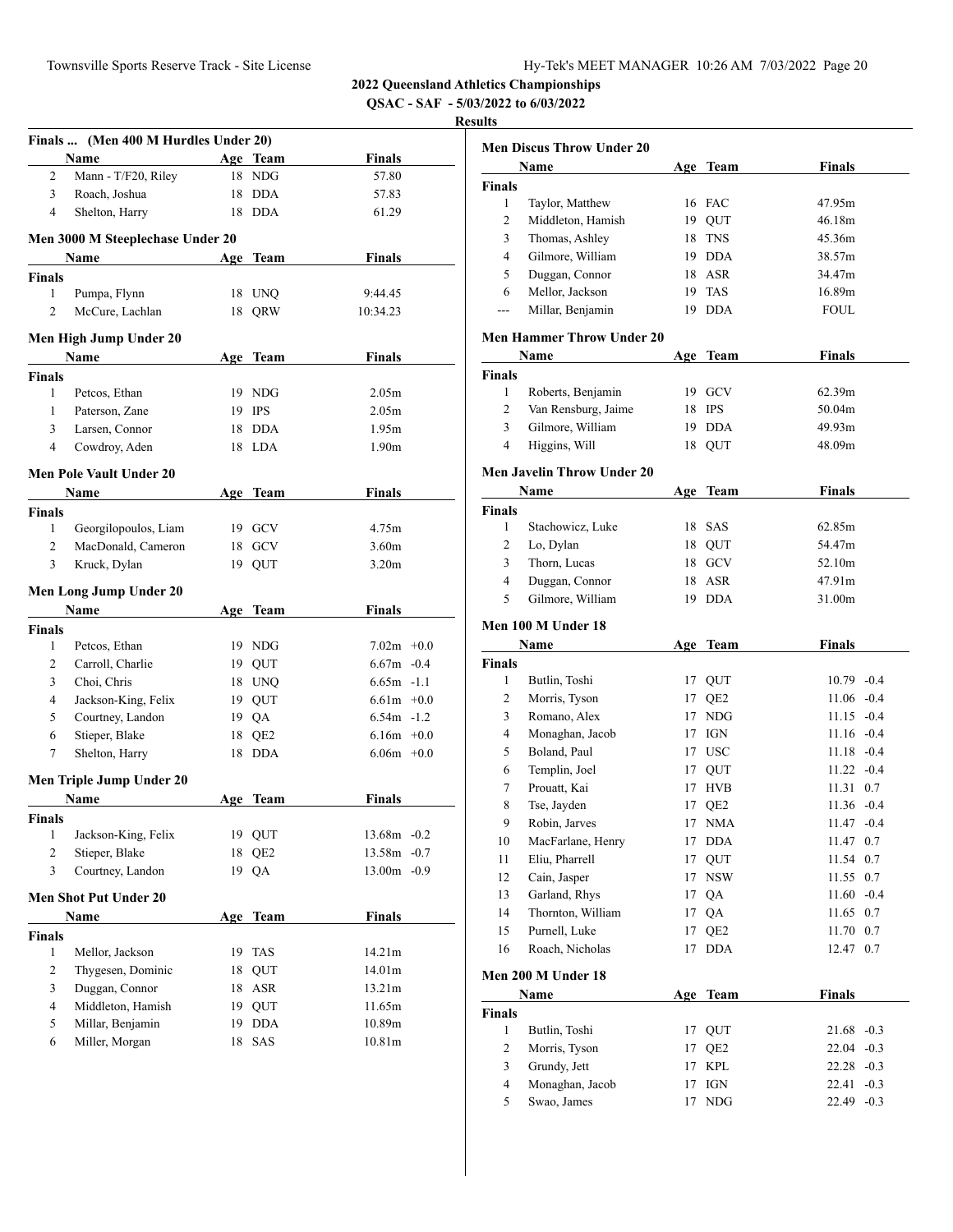## 2022 Queensland Athletics Championships

**QSAC - SAF - 5/03/2022 to 6/03/2022**

**Results**

### Finals ... (Men 400 M Hurdles Under 20)

| | Name | Age | Team | Finals |
|---|---|---|---|---|
| 2 | Mann - T/F20, Riley | 18 | NDG | 57.80 |
| 3 | Roach, Joshua | 18 | DDA | 57.83 |
| 4 | Shelton, Harry | 18 | DDA | 61.29 |

### Men 3000 M Steeplechase Under 20

| | Name | Age | Team | Finals |
|---|---|---|---|---|
| **Finals** | | | | |
| 1 | Pumpa, Flynn | 18 | UNQ | 9:44.45 |
| 2 | McCure, Lachlan | 18 | QRW | 10:34.23 |

### Men High Jump Under 20

| | Name | Age | Team | Finals |
|---|---|---|---|---|
| **Finals** | | | | |
| 1 | Petcos, Ethan | 19 | NDG | 2.05m |
| 1 | Paterson, Zane | 19 | IPS | 2.05m |
| 3 | Larsen, Connor | 18 | DDA | 1.95m |
| 4 | Cowdroy, Aden | 18 | LDA | 1.90m |

### Men Pole Vault Under 20

| | Name | Age | Team | Finals |
|---|---|---|---|---|
| **Finals** | | | | |
| 1 | Georgilopoulos, Liam | 19 | GCV | 4.75m |
| 2 | MacDonald, Cameron | 18 | GCV | 3.60m |
| 3 | Kruck, Dylan | 19 | QUT | 3.20m |

### Men Long Jump Under 20

| | Name | Age | Team | Finals | Wind |
|---|---|---|---|---|---|
| **Finals** | | | | | |
| 1 | Petcos, Ethan | 19 | NDG | 7.02m | +0.0 |
| 2 | Carroll, Charlie | 19 | QUT | 6.67m | -0.4 |
| 3 | Choi, Chris | 18 | UNQ | 6.65m | -1.1 |
| 4 | Jackson-King, Felix | 19 | QUT | 6.61m | +0.0 |
| 5 | Courtney, Landon | 19 | QA | 6.54m | -1.2 |
| 6 | Stieper, Blake | 18 | QE2 | 6.16m | +0.0 |
| 7 | Shelton, Harry | 18 | DDA | 6.06m | +0.0 |

### Men Triple Jump Under 20

| | Name | Age | Team | Finals | Wind |
|---|---|---|---|---|---|
| **Finals** | | | | | |
| 1 | Jackson-King, Felix | 19 | QUT | 13.68m | -0.2 |
| 2 | Stieper, Blake | 18 | QE2 | 13.58m | -0.7 |
| 3 | Courtney, Landon | 19 | QA | 13.00m | -0.9 |

### Men Shot Put Under 20

| | Name | Age | Team | Finals |
|---|---|---|---|---|
| **Finals** | | | | |
| 1 | Mellor, Jackson | 19 | TAS | 14.21m |
| 2 | Thygesen, Dominic | 18 | QUT | 14.01m |
| 3 | Duggan, Connor | 18 | ASR | 13.21m |
| 4 | Middleton, Hamish | 19 | QUT | 11.65m |
| 5 | Millar, Benjamin | 19 | DDA | 10.89m |
| 6 | Miller, Morgan | 18 | SAS | 10.81m |

### Men Discus Throw Under 20

| | Name | Age | Team | Finals |
|---|---|---|---|---|
| **Finals** | | | | |
| 1 | Taylor, Matthew | 16 | FAC | 47.95m |
| 2 | Middleton, Hamish | 19 | QUT | 46.18m |
| 3 | Thomas, Ashley | 18 | TNS | 45.36m |
| 4 | Gilmore, William | 19 | DDA | 38.57m |
| 5 | Duggan, Connor | 18 | ASR | 34.47m |
| 6 | Mellor, Jackson | 19 | TAS | 16.89m |
| --- | Millar, Benjamin | 19 | DDA | FOUL |

### Men Hammer Throw Under 20

| | Name | Age | Team | Finals |
|---|---|---|---|---|
| **Finals** | | | | |
| 1 | Roberts, Benjamin | 19 | GCV | 62.39m |
| 2 | Van Rensburg, Jaime | 18 | IPS | 50.04m |
| 3 | Gilmore, William | 19 | DDA | 49.93m |
| 4 | Higgins, Will | 18 | QUT | 48.09m |

### Men Javelin Throw Under 20

| | Name | Age | Team | Finals |
|---|---|---|---|---|
| **Finals** | | | | |
| 1 | Stachowicz, Luke | 18 | SAS | 62.85m |
| 2 | Lo, Dylan | 18 | QUT | 54.47m |
| 3 | Thorn, Lucas | 18 | GCV | 52.10m |
| 4 | Duggan, Connor | 18 | ASR | 47.91m |
| 5 | Gilmore, William | 19 | DDA | 31.00m |

### Men 100 M Under 18

| | Name | Age | Team | Finals | Wind |
|---|---|---|---|---|---|
| **Finals** | | | | | |
| 1 | Butlin, Toshi | 17 | QUT | 10.79 | -0.4 |
| 2 | Morris, Tyson | 17 | QE2 | 11.06 | -0.4 |
| 3 | Romano, Alex | 17 | NDG | 11.15 | -0.4 |
| 4 | Monaghan, Jacob | 17 | IGN | 11.16 | -0.4 |
| 5 | Boland, Paul | 17 | USC | 11.18 | -0.4 |
| 6 | Templin, Joel | 17 | QUT | 11.22 | -0.4 |
| 7 | Prouatt, Kai | 17 | HVB | 11.31 | 0.7 |
| 8 | Tse, Jayden | 17 | QE2 | 11.36 | -0.4 |
| 9 | Robin, Jarves | 17 | NMA | 11.47 | -0.4 |
| 10 | MacFarlane, Henry | 17 | DDA | 11.47 | 0.7 |
| 11 | Eliu, Pharrell | 17 | QUT | 11.54 | 0.7 |
| 12 | Cain, Jasper | 17 | NSW | 11.55 | 0.7 |
| 13 | Garland, Rhys | 17 | QA | 11.60 | -0.4 |
| 14 | Thornton, William | 17 | QA | 11.65 | 0.7 |
| 15 | Purnell, Luke | 17 | QE2 | 11.70 | 0.7 |
| 16 | Roach, Nicholas | 17 | DDA | 12.47 | 0.7 |

### Men 200 M Under 18

| | Name | Age | Team | Finals | Wind |
|---|---|---|---|---|---|
| **Finals** | | | | | |
| 1 | Butlin, Toshi | 17 | QUT | 21.68 | -0.3 |
| 2 | Morris, Tyson | 17 | QE2 | 22.04 | -0.3 |
| 3 | Grundy, Jett | 17 | KPL | 22.28 | -0.3 |
| 4 | Monaghan, Jacob | 17 | IGN | 22.41 | -0.3 |
| 5 | Swao, James | 17 | NDG | 22.49 | -0.3 |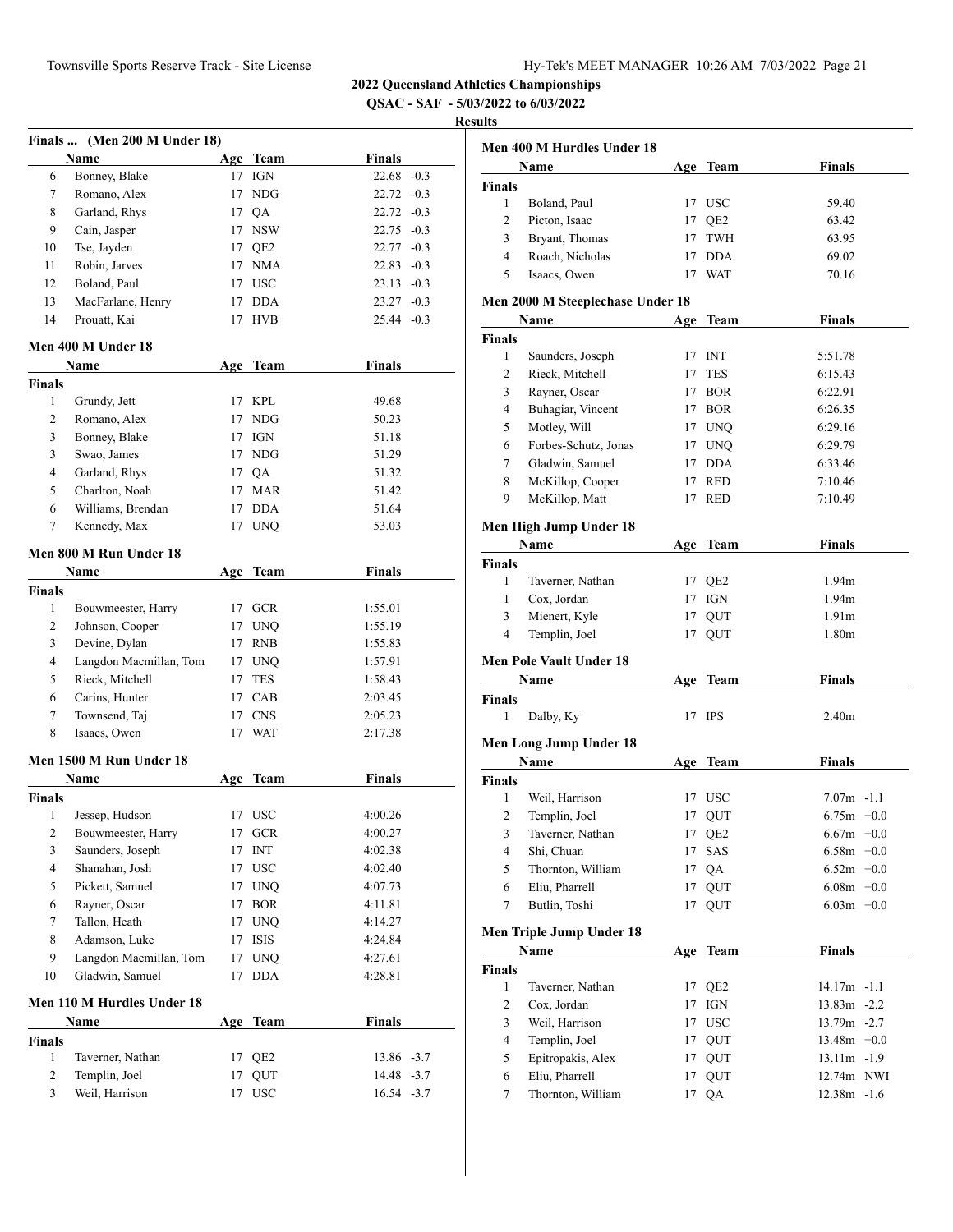**2022 Queensland Athletics Championships**

**QSAC - SAF - 5/03/2022 to 6/03/2022**

**Results**

### Finals ... (Men 200 M Under 18)

| | Name | Age | Team | Finals | |
|---|---|---|---|---|---|
| 6 | Bonney, Blake | 17 | IGN | 22.68 | -0.3 |
| 7 | Romano, Alex | 17 | NDG | 22.72 | -0.3 |
| 8 | Garland, Rhys | 17 | QA | 22.72 | -0.3 |
| 9 | Cain, Jasper | 17 | NSW | 22.75 | -0.3 |
| 10 | Tse, Jayden | 17 | QE2 | 22.77 | -0.3 |
| 11 | Robin, Jarves | 17 | NMA | 22.83 | -0.3 |
| 12 | Boland, Paul | 17 | USC | 23.13 | -0.3 |
| 13 | MacFarlane, Henry | 17 | DDA | 23.27 | -0.3 |
| 14 | Prouatt, Kai | 17 | HVB | 25.44 | -0.3 |

### Men 400 M Under 18

| | Name | Age | Team | Finals |
|---|---|---|---|---|
| **Finals** | | | | |
| 1 | Grundy, Jett | 17 | KPL | 49.68 |
| 2 | Romano, Alex | 17 | NDG | 50.23 |
| 3 | Bonney, Blake | 17 | IGN | 51.18 |
| 3 | Swao, James | 17 | NDG | 51.29 |
| 4 | Garland, Rhys | 17 | QA | 51.32 |
| 5 | Charlton, Noah | 17 | MAR | 51.42 |
| 6 | Williams, Brendan | 17 | DDA | 51.64 |
| 7 | Kennedy, Max | 17 | UNQ | 53.03 |

### Men 800 M Run Under 18

| | Name | Age | Team | Finals |
|---|---|---|---|---|
| **Finals** | | | | |
| 1 | Bouwmeester, Harry | 17 | GCR | 1:55.01 |
| 2 | Johnson, Cooper | 17 | UNQ | 1:55.19 |
| 3 | Devine, Dylan | 17 | RNB | 1:55.83 |
| 4 | Langdon Macmillan, Tom | 17 | UNQ | 1:57.91 |
| 5 | Rieck, Mitchell | 17 | TES | 1:58.43 |
| 6 | Carins, Hunter | 17 | CAB | 2:03.45 |
| 7 | Townsend, Taj | 17 | CNS | 2:05.23 |
| 8 | Isaacs, Owen | 17 | WAT | 2:17.38 |

### Men 1500 M Run Under 18

| | Name | Age | Team | Finals |
|---|---|---|---|---|
| **Finals** | | | | |
| 1 | Jessep, Hudson | 17 | USC | 4:00.26 |
| 2 | Bouwmeester, Harry | 17 | GCR | 4:00.27 |
| 3 | Saunders, Joseph | 17 | INT | 4:02.38 |
| 4 | Shanahan, Josh | 17 | USC | 4:02.40 |
| 5 | Pickett, Samuel | 17 | UNQ | 4:07.73 |
| 6 | Rayner, Oscar | 17 | BOR | 4:11.81 |
| 7 | Tallon, Heath | 17 | UNQ | 4:14.27 |
| 8 | Adamson, Luke | 17 | ISIS | 4:24.84 |
| 9 | Langdon Macmillan, Tom | 17 | UNQ | 4:27.61 |
| 10 | Gladwin, Samuel | 17 | DDA | 4:28.81 |

### Men 110 M Hurdles Under 18

| | Name | Age | Team | Finals | |
|---|---|---|---|---|---|
| **Finals** | | | | | |
| 1 | Taverner, Nathan | 17 | QE2 | 13.86 | -3.7 |
| 2 | Templin, Joel | 17 | QUT | 14.48 | -3.7 |
| 3 | Weil, Harrison | 17 | USC | 16.54 | -3.7 |

### Men 400 M Hurdles Under 18

| | Name | Age | Team | Finals |
|---|---|---|---|---|
| **Finals** | | | | |
| 1 | Boland, Paul | 17 | USC | 59.40 |
| 2 | Picton, Isaac | 17 | QE2 | 63.42 |
| 3 | Bryant, Thomas | 17 | TWH | 63.95 |
| 4 | Roach, Nicholas | 17 | DDA | 69.02 |
| 5 | Isaacs, Owen | 17 | WAT | 70.16 |

### Men 2000 M Steeplechase Under 18

| | Name | Age | Team | Finals |
|---|---|---|---|---|
| **Finals** | | | | |
| 1 | Saunders, Joseph | 17 | INT | 5:51.78 |
| 2 | Rieck, Mitchell | 17 | TES | 6:15.43 |
| 3 | Rayner, Oscar | 17 | BOR | 6:22.91 |
| 4 | Buhagiar, Vincent | 17 | BOR | 6:26.35 |
| 5 | Motley, Will | 17 | UNQ | 6:29.16 |
| 6 | Forbes-Schutz, Jonas | 17 | UNQ | 6:29.79 |
| 7 | Gladwin, Samuel | 17 | DDA | 6:33.46 |
| 8 | McKillop, Cooper | 17 | RED | 7:10.46 |
| 9 | McKillop, Matt | 17 | RED | 7:10.49 |

### Men High Jump Under 18

| | Name | Age | Team | Finals |
|---|---|---|---|---|
| **Finals** | | | | |
| 1 | Taverner, Nathan | 17 | QE2 | 1.94m |
| 1 | Cox, Jordan | 17 | IGN | 1.94m |
| 3 | Mienert, Kyle | 17 | QUT | 1.91m |
| 4 | Templin, Joel | 17 | QUT | 1.80m |

### Men Pole Vault Under 18

| | Name | Age | Team | Finals |
|---|---|---|---|---|
| **Finals** | | | | |
| 1 | Dalby, Ky | 17 | IPS | 2.40m |

### Men Long Jump Under 18

| | Name | Age | Team | Finals | |
|---|---|---|---|---|---|
| **Finals** | | | | | |
| 1 | Weil, Harrison | 17 | USC | 7.07m | -1.1 |
| 2 | Templin, Joel | 17 | QUT | 6.75m | +0.0 |
| 3 | Taverner, Nathan | 17 | QE2 | 6.67m | +0.0 |
| 4 | Shi, Chuan | 17 | SAS | 6.58m | +0.0 |
| 5 | Thornton, William | 17 | QA | 6.52m | +0.0 |
| 6 | Eliu, Pharrell | 17 | QUT | 6.08m | +0.0 |
| 7 | Butlin, Toshi | 17 | QUT | 6.03m | +0.0 |

### Men Triple Jump Under 18

| | Name | Age | Team | Finals | |
|---|---|---|---|---|---|
| **Finals** | | | | | |
| 1 | Taverner, Nathan | 17 | QE2 | 14.17m | -1.1 |
| 2 | Cox, Jordan | 17 | IGN | 13.83m | -2.2 |
| 3 | Weil, Harrison | 17 | USC | 13.79m | -2.7 |
| 4 | Templin, Joel | 17 | QUT | 13.48m | +0.0 |
| 5 | Epitropakis, Alex | 17 | QUT | 13.11m | -1.9 |
| 6 | Eliu, Pharrell | 17 | QUT | 12.74m | NWI |
| 7 | Thornton, William | 17 | QA | 12.38m | -1.6 |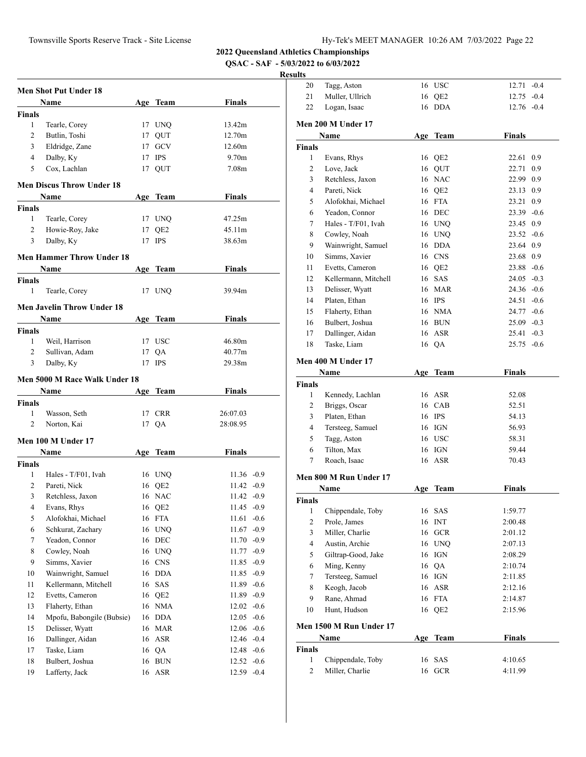**2022 Queensland Athletics Championships**

**QSAC - SAF - 5/03/2022 to 6/03/2022**

**Results**

### Men Shot Put Under 18

| | Name | Age | Team | Finals |
|---|---|---|---|---|
| **Finals** | | | | |
| 1 | Tearle, Corey | 17 | UNQ | 13.42m |
| 2 | Butlin, Toshi | 17 | QUT | 12.70m |
| 3 | Eldridge, Zane | 17 | GCV | 12.60m |
| 4 | Dalby, Ky | 17 | IPS | 9.70m |
| 5 | Cox, Lachlan | 17 | QUT | 7.08m |

### Men Discus Throw Under 18

| | Name | Age | Team | Finals |
|---|---|---|---|---|
| **Finals** | | | | |
| 1 | Tearle, Corey | 17 | UNQ | 47.25m |
| 2 | Howie-Roy, Jake | 17 | QE2 | 45.11m |
| 3 | Dalby, Ky | 17 | IPS | 38.63m |

### Men Hammer Throw Under 18

| | Name | Age | Team | Finals |
|---|---|---|---|---|
| **Finals** | | | | |
| 1 | Tearle, Corey | 17 | UNQ | 39.94m |

### Men Javelin Throw Under 18

| | Name | Age | Team | Finals |
|---|---|---|---|---|
| **Finals** | | | | |
| 1 | Weil, Harrison | 17 | USC | 46.80m |
| 2 | Sullivan, Adam | 17 | QA | 40.77m |
| 3 | Dalby, Ky | 17 | IPS | 29.38m |

### Men 5000 M Race Walk Under 18

| | Name | Age | Team | Finals |
|---|---|---|---|---|
| **Finals** | | | | |
| 1 | Wasson, Seth | 17 | CRR | 26:07.03 |
| 2 | Norton, Kai | 17 | QA | 28:08.95 |

### Men 100 M Under 17

| | Name | Age | Team | Finals | Wind |
|---|---|---|---|---|---|
| **Finals** | | | | | |
| 1 | Hales - T/F01, Ivah | 16 | UNQ | 11.36 | -0.9 |
| 2 | Pareti, Nick | 16 | QE2 | 11.42 | -0.9 |
| 3 | Retchless, Jaxon | 16 | NAC | 11.42 | -0.9 |
| 4 | Evans, Rhys | 16 | QE2 | 11.45 | -0.9 |
| 5 | Alofokhai, Michael | 16 | FTA | 11.61 | -0.6 |
| 6 | Schkurat, Zachary | 16 | UNQ | 11.67 | -0.9 |
| 7 | Yeadon, Connor | 16 | DEC | 11.70 | -0.9 |
| 8 | Cowley, Noah | 16 | UNQ | 11.77 | -0.9 |
| 9 | Simms, Xavier | 16 | CNS | 11.85 | -0.9 |
| 10 | Wainwright, Samuel | 16 | DDA | 11.85 | -0.9 |
| 11 | Kellermann, Mitchell | 16 | SAS | 11.89 | -0.6 |
| 12 | Evetts, Cameron | 16 | QE2 | 11.89 | -0.9 |
| 13 | Flaherty, Ethan | 16 | NMA | 12.02 | -0.6 |
| 14 | Mpofu, Babongile (Bubsie) | 16 | DDA | 12.05 | -0.6 |
| 15 | Delisser, Wyatt | 16 | MAR | 12.06 | -0.6 |
| 16 | Dallinger, Aidan | 16 | ASR | 12.46 | -0.4 |
| 17 | Taske, Liam | 16 | QA | 12.48 | -0.6 |
| 18 | Bulbert, Joshua | 16 | BUN | 12.52 | -0.6 |
| 19 | Lafferty, Jack | 16 | ASR | 12.59 | -0.4 |
| 20 | Tagg, Aston | 16 | USC | 12.71 | -0.4 |
| 21 | Muller, Ullrich | 16 | QE2 | 12.75 | -0.4 |
| 22 | Logan, Isaac | 16 | DDA | 12.76 | -0.4 |

### Men 200 M Under 17

| | Name | Age | Team | Finals | Wind |
|---|---|---|---|---|---|
| **Finals** | | | | | |
| 1 | Evans, Rhys | 16 | QE2 | 22.61 | 0.9 |
| 2 | Love, Jack | 16 | QUT | 22.71 | 0.9 |
| 3 | Retchless, Jaxon | 16 | NAC | 22.99 | 0.9 |
| 4 | Pareti, Nick | 16 | QE2 | 23.13 | 0.9 |
| 5 | Alofokhai, Michael | 16 | FTA | 23.21 | 0.9 |
| 6 | Yeadon, Connor | 16 | DEC | 23.39 | -0.6 |
| 7 | Hales - T/F01, Ivah | 16 | UNQ | 23.45 | 0.9 |
| 8 | Cowley, Noah | 16 | UNQ | 23.52 | -0.6 |
| 9 | Wainwright, Samuel | 16 | DDA | 23.64 | 0.9 |
| 10 | Simms, Xavier | 16 | CNS | 23.68 | 0.9 |
| 11 | Evetts, Cameron | 16 | QE2 | 23.88 | -0.6 |
| 12 | Kellermann, Mitchell | 16 | SAS | 24.05 | -0.3 |
| 13 | Delisser, Wyatt | 16 | MAR | 24.36 | -0.6 |
| 14 | Platen, Ethan | 16 | IPS | 24.51 | -0.6 |
| 15 | Flaherty, Ethan | 16 | NMA | 24.77 | -0.6 |
| 16 | Bulbert, Joshua | 16 | BUN | 25.09 | -0.3 |
| 17 | Dallinger, Aidan | 16 | ASR | 25.41 | -0.3 |
| 18 | Taske, Liam | 16 | QA | 25.75 | -0.6 |

### Men 400 M Under 17

| | Name | Age | Team | Finals |
|---|---|---|---|---|
| **Finals** | | | | |
| 1 | Kennedy, Lachlan | 16 | ASR | 52.08 |
| 2 | Briggs, Oscar | 16 | CAB | 52.51 |
| 3 | Platen, Ethan | 16 | IPS | 54.13 |
| 4 | Tersteeg, Samuel | 16 | IGN | 56.93 |
| 5 | Tagg, Aston | 16 | USC | 58.31 |
| 6 | Tilton, Max | 16 | IGN | 59.44 |
| 7 | Roach, Isaac | 16 | ASR | 70.43 |

### Men 800 M Run Under 17

| | Name | Age | Team | Finals |
|---|---|---|---|---|
| **Finals** | | | | |
| 1 | Chippendale, Toby | 16 | SAS | 1:59.77 |
| 2 | Prole, James | 16 | INT | 2:00.48 |
| 3 | Miller, Charlie | 16 | GCR | 2:01.12 |
| 4 | Austin, Archie | 16 | UNQ | 2:07.13 |
| 5 | Giltrap-Good, Jake | 16 | IGN | 2:08.29 |
| 6 | Ming, Kenny | 16 | QA | 2:10.74 |
| 7 | Tersteeg, Samuel | 16 | IGN | 2:11.85 |
| 8 | Keogh, Jacob | 16 | ASR | 2:12.16 |
| 9 | Rane, Ahmad | 16 | FTA | 2:14.87 |
| 10 | Hunt, Hudson | 16 | QE2 | 2:15.96 |

### Men 1500 M Run Under 17

| | Name | Age | Team | Finals |
|---|---|---|---|---|
| **Finals** | | | | |
| 1 | Chippendale, Toby | 16 | SAS | 4:10.65 |
| 2 | Miller, Charlie | 16 | GCR | 4:11.99 |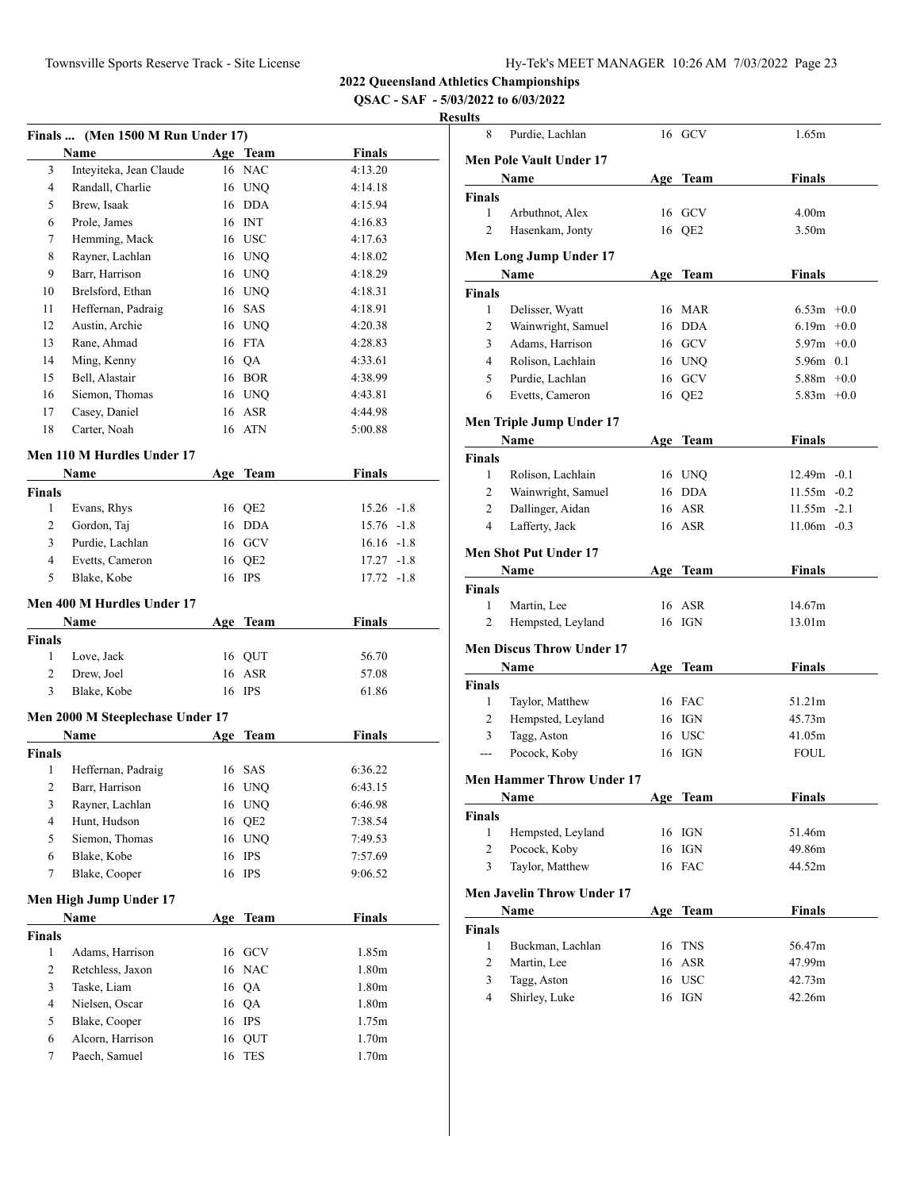## 2022 Queensland Athletics Championships

**QSAC - SAF - 5/03/2022 to 6/03/2022**

**Results**

### Finals ... (Men 1500 M Run Under 17)

| | Name | Age | Team | Finals |
|---|---|---|---|---|
| 3 | Inteyiteka, Jean Claude | 16 | NAC | 4:13.20 |
| 4 | Randall, Charlie | 16 | UNQ | 4:14.18 |
| 5 | Brew, Isaak | 16 | DDA | 4:15.94 |
| 6 | Prole, James | 16 | INT | 4:16.83 |
| 7 | Hemming, Mack | 16 | USC | 4:17.63 |
| 8 | Rayner, Lachlan | 16 | UNQ | 4:18.02 |
| 9 | Barr, Harrison | 16 | UNQ | 4:18.29 |
| 10 | Brelsford, Ethan | 16 | UNQ | 4:18.31 |
| 11 | Heffernan, Padraig | 16 | SAS | 4:18.91 |
| 12 | Austin, Archie | 16 | UNQ | 4:20.38 |
| 13 | Rane, Ahmad | 16 | FTA | 4:28.83 |
| 14 | Ming, Kenny | 16 | QA | 4:33.61 |
| 15 | Bell, Alastair | 16 | BOR | 4:38.99 |
| 16 | Siemon, Thomas | 16 | UNQ | 4:43.81 |
| 17 | Casey, Daniel | 16 | ASR | 4:44.98 |
| 18 | Carter, Noah | 16 | ATN | 5:00.88 |

### Men 110 M Hurdles Under 17

| | Name | Age | Team | Finals |
|---|---|---|---|---|
| **Finals** | | | | |
| 1 | Evans, Rhys | 16 | QE2 | 15.26 -1.8 |
| 2 | Gordon, Taj | 16 | DDA | 15.76 -1.8 |
| 3 | Purdie, Lachlan | 16 | GCV | 16.16 -1.8 |
| 4 | Evetts, Cameron | 16 | QE2 | 17.27 -1.8 |
| 5 | Blake, Kobe | 16 | IPS | 17.72 -1.8 |

### Men 400 M Hurdles Under 17

| | Name | Age | Team | Finals |
|---|---|---|---|---|
| **Finals** | | | | |
| 1 | Love, Jack | 16 | QUT | 56.70 |
| 2 | Drew, Joel | 16 | ASR | 57.08 |
| 3 | Blake, Kobe | 16 | IPS | 61.86 |

### Men 2000 M Steeplechase Under 17

| | Name | Age | Team | Finals |
|---|---|---|---|---|
| **Finals** | | | | |
| 1 | Heffernan, Padraig | 16 | SAS | 6:36.22 |
| 2 | Barr, Harrison | 16 | UNQ | 6:43.15 |
| 3 | Rayner, Lachlan | 16 | UNQ | 6:46.98 |
| 4 | Hunt, Hudson | 16 | QE2 | 7:38.54 |
| 5 | Siemon, Thomas | 16 | UNQ | 7:49.53 |
| 6 | Blake, Kobe | 16 | IPS | 7:57.69 |
| 7 | Blake, Cooper | 16 | IPS | 9:06.52 |

### Men High Jump Under 17

| | Name | Age | Team | Finals |
|---|---|---|---|---|
| **Finals** | | | | |
| 1 | Adams, Harrison | 16 | GCV | 1.85m |
| 2 | Retchless, Jaxon | 16 | NAC | 1.80m |
| 3 | Taske, Liam | 16 | QA | 1.80m |
| 4 | Nielsen, Oscar | 16 | QA | 1.80m |
| 5 | Blake, Cooper | 16 | IPS | 1.75m |
| 6 | Alcorn, Harrison | 16 | QUT | 1.70m |
| 7 | Paech, Samuel | 16 | TES | 1.70m |
| 8 | Purdie, Lachlan | 16 | GCV | 1.65m |

### Men Pole Vault Under 17

| | Name | Age | Team | Finals |
|---|---|---|---|---|
| **Finals** | | | | |
| 1 | Arbuthnot, Alex | 16 | GCV | 4.00m |
| 2 | Hasenkam, Jonty | 16 | QE2 | 3.50m |

### Men Long Jump Under 17

| | Name | Age | Team | Finals |
|---|---|---|---|---|
| **Finals** | | | | |
| 1 | Delisser, Wyatt | 16 | MAR | 6.53m +0.0 |
| 2 | Wainwright, Samuel | 16 | DDA | 6.19m +0.0 |
| 3 | Adams, Harrison | 16 | GCV | 5.97m +0.0 |
| 4 | Rolison, Lachlain | 16 | UNQ | 5.96m 0.1 |
| 5 | Purdie, Lachlan | 16 | GCV | 5.88m +0.0 |
| 6 | Evetts, Cameron | 16 | QE2 | 5.83m +0.0 |

### Men Triple Jump Under 17

| | Name | Age | Team | Finals |
|---|---|---|---|---|
| **Finals** | | | | |
| 1 | Rolison, Lachlain | 16 | UNQ | 12.49m -0.1 |
| 2 | Wainwright, Samuel | 16 | DDA | 11.55m -0.2 |
| 2 | Dallinger, Aidan | 16 | ASR | 11.55m -2.1 |
| 4 | Lafferty, Jack | 16 | ASR | 11.06m -0.3 |

### Men Shot Put Under 17

| | Name | Age | Team | Finals |
|---|---|---|---|---|
| **Finals** | | | | |
| 1 | Martin, Lee | 16 | ASR | 14.67m |
| 2 | Hempsted, Leyland | 16 | IGN | 13.01m |

### Men Discus Throw Under 17

| | Name | Age | Team | Finals |
|---|---|---|---|---|
| **Finals** | | | | |
| 1 | Taylor, Matthew | 16 | FAC | 51.21m |
| 2 | Hempsted, Leyland | 16 | IGN | 45.73m |
| 3 | Tagg, Aston | 16 | USC | 41.05m |
| --- | Pocock, Koby | 16 | IGN | FOUL |

### Men Hammer Throw Under 17

| | Name | Age | Team | Finals |
|---|---|---|---|---|
| **Finals** | | | | |
| 1 | Hempsted, Leyland | 16 | IGN | 51.46m |
| 2 | Pocock, Koby | 16 | IGN | 49.86m |
| 3 | Taylor, Matthew | 16 | FAC | 44.52m |

### Men Javelin Throw Under 17

| | Name | Age | Team | Finals |
|---|---|---|---|---|
| **Finals** | | | | |
| 1 | Buckman, Lachlan | 16 | TNS | 56.47m |
| 2 | Martin, Lee | 16 | ASR | 47.99m |
| 3 | Tagg, Aston | 16 | USC | 42.73m |
| 4 | Shirley, Luke | 16 | IGN | 42.26m |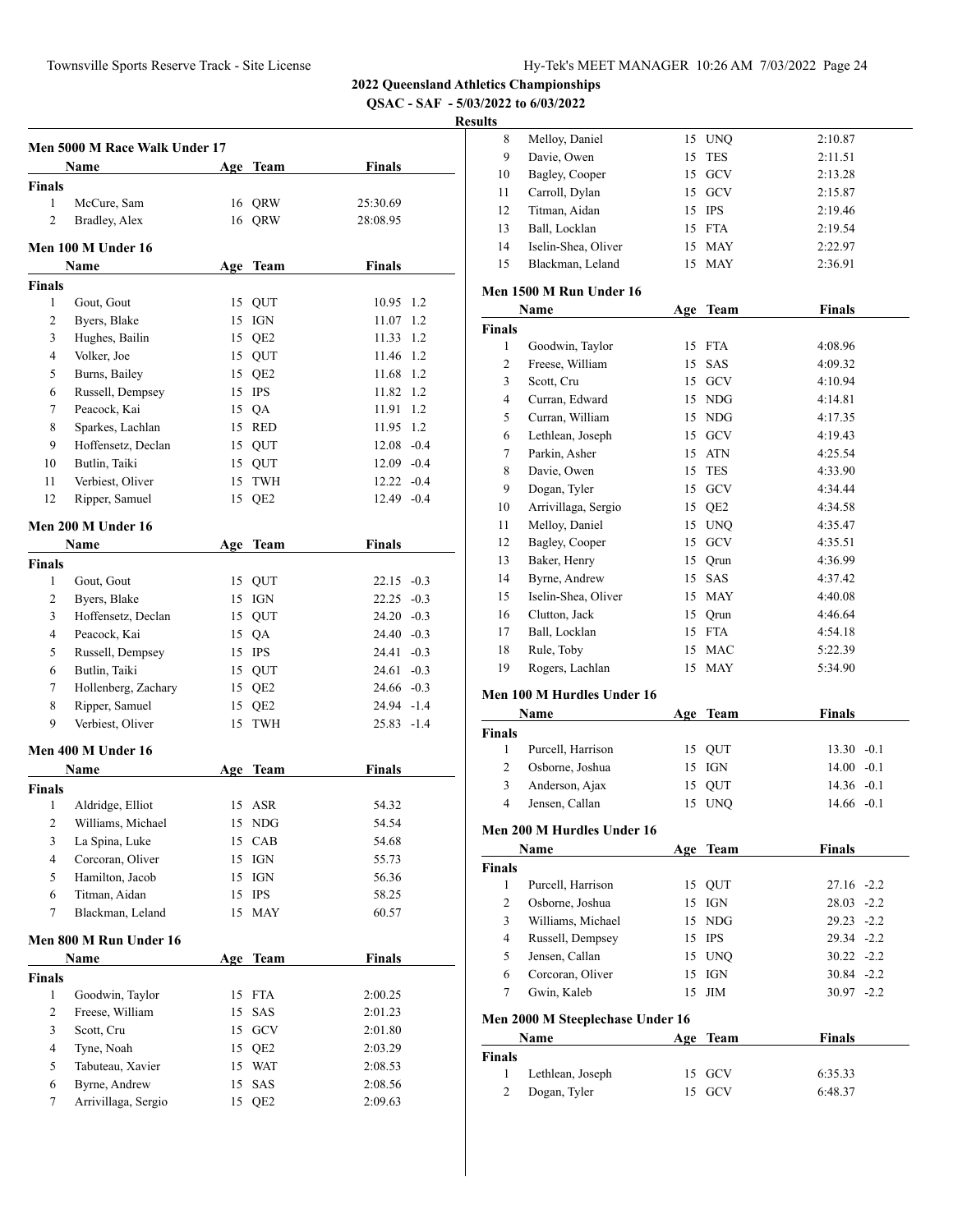**2022 Queensland Athletics Championships**

**QSAC - SAF - 5/03/2022 to 6/03/2022**

**Results**

### Men 5000 M Race Walk Under 17

| | Name | Age | Team | Finals |
|---|---|---|---|---|
| **Finals** | | | | |
| 1 | McCure, Sam | 16 | QRW | 25:30.69 |
| 2 | Bradley, Alex | 16 | QRW | 28:08.95 |

### Men 100 M Under 16

| | Name | Age | Team | Finals | Wind |
|---|---|---|---|---|---|
| **Finals** | | | | | |
| 1 | Gout, Gout | 15 | QUT | 10.95 | 1.2 |
| 2 | Byers, Blake | 15 | IGN | 11.07 | 1.2 |
| 3 | Hughes, Bailin | 15 | QE2 | 11.33 | 1.2 |
| 4 | Volker, Joe | 15 | QUT | 11.46 | 1.2 |
| 5 | Burns, Bailey | 15 | QE2 | 11.68 | 1.2 |
| 6 | Russell, Dempsey | 15 | IPS | 11.82 | 1.2 |
| 7 | Peacock, Kai | 15 | QA | 11.91 | 1.2 |
| 8 | Sparkes, Lachlan | 15 | RED | 11.95 | 1.2 |
| 9 | Hoffensetz, Declan | 15 | QUT | 12.08 | -0.4 |
| 10 | Butlin, Taiki | 15 | QUT | 12.09 | -0.4 |
| 11 | Verbiest, Oliver | 15 | TWH | 12.22 | -0.4 |
| 12 | Ripper, Samuel | 15 | QE2 | 12.49 | -0.4 |

### Men 200 M Under 16

| | Name | Age | Team | Finals | Wind |
|---|---|---|---|---|---|
| **Finals** | | | | | |
| 1 | Gout, Gout | 15 | QUT | 22.15 | -0.3 |
| 2 | Byers, Blake | 15 | IGN | 22.25 | -0.3 |
| 3 | Hoffensetz, Declan | 15 | QUT | 24.20 | -0.3 |
| 4 | Peacock, Kai | 15 | QA | 24.40 | -0.3 |
| 5 | Russell, Dempsey | 15 | IPS | 24.41 | -0.3 |
| 6 | Butlin, Taiki | 15 | QUT | 24.61 | -0.3 |
| 7 | Hollenberg, Zachary | 15 | QE2 | 24.66 | -0.3 |
| 8 | Ripper, Samuel | 15 | QE2 | 24.94 | -1.4 |
| 9 | Verbiest, Oliver | 15 | TWH | 25.83 | -1.4 |

### Men 400 M Under 16

| | Name | Age | Team | Finals |
|---|---|---|---|---|
| **Finals** | | | | |
| 1 | Aldridge, Elliot | 15 | ASR | 54.32 |
| 2 | Williams, Michael | 15 | NDG | 54.54 |
| 3 | La Spina, Luke | 15 | CAB | 54.68 |
| 4 | Corcoran, Oliver | 15 | IGN | 55.73 |
| 5 | Hamilton, Jacob | 15 | IGN | 56.36 |
| 6 | Titman, Aidan | 15 | IPS | 58.25 |
| 7 | Blackman, Leland | 15 | MAY | 60.57 |

### Men 800 M Run Under 16

| | Name | Age | Team | Finals |
|---|---|---|---|---|
| **Finals** | | | | |
| 1 | Goodwin, Taylor | 15 | FTA | 2:00.25 |
| 2 | Freese, William | 15 | SAS | 2:01.23 |
| 3 | Scott, Cru | 15 | GCV | 2:01.80 |
| 4 | Tyne, Noah | 15 | QE2 | 2:03.29 |
| 5 | Tabuteau, Xavier | 15 | WAT | 2:08.53 |
| 6 | Byrne, Andrew | 15 | SAS | 2:08.56 |
| 7 | Arrivillaga, Sergio | 15 | QE2 | 2:09.63 |
| 8 | Melloy, Daniel | 15 | UNQ | 2:10.87 |
| 9 | Davie, Owen | 15 | TES | 2:11.51 |
| 10 | Bagley, Cooper | 15 | GCV | 2:13.28 |
| 11 | Carroll, Dylan | 15 | GCV | 2:15.87 |
| 12 | Titman, Aidan | 15 | IPS | 2:19.46 |
| 13 | Ball, Locklan | 15 | FTA | 2:19.54 |
| 14 | Iselin-Shea, Oliver | 15 | MAY | 2:22.97 |
| 15 | Blackman, Leland | 15 | MAY | 2:36.91 |

### Men 1500 M Run Under 16

| | Name | Age | Team | Finals |
|---|---|---|---|---|
| **Finals** | | | | |
| 1 | Goodwin, Taylor | 15 | FTA | 4:08.96 |
| 2 | Freese, William | 15 | SAS | 4:09.32 |
| 3 | Scott, Cru | 15 | GCV | 4:10.94 |
| 4 | Curran, Edward | 15 | NDG | 4:14.81 |
| 5 | Curran, William | 15 | NDG | 4:17.35 |
| 6 | Lethlean, Joseph | 15 | GCV | 4:19.43 |
| 7 | Parkin, Asher | 15 | ATN | 4:25.54 |
| 8 | Davie, Owen | 15 | TES | 4:33.90 |
| 9 | Dogan, Tyler | 15 | GCV | 4:34.44 |
| 10 | Arrivillaga, Sergio | 15 | QE2 | 4:34.58 |
| 11 | Melloy, Daniel | 15 | UNQ | 4:35.47 |
| 12 | Bagley, Cooper | 15 | GCV | 4:35.51 |
| 13 | Baker, Henry | 15 | Qrun | 4:36.99 |
| 14 | Byrne, Andrew | 15 | SAS | 4:37.42 |
| 15 | Iselin-Shea, Oliver | 15 | MAY | 4:40.08 |
| 16 | Clutton, Jack | 15 | Qrun | 4:46.64 |
| 17 | Ball, Locklan | 15 | FTA | 4:54.18 |
| 18 | Rule, Toby | 15 | MAC | 5:22.39 |
| 19 | Rogers, Lachlan | 15 | MAY | 5:34.90 |

### Men 100 M Hurdles Under 16

| | Name | Age | Team | Finals | Wind |
|---|---|---|---|---|---|
| **Finals** | | | | | |
| 1 | Purcell, Harrison | 15 | QUT | 13.30 | -0.1 |
| 2 | Osborne, Joshua | 15 | IGN | 14.00 | -0.1 |
| 3 | Anderson, Ajax | 15 | QUT | 14.36 | -0.1 |
| 4 | Jensen, Callan | 15 | UNQ | 14.66 | -0.1 |

### Men 200 M Hurdles Under 16

| | Name | Age | Team | Finals | Wind |
|---|---|---|---|---|---|
| **Finals** | | | | | |
| 1 | Purcell, Harrison | 15 | QUT | 27.16 | -2.2 |
| 2 | Osborne, Joshua | 15 | IGN | 28.03 | -2.2 |
| 3 | Williams, Michael | 15 | NDG | 29.23 | -2.2 |
| 4 | Russell, Dempsey | 15 | IPS | 29.34 | -2.2 |
| 5 | Jensen, Callan | 15 | UNQ | 30.22 | -2.2 |
| 6 | Corcoran, Oliver | 15 | IGN | 30.84 | -2.2 |
| 7 | Gwin, Kaleb | 15 | JIM | 30.97 | -2.2 |

### Men 2000 M Steeplechase Under 16

| | Name | Age | Team | Finals |
|---|---|---|---|---|
| **Finals** | | | | |
| 1 | Lethlean, Joseph | 15 | GCV | 6:35.33 |
| 2 | Dogan, Tyler | 15 | GCV | 6:48.37 |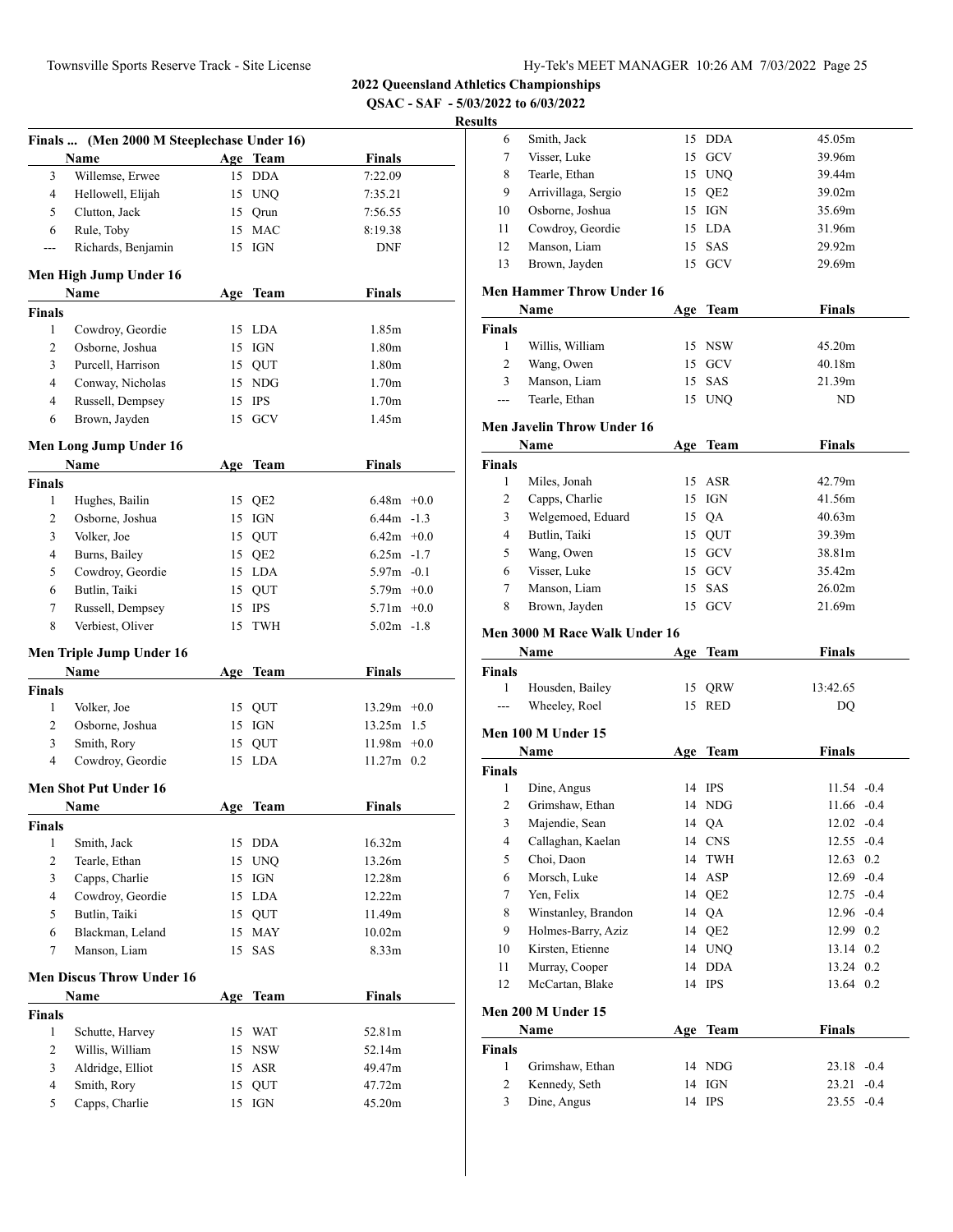## 2022 Queensland Athletics Championships

**QSAC - SAF - 5/03/2022 to 6/03/2022**

**Results**

### Finals ... (Men 2000 M Steeplechase Under 16)

| | Name | Age | Team | Finals |
|---|---|---|---|---|
| 3 | Willemse, Erwee | 15 | DDA | 7:22.09 |
| 4 | Hellowell, Elijah | 15 | UNQ | 7:35.21 |
| 5 | Clutton, Jack | 15 | Qrun | 7:56.55 |
| 6 | Rule, Toby | 15 | MAC | 8:19.38 |
| --- | Richards, Benjamin | 15 | IGN | DNF |

### Men High Jump Under 16

| | Name | Age | Team | Finals |
|---|---|---|---|---|
| **Finals** | | | | |
| 1 | Cowdroy, Geordie | 15 | LDA | 1.85m |
| 2 | Osborne, Joshua | 15 | IGN | 1.80m |
| 3 | Purcell, Harrison | 15 | QUT | 1.80m |
| 4 | Conway, Nicholas | 15 | NDG | 1.70m |
| 4 | Russell, Dempsey | 15 | IPS | 1.70m |
| 6 | Brown, Jayden | 15 | GCV | 1.45m |

### Men Long Jump Under 16

| | Name | Age | Team | Finals | |
|---|---|---|---|---|---|
| **Finals** | | | | | |
| 1 | Hughes, Bailin | 15 | QE2 | 6.48m | +0.0 |
| 2 | Osborne, Joshua | 15 | IGN | 6.44m | -1.3 |
| 3 | Volker, Joe | 15 | QUT | 6.42m | +0.0 |
| 4 | Burns, Bailey | 15 | QE2 | 6.25m | -1.7 |
| 5 | Cowdroy, Geordie | 15 | LDA | 5.97m | -0.1 |
| 6 | Butlin, Taiki | 15 | QUT | 5.79m | +0.0 |
| 7 | Russell, Dempsey | 15 | IPS | 5.71m | +0.0 |
| 8 | Verbiest, Oliver | 15 | TWH | 5.02m | -1.8 |

### Men Triple Jump Under 16

| | Name | Age | Team | Finals | |
|---|---|---|---|---|---|
| **Finals** | | | | | |
| 1 | Volker, Joe | 15 | QUT | 13.29m | +0.0 |
| 2 | Osborne, Joshua | 15 | IGN | 13.25m | 1.5 |
| 3 | Smith, Rory | 15 | QUT | 11.98m | +0.0 |
| 4 | Cowdroy, Geordie | 15 | LDA | 11.27m | 0.2 |

### Men Shot Put Under 16

| | Name | Age | Team | Finals |
|---|---|---|---|---|
| **Finals** | | | | |
| 1 | Smith, Jack | 15 | DDA | 16.32m |
| 2 | Tearle, Ethan | 15 | UNQ | 13.26m |
| 3 | Capps, Charlie | 15 | IGN | 12.28m |
| 4 | Cowdroy, Geordie | 15 | LDA | 12.22m |
| 5 | Butlin, Taiki | 15 | QUT | 11.49m |
| 6 | Blackman, Leland | 15 | MAY | 10.02m |
| 7 | Manson, Liam | 15 | SAS | 8.33m |

### Men Discus Throw Under 16

| | Name | Age | Team | Finals |
|---|---|---|---|---|
| **Finals** | | | | |
| 1 | Schutte, Harvey | 15 | WAT | 52.81m |
| 2 | Willis, William | 15 | NSW | 52.14m |
| 3 | Aldridge, Elliot | 15 | ASR | 49.47m |
| 4 | Smith, Rory | 15 | QUT | 47.72m |
| 5 | Capps, Charlie | 15 | IGN | 45.20m |
| 6 | Smith, Jack | 15 | DDA | 45.05m |
| 7 | Visser, Luke | 15 | GCV | 39.96m |
| 8 | Tearle, Ethan | 15 | UNQ | 39.44m |
| 9 | Arrivillaga, Sergio | 15 | QE2 | 39.02m |
| 10 | Osborne, Joshua | 15 | IGN | 35.69m |
| 11 | Cowdroy, Geordie | 15 | LDA | 31.96m |
| 12 | Manson, Liam | 15 | SAS | 29.92m |
| 13 | Brown, Jayden | 15 | GCV | 29.69m |

### Men Hammer Throw Under 16

| | Name | Age | Team | Finals |
|---|---|---|---|---|
| **Finals** | | | | |
| 1 | Willis, William | 15 | NSW | 45.20m |
| 2 | Wang, Owen | 15 | GCV | 40.18m |
| 3 | Manson, Liam | 15 | SAS | 21.39m |
| --- | Tearle, Ethan | 15 | UNQ | ND |

### Men Javelin Throw Under 16

| | Name | Age | Team | Finals |
|---|---|---|---|---|
| **Finals** | | | | |
| 1 | Miles, Jonah | 15 | ASR | 42.79m |
| 2 | Capps, Charlie | 15 | IGN | 41.56m |
| 3 | Welgemoed, Eduard | 15 | QA | 40.63m |
| 4 | Butlin, Taiki | 15 | QUT | 39.39m |
| 5 | Wang, Owen | 15 | GCV | 38.81m |
| 6 | Visser, Luke | 15 | GCV | 35.42m |
| 7 | Manson, Liam | 15 | SAS | 26.02m |
| 8 | Brown, Jayden | 15 | GCV | 21.69m |

### Men 3000 M Race Walk Under 16

| | Name | Age | Team | Finals |
|---|---|---|---|---|
| **Finals** | | | | |
| 1 | Housden, Bailey | 15 | QRW | 13:42.65 |
| --- | Wheeley, Roel | 15 | RED | DQ |

### Men 100 M Under 15

| | Name | Age | Team | Finals | |
|---|---|---|---|---|---|
| **Finals** | | | | | |
| 1 | Dine, Angus | 14 | IPS | 11.54 | -0.4 |
| 2 | Grimshaw, Ethan | 14 | NDG | 11.66 | -0.4 |
| 3 | Majendie, Sean | 14 | QA | 12.02 | -0.4 |
| 4 | Callaghan, Kaelan | 14 | CNS | 12.55 | -0.4 |
| 5 | Choi, Daon | 14 | TWH | 12.63 | 0.2 |
| 6 | Morsch, Luke | 14 | ASP | 12.69 | -0.4 |
| 7 | Yen, Felix | 14 | QE2 | 12.75 | -0.4 |
| 8 | Winstanley, Brandon | 14 | QA | 12.96 | -0.4 |
| 9 | Holmes-Barry, Aziz | 14 | QE2 | 12.99 | 0.2 |
| 10 | Kirsten, Etienne | 14 | UNQ | 13.14 | 0.2 |
| 11 | Murray, Cooper | 14 | DDA | 13.24 | 0.2 |
| 12 | McCartan, Blake | 14 | IPS | 13.64 | 0.2 |

### Men 200 M Under 15

| | Name | Age | Team | Finals | |
|---|---|---|---|---|---|
| **Finals** | | | | | |
| 1 | Grimshaw, Ethan | 14 | NDG | 23.18 | -0.4 |
| 2 | Kennedy, Seth | 14 | IGN | 23.21 | -0.4 |
| 3 | Dine, Angus | 14 | IPS | 23.55 | -0.4 |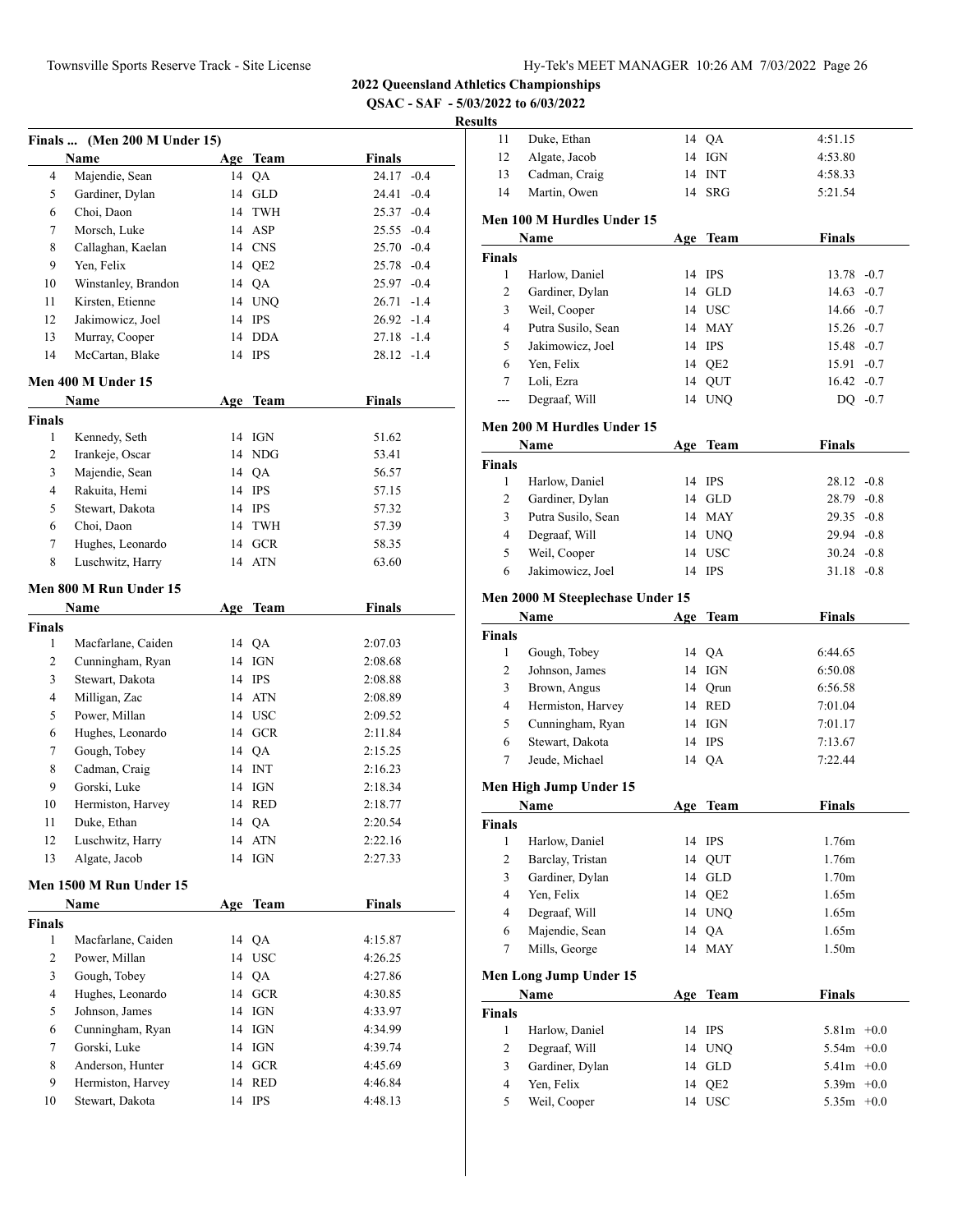**2022 Queensland Athletics Championships**

**QSAC - SAF - 5/03/2022 to 6/03/2022**

**Results**

## Finals ... (Men 200 M Under 15)

| | Name | Age | Team | Finals | Wind |
|---|---|---|---|---|---|
| 4 | Majendie, Sean | 14 | QA | 24.17 | -0.4 |
| 5 | Gardiner, Dylan | 14 | GLD | 24.41 | -0.4 |
| 6 | Choi, Daon | 14 | TWH | 25.37 | -0.4 |
| 7 | Morsch, Luke | 14 | ASP | 25.55 | -0.4 |
| 8 | Callaghan, Kaelan | 14 | CNS | 25.70 | -0.4 |
| 9 | Yen, Felix | 14 | QE2 | 25.78 | -0.4 |
| 10 | Winstanley, Brandon | 14 | QA | 25.97 | -0.4 |
| 11 | Kirsten, Etienne | 14 | UNQ | 26.71 | -1.4 |
| 12 | Jakimowicz, Joel | 14 | IPS | 26.92 | -1.4 |
| 13 | Murray, Cooper | 14 | DDA | 27.18 | -1.4 |
| 14 | McCartan, Blake | 14 | IPS | 28.12 | -1.4 |

## Men 400 M Under 15

| | Name | Age | Team | Finals |
|---|---|---|---|---|
| **Finals** | | | | |
| 1 | Kennedy, Seth | 14 | IGN | 51.62 |
| 2 | Irankeje, Oscar | 14 | NDG | 53.41 |
| 3 | Majendie, Sean | 14 | QA | 56.57 |
| 4 | Rakuita, Hemi | 14 | IPS | 57.15 |
| 5 | Stewart, Dakota | 14 | IPS | 57.32 |
| 6 | Choi, Daon | 14 | TWH | 57.39 |
| 7 | Hughes, Leonardo | 14 | GCR | 58.35 |
| 8 | Luschwitz, Harry | 14 | ATN | 63.60 |

## Men 800 M Run Under 15

| | Name | Age | Team | Finals |
|---|---|---|---|---|
| **Finals** | | | | |
| 1 | Macfarlane, Caiden | 14 | QA | 2:07.03 |
| 2 | Cunningham, Ryan | 14 | IGN | 2:08.68 |
| 3 | Stewart, Dakota | 14 | IPS | 2:08.88 |
| 4 | Milligan, Zac | 14 | ATN | 2:08.89 |
| 5 | Power, Millan | 14 | USC | 2:09.52 |
| 6 | Hughes, Leonardo | 14 | GCR | 2:11.84 |
| 7 | Gough, Tobey | 14 | QA | 2:15.25 |
| 8 | Cadman, Craig | 14 | INT | 2:16.23 |
| 9 | Gorski, Luke | 14 | IGN | 2:18.34 |
| 10 | Hermiston, Harvey | 14 | RED | 2:18.77 |
| 11 | Duke, Ethan | 14 | QA | 2:20.54 |
| 12 | Luschwitz, Harry | 14 | ATN | 2:22.16 |
| 13 | Algate, Jacob | 14 | IGN | 2:27.33 |

## Men 1500 M Run Under 15

| | Name | Age | Team | Finals |
|---|---|---|---|---|
| **Finals** | | | | |
| 1 | Macfarlane, Caiden | 14 | QA | 4:15.87 |
| 2 | Power, Millan | 14 | USC | 4:26.25 |
| 3 | Gough, Tobey | 14 | QA | 4:27.86 |
| 4 | Hughes, Leonardo | 14 | GCR | 4:30.85 |
| 5 | Johnson, James | 14 | IGN | 4:33.97 |
| 6 | Cunningham, Ryan | 14 | IGN | 4:34.99 |
| 7 | Gorski, Luke | 14 | IGN | 4:39.74 |
| 8 | Anderson, Hunter | 14 | GCR | 4:45.69 |
| 9 | Hermiston, Harvey | 14 | RED | 4:46.84 |
| 10 | Stewart, Dakota | 14 | IPS | 4:48.13 |
| 11 | Duke, Ethan | 14 | QA | 4:51.15 |
| 12 | Algate, Jacob | 14 | IGN | 4:53.80 |
| 13 | Cadman, Craig | 14 | INT | 4:58.33 |
| 14 | Martin, Owen | 14 | SRG | 5:21.54 |

## Men 100 M Hurdles Under 15

| | Name | Age | Team | Finals | Wind |
|---|---|---|---|---|---|
| **Finals** | | | | | |
| 1 | Harlow, Daniel | 14 | IPS | 13.78 | -0.7 |
| 2 | Gardiner, Dylan | 14 | GLD | 14.63 | -0.7 |
| 3 | Weil, Cooper | 14 | USC | 14.66 | -0.7 |
| 4 | Putra Susilo, Sean | 14 | MAY | 15.26 | -0.7 |
| 5 | Jakimowicz, Joel | 14 | IPS | 15.48 | -0.7 |
| 6 | Yen, Felix | 14 | QE2 | 15.91 | -0.7 |
| 7 | Loli, Ezra | 14 | QUT | 16.42 | -0.7 |
| --- | Degraaf, Will | 14 | UNQ | DQ | -0.7 |

## Men 200 M Hurdles Under 15

| | Name | Age | Team | Finals | Wind |
|---|---|---|---|---|---|
| **Finals** | | | | | |
| 1 | Harlow, Daniel | 14 | IPS | 28.12 | -0.8 |
| 2 | Gardiner, Dylan | 14 | GLD | 28.79 | -0.8 |
| 3 | Putra Susilo, Sean | 14 | MAY | 29.35 | -0.8 |
| 4 | Degraaf, Will | 14 | UNQ | 29.94 | -0.8 |
| 5 | Weil, Cooper | 14 | USC | 30.24 | -0.8 |
| 6 | Jakimowicz, Joel | 14 | IPS | 31.18 | -0.8 |

## Men 2000 M Steeplechase Under 15

| | Name | Age | Team | Finals |
|---|---|---|---|---|
| **Finals** | | | | |
| 1 | Gough, Tobey | 14 | QA | 6:44.65 |
| 2 | Johnson, James | 14 | IGN | 6:50.08 |
| 3 | Brown, Angus | 14 | Qrun | 6:56.58 |
| 4 | Hermiston, Harvey | 14 | RED | 7:01.04 |
| 5 | Cunningham, Ryan | 14 | IGN | 7:01.17 |
| 6 | Stewart, Dakota | 14 | IPS | 7:13.67 |
| 7 | Jeude, Michael | 14 | QA | 7:22.44 |

## Men High Jump Under 15

| | Name | Age | Team | Finals |
|---|---|---|---|---|
| **Finals** | | | | |
| 1 | Harlow, Daniel | 14 | IPS | 1.76m |
| 2 | Barclay, Tristan | 14 | QUT | 1.76m |
| 3 | Gardiner, Dylan | 14 | GLD | 1.70m |
| 4 | Yen, Felix | 14 | QE2 | 1.65m |
| 4 | Degraaf, Will | 14 | UNQ | 1.65m |
| 6 | Majendie, Sean | 14 | QA | 1.65m |
| 7 | Mills, George | 14 | MAY | 1.50m |

## Men Long Jump Under 15

| | Name | Age | Team | Finals | Wind |
|---|---|---|---|---|---|
| **Finals** | | | | | |
| 1 | Harlow, Daniel | 14 | IPS | 5.81m | +0.0 |
| 2 | Degraaf, Will | 14 | UNQ | 5.54m | +0.0 |
| 3 | Gardiner, Dylan | 14 | GLD | 5.41m | +0.0 |
| 4 | Yen, Felix | 14 | QE2 | 5.39m | +0.0 |
| 5 | Weil, Cooper | 14 | USC | 5.35m | +0.0 |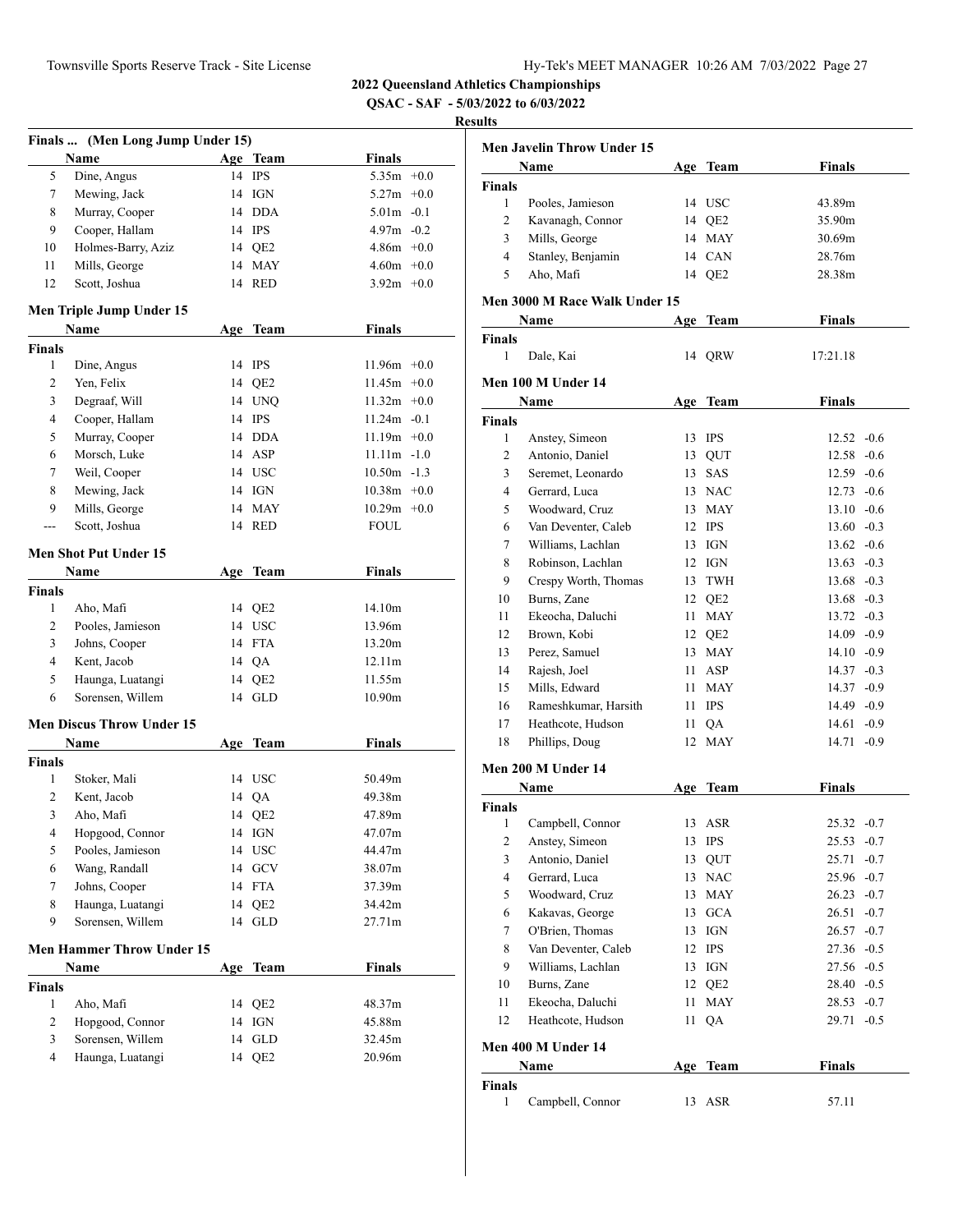**2022 Queensland Athletics Championships**

**QSAC - SAF - 5/03/2022 to 6/03/2022**

**Results**

### Finals ... (Men Long Jump Under 15)

| | Name | Age | Team | Finals | |
|---|---|---|---|---|---|
| 5 | Dine, Angus | 14 | IPS | 5.35m | +0.0 |
| 7 | Mewing, Jack | 14 | IGN | 5.27m | +0.0 |
| 8 | Murray, Cooper | 14 | DDA | 5.01m | -0.1 |
| 9 | Cooper, Hallam | 14 | IPS | 4.97m | -0.2 |
| 10 | Holmes-Barry, Aziz | 14 | QE2 | 4.86m | +0.0 |
| 11 | Mills, George | 14 | MAY | 4.60m | +0.0 |
| 12 | Scott, Joshua | 14 | RED | 3.92m | +0.0 |

### Men Triple Jump Under 15

| | Name | Age | Team | Finals | |
|---|---|---|---|---|---|
| **Finals** | | | | | |
| 1 | Dine, Angus | 14 | IPS | 11.96m | +0.0 |
| 2 | Yen, Felix | 14 | QE2 | 11.45m | +0.0 |
| 3 | Degraaf, Will | 14 | UNQ | 11.32m | +0.0 |
| 4 | Cooper, Hallam | 14 | IPS | 11.24m | -0.1 |
| 5 | Murray, Cooper | 14 | DDA | 11.19m | +0.0 |
| 6 | Morsch, Luke | 14 | ASP | 11.11m | -1.0 |
| 7 | Weil, Cooper | 14 | USC | 10.50m | -1.3 |
| 8 | Mewing, Jack | 14 | IGN | 10.38m | +0.0 |
| 9 | Mills, George | 14 | MAY | 10.29m | +0.0 |
| --- | Scott, Joshua | 14 | RED | FOUL | |

### Men Shot Put Under 15

| | Name | Age | Team | Finals |
|---|---|---|---|---|
| **Finals** | | | | |
| 1 | Aho, Mafi | 14 | QE2 | 14.10m |
| 2 | Pooles, Jamieson | 14 | USC | 13.96m |
| 3 | Johns, Cooper | 14 | FTA | 13.20m |
| 4 | Kent, Jacob | 14 | QA | 12.11m |
| 5 | Haunga, Luatangi | 14 | QE2 | 11.55m |
| 6 | Sorensen, Willem | 14 | GLD | 10.90m |

### Men Discus Throw Under 15

| | Name | Age | Team | Finals |
|---|---|---|---|---|
| **Finals** | | | | |
| 1 | Stoker, Mali | 14 | USC | 50.49m |
| 2 | Kent, Jacob | 14 | QA | 49.38m |
| 3 | Aho, Mafi | 14 | QE2 | 47.89m |
| 4 | Hopgood, Connor | 14 | IGN | 47.07m |
| 5 | Pooles, Jamieson | 14 | USC | 44.47m |
| 6 | Wang, Randall | 14 | GCV | 38.07m |
| 7 | Johns, Cooper | 14 | FTA | 37.39m |
| 8 | Haunga, Luatangi | 14 | QE2 | 34.42m |
| 9 | Sorensen, Willem | 14 | GLD | 27.71m |

### Men Hammer Throw Under 15

| | Name | Age | Team | Finals |
|---|---|---|---|---|
| **Finals** | | | | |
| 1 | Aho, Mafi | 14 | QE2 | 48.37m |
| 2 | Hopgood, Connor | 14 | IGN | 45.88m |
| 3 | Sorensen, Willem | 14 | GLD | 32.45m |
| 4 | Haunga, Luatangi | 14 | QE2 | 20.96m |

### Men Javelin Throw Under 15

| | Name | Age | Team | Finals |
|---|---|---|---|---|
| **Finals** | | | | |
| 1 | Pooles, Jamieson | 14 | USC | 43.89m |
| 2 | Kavanagh, Connor | 14 | QE2 | 35.90m |
| 3 | Mills, George | 14 | MAY | 30.69m |
| 4 | Stanley, Benjamin | 14 | CAN | 28.76m |
| 5 | Aho, Mafi | 14 | QE2 | 28.38m |

### Men 3000 M Race Walk Under 15

| | Name | Age | Team | Finals |
|---|---|---|---|---|
| **Finals** | | | | |
| 1 | Dale, Kai | 14 | QRW | 17:21.18 |

### Men 100 M Under 14

| | Name | Age | Team | Finals | |
|---|---|---|---|---|---|
| **Finals** | | | | | |
| 1 | Anstey, Simeon | 13 | IPS | 12.52 | -0.6 |
| 2 | Antonio, Daniel | 13 | QUT | 12.58 | -0.6 |
| 3 | Seremet, Leonardo | 13 | SAS | 12.59 | -0.6 |
| 4 | Gerrard, Luca | 13 | NAC | 12.73 | -0.6 |
| 5 | Woodward, Cruz | 13 | MAY | 13.10 | -0.6 |
| 6 | Van Deventer, Caleb | 12 | IPS | 13.60 | -0.3 |
| 7 | Williams, Lachlan | 13 | IGN | 13.62 | -0.6 |
| 8 | Robinson, Lachlan | 12 | IGN | 13.63 | -0.3 |
| 9 | Crespy Worth, Thomas | 13 | TWH | 13.68 | -0.3 |
| 10 | Burns, Zane | 12 | QE2 | 13.68 | -0.3 |
| 11 | Ekeocha, Daluchi | 11 | MAY | 13.72 | -0.3 |
| 12 | Brown, Kobi | 12 | QE2 | 14.09 | -0.9 |
| 13 | Perez, Samuel | 13 | MAY | 14.10 | -0.9 |
| 14 | Rajesh, Joel | 11 | ASP | 14.37 | -0.3 |
| 15 | Mills, Edward | 11 | MAY | 14.37 | -0.9 |
| 16 | Rameshkumar, Harsith | 11 | IPS | 14.49 | -0.9 |
| 17 | Heathcote, Hudson | 11 | QA | 14.61 | -0.9 |
| 18 | Phillips, Doug | 12 | MAY | 14.71 | -0.9 |

### Men 200 M Under 14

| | Name | Age | Team | Finals | |
|---|---|---|---|---|---|
| **Finals** | | | | | |
| 1 | Campbell, Connor | 13 | ASR | 25.32 | -0.7 |
| 2 | Anstey, Simeon | 13 | IPS | 25.53 | -0.7 |
| 3 | Antonio, Daniel | 13 | QUT | 25.71 | -0.7 |
| 4 | Gerrard, Luca | 13 | NAC | 25.96 | -0.7 |
| 5 | Woodward, Cruz | 13 | MAY | 26.23 | -0.7 |
| 6 | Kakavas, George | 13 | GCA | 26.51 | -0.7 |
| 7 | O'Brien, Thomas | 13 | IGN | 26.57 | -0.7 |
| 8 | Van Deventer, Caleb | 12 | IPS | 27.36 | -0.5 |
| 9 | Williams, Lachlan | 13 | IGN | 27.56 | -0.5 |
| 10 | Burns, Zane | 12 | QE2 | 28.40 | -0.5 |
| 11 | Ekeocha, Daluchi | 11 | MAY | 28.53 | -0.7 |
| 12 | Heathcote, Hudson | 11 | QA | 29.71 | -0.5 |

### Men 400 M Under 14

| | Name | Age | Team | Finals |
|---|---|---|---|---|
| **Finals** | | | | |
| 1 | Campbell, Connor | 13 | ASR | 57.11 |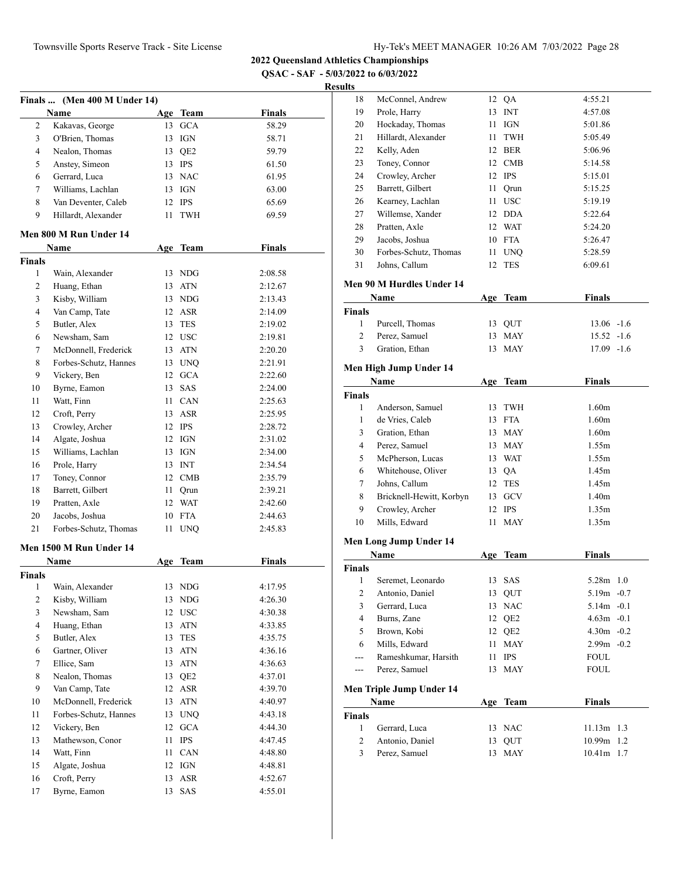# 2022 Queensland Athletics Championships

**QSAC - SAF - 5/03/2022 to 6/03/2022**

**Results**

### Finals ... (Men 400 M Under 14)

| | Name | Age | Team | Finals |
|---|---|---|---|---|
| 2 | Kakavas, George | 13 | GCA | 58.29 |
| 3 | O'Brien, Thomas | 13 | IGN | 58.71 |
| 4 | Nealon, Thomas | 13 | QE2 | 59.79 |
| 5 | Anstey, Simeon | 13 | IPS | 61.50 |
| 6 | Gerrard, Luca | 13 | NAC | 61.95 |
| 7 | Williams, Lachlan | 13 | IGN | 63.00 |
| 8 | Van Deventer, Caleb | 12 | IPS | 65.69 |
| 9 | Hillardt, Alexander | 11 | TWH | 69.59 |

### Men 800 M Run Under 14

| | Name | Age | Team | Finals |
|---|---|---|---|---|
| **Finals** | | | | |
| 1 | Wain, Alexander | 13 | NDG | 2:08.58 |
| 2 | Huang, Ethan | 13 | ATN | 2:12.67 |
| 3 | Kisby, William | 13 | NDG | 2:13.43 |
| 4 | Van Camp, Tate | 12 | ASR | 2:14.09 |
| 5 | Butler, Alex | 13 | TES | 2:19.02 |
| 6 | Newsham, Sam | 12 | USC | 2:19.81 |
| 7 | McDonnell, Frederick | 13 | ATN | 2:20.20 |
| 8 | Forbes-Schutz, Hannes | 13 | UNQ | 2:21.91 |
| 9 | Vickery, Ben | 12 | GCA | 2:22.60 |
| 10 | Byrne, Eamon | 13 | SAS | 2:24.00 |
| 11 | Watt, Finn | 11 | CAN | 2:25.63 |
| 12 | Croft, Perry | 13 | ASR | 2:25.95 |
| 13 | Crowley, Archer | 12 | IPS | 2:28.72 |
| 14 | Algate, Joshua | 12 | IGN | 2:31.02 |
| 15 | Williams, Lachlan | 13 | IGN | 2:34.00 |
| 16 | Prole, Harry | 13 | INT | 2:34.54 |
| 17 | Toney, Connor | 12 | CMB | 2:35.79 |
| 18 | Barrett, Gilbert | 11 | Qrun | 2:39.21 |
| 19 | Pratten, Axle | 12 | WAT | 2:42.60 |
| 20 | Jacobs, Joshua | 10 | FTA | 2:44.63 |
| 21 | Forbes-Schutz, Thomas | 11 | UNQ | 2:45.83 |

### Men 1500 M Run Under 14

| | Name | Age | Team | Finals |
|---|---|---|---|---|
| **Finals** | | | | |
| 1 | Wain, Alexander | 13 | NDG | 4:17.95 |
| 2 | Kisby, William | 13 | NDG | 4:26.30 |
| 3 | Newsham, Sam | 12 | USC | 4:30.38 |
| 4 | Huang, Ethan | 13 | ATN | 4:33.85 |
| 5 | Butler, Alex | 13 | TES | 4:35.75 |
| 6 | Gartner, Oliver | 13 | ATN | 4:36.16 |
| 7 | Ellice, Sam | 13 | ATN | 4:36.63 |
| 8 | Nealon, Thomas | 13 | QE2 | 4:37.01 |
| 9 | Van Camp, Tate | 12 | ASR | 4:39.70 |
| 10 | McDonnell, Frederick | 13 | ATN | 4:40.97 |
| 11 | Forbes-Schutz, Hannes | 13 | UNQ | 4:43.18 |
| 12 | Vickery, Ben | 12 | GCA | 4:44.30 |
| 13 | Mathewson, Conor | 11 | IPS | 4:47.45 |
| 14 | Watt, Finn | 11 | CAN | 4:48.80 |
| 15 | Algate, Joshua | 12 | IGN | 4:48.81 |
| 16 | Croft, Perry | 13 | ASR | 4:52.67 |
| 17 | Byrne, Eamon | 13 | SAS | 4:55.01 |
| 18 | McConnel, Andrew | 12 | QA | 4:55.21 |
| 19 | Prole, Harry | 13 | INT | 4:57.08 |
| 20 | Hockaday, Thomas | 11 | IGN | 5:01.86 |
| 21 | Hillardt, Alexander | 11 | TWH | 5:05.49 |
| 22 | Kelly, Aden | 12 | BER | 5:06.96 |
| 23 | Toney, Connor | 12 | CMB | 5:14.58 |
| 24 | Crowley, Archer | 12 | IPS | 5:15.01 |
| 25 | Barrett, Gilbert | 11 | Qrun | 5:15.25 |
| 26 | Kearney, Lachlan | 11 | USC | 5:19.19 |
| 27 | Willemse, Xander | 12 | DDA | 5:22.64 |
| 28 | Pratten, Axle | 12 | WAT | 5:24.20 |
| 29 | Jacobs, Joshua | 10 | FTA | 5:26.47 |
| 30 | Forbes-Schutz, Thomas | 11 | UNQ | 5:28.59 |
| 31 | Johns, Callum | 12 | TES | 6:09.61 |

### Men 90 M Hurdles Under 14

| | Name | Age | Team | Finals | |
|---|---|---|---|---|---|
| **Finals** | | | | | |
| 1 | Purcell, Thomas | 13 | QUT | 13.06 | -1.6 |
| 2 | Perez, Samuel | 13 | MAY | 15.52 | -1.6 |
| 3 | Gration, Ethan | 13 | MAY | 17.09 | -1.6 |

### Men High Jump Under 14

| | Name | Age | Team | Finals |
|---|---|---|---|---|
| **Finals** | | | | |
| 1 | Anderson, Samuel | 13 | TWH | 1.60m |
| 1 | de Vries, Caleb | 13 | FTA | 1.60m |
| 3 | Gration, Ethan | 13 | MAY | 1.60m |
| 4 | Perez, Samuel | 13 | MAY | 1.55m |
| 5 | McPherson, Lucas | 13 | WAT | 1.55m |
| 6 | Whitehouse, Oliver | 13 | QA | 1.45m |
| 7 | Johns, Callum | 12 | TES | 1.45m |
| 8 | Bricknell-Hewitt, Korbyn | 13 | GCV | 1.40m |
| 9 | Crowley, Archer | 12 | IPS | 1.35m |
| 10 | Mills, Edward | 11 | MAY | 1.35m |

### Men Long Jump Under 14

| | Name | Age | Team | Finals | |
|---|---|---|---|---|---|
| **Finals** | | | | | |
| 1 | Seremet, Leonardo | 13 | SAS | 5.28m | 1.0 |
| 2 | Antonio, Daniel | 13 | QUT | 5.19m | -0.7 |
| 3 | Gerrard, Luca | 13 | NAC | 5.14m | -0.1 |
| 4 | Burns, Zane | 12 | QE2 | 4.63m | -0.1 |
| 5 | Brown, Kobi | 12 | QE2 | 4.30m | -0.2 |
| 6 | Mills, Edward | 11 | MAY | 2.99m | -0.2 |
| --- | Rameshkumar, Harsith | 11 | IPS | FOUL | |
| --- | Perez, Samuel | 13 | MAY | FOUL | |

### Men Triple Jump Under 14

| | Name | Age | Team | Finals | |
|---|---|---|---|---|---|
| **Finals** | | | | | |
| 1 | Gerrard, Luca | 13 | NAC | 11.13m | 1.3 |
| 2 | Antonio, Daniel | 13 | QUT | 10.99m | 1.2 |
| 3 | Perez, Samuel | 13 | MAY | 10.41m | 1.7 |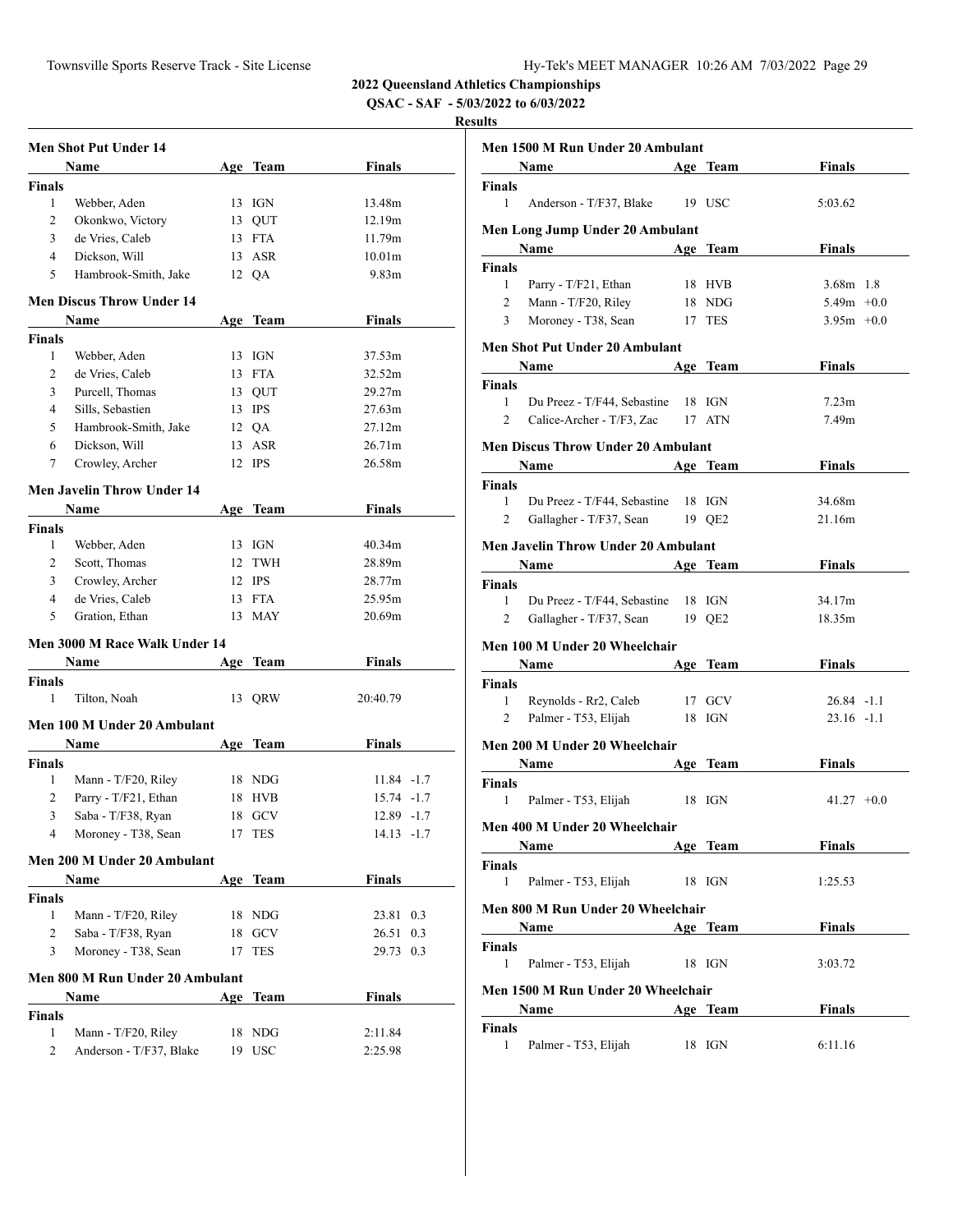## 2022 Queensland Athletics Championships

**QSAC - SAF - 5/03/2022 to 6/03/2022**

**Results**

### Men Shot Put Under 14

| | Name | Age | Team | Finals |
|---|---|---|---|---|
| **Finals** | | | | |
| 1 | Webber, Aden | 13 | IGN | 13.48m |
| 2 | Okonkwo, Victory | 13 | QUT | 12.19m |
| 3 | de Vries, Caleb | 13 | FTA | 11.79m |
| 4 | Dickson, Will | 13 | ASR | 10.01m |
| 5 | Hambrook-Smith, Jake | 12 | QA | 9.83m |

### Men Discus Throw Under 14

| | Name | Age | Team | Finals |
|---|---|---|---|---|
| **Finals** | | | | |
| 1 | Webber, Aden | 13 | IGN | 37.53m |
| 2 | de Vries, Caleb | 13 | FTA | 32.52m |
| 3 | Purcell, Thomas | 13 | QUT | 29.27m |
| 4 | Sills, Sebastien | 13 | IPS | 27.63m |
| 5 | Hambrook-Smith, Jake | 12 | QA | 27.12m |
| 6 | Dickson, Will | 13 | ASR | 26.71m |
| 7 | Crowley, Archer | 12 | IPS | 26.58m |

### Men Javelin Throw Under 14

| | Name | Age | Team | Finals |
|---|---|---|---|---|
| **Finals** | | | | |
| 1 | Webber, Aden | 13 | IGN | 40.34m |
| 2 | Scott, Thomas | 12 | TWH | 28.89m |
| 3 | Crowley, Archer | 12 | IPS | 28.77m |
| 4 | de Vries, Caleb | 13 | FTA | 25.95m |
| 5 | Gration, Ethan | 13 | MAY | 20.69m |

### Men 3000 M Race Walk Under 14

| | Name | Age | Team | Finals |
|---|---|---|---|---|
| **Finals** | | | | |
| 1 | Tilton, Noah | 13 | QRW | 20:40.79 |

### Men 100 M Under 20 Ambulant

| | Name | Age | Team | Finals | Wind |
|---|---|---|---|---|---|
| **Finals** | | | | | |
| 1 | Mann - T/F20, Riley | 18 | NDG | 11.84 | -1.7 |
| 2 | Parry - T/F21, Ethan | 18 | HVB | 15.74 | -1.7 |
| 3 | Saba - T/F38, Ryan | 18 | GCV | 12.89 | -1.7 |
| 4 | Moroney - T38, Sean | 17 | TES | 14.13 | -1.7 |

### Men 200 M Under 20 Ambulant

| | Name | Age | Team | Finals | Wind |
|---|---|---|---|---|---|
| **Finals** | | | | | |
| 1 | Mann - T/F20, Riley | 18 | NDG | 23.81 | 0.3 |
| 2 | Saba - T/F38, Ryan | 18 | GCV | 26.51 | 0.3 |
| 3 | Moroney - T38, Sean | 17 | TES | 29.73 | 0.3 |

### Men 800 M Run Under 20 Ambulant

| | Name | Age | Team | Finals |
|---|---|---|---|---|
| **Finals** | | | | |
| 1 | Mann - T/F20, Riley | 18 | NDG | 2:11.84 |
| 2 | Anderson - T/F37, Blake | 19 | USC | 2:25.98 |

### Men 1500 M Run Under 20 Ambulant

| | Name | Age | Team | Finals |
|---|---|---|---|---|
| **Finals** | | | | |
| 1 | Anderson - T/F37, Blake | 19 | USC | 5:03.62 |

### Men Long Jump Under 20 Ambulant

| | Name | Age | Team | Finals | Wind |
|---|---|---|---|---|---|
| **Finals** | | | | | |
| 1 | Parry - T/F21, Ethan | 18 | HVB | 3.68m | 1.8 |
| 2 | Mann - T/F20, Riley | 18 | NDG | 5.49m | +0.0 |
| 3 | Moroney - T38, Sean | 17 | TES | 3.95m | +0.0 |

### Men Shot Put Under 20 Ambulant

| | Name | Age | Team | Finals |
|---|---|---|---|---|
| **Finals** | | | | |
| 1 | Du Preez - T/F44, Sebastine | 18 | IGN | 7.23m |
| 2 | Calice-Archer - T/F3, Zac | 17 | ATN | 7.49m |

### Men Discus Throw Under 20 Ambulant

| | Name | Age | Team | Finals |
|---|---|---|---|---|
| **Finals** | | | | |
| 1 | Du Preez - T/F44, Sebastine | 18 | IGN | 34.68m |
| 2 | Gallagher - T/F37, Sean | 19 | QE2 | 21.16m |

### Men Javelin Throw Under 20 Ambulant

| | Name | Age | Team | Finals |
|---|---|---|---|---|
| **Finals** | | | | |
| 1 | Du Preez - T/F44, Sebastine | 18 | IGN | 34.17m |
| 2 | Gallagher - T/F37, Sean | 19 | QE2 | 18.35m |

### Men 100 M Under 20 Wheelchair

| | Name | Age | Team | Finals | Wind |
|---|---|---|---|---|---|
| **Finals** | | | | | |
| 1 | Reynolds - Rr2, Caleb | 17 | GCV | 26.84 | -1.1 |
| 2 | Palmer - T53, Elijah | 18 | IGN | 23.16 | -1.1 |

### Men 200 M Under 20 Wheelchair

| | Name | Age | Team | Finals | Wind |
|---|---|---|---|---|---|
| **Finals** | | | | | |
| 1 | Palmer - T53, Elijah | 18 | IGN | 41.27 | +0.0 |

### Men 400 M Under 20 Wheelchair

| | Name | Age | Team | Finals |
|---|---|---|---|---|
| **Finals** | | | | |
| 1 | Palmer - T53, Elijah | 18 | IGN | 1:25.53 |

### Men 800 M Run Under 20 Wheelchair

| | Name | Age | Team | Finals |
|---|---|---|---|---|
| **Finals** | | | | |
| 1 | Palmer - T53, Elijah | 18 | IGN | 3:03.72 |

### Men 1500 M Run Under 20 Wheelchair

| | Name | Age | Team | Finals |
|---|---|---|---|---|
| **Finals** | | | | |
| 1 | Palmer - T53, Elijah | 18 | IGN | 6:11.16 |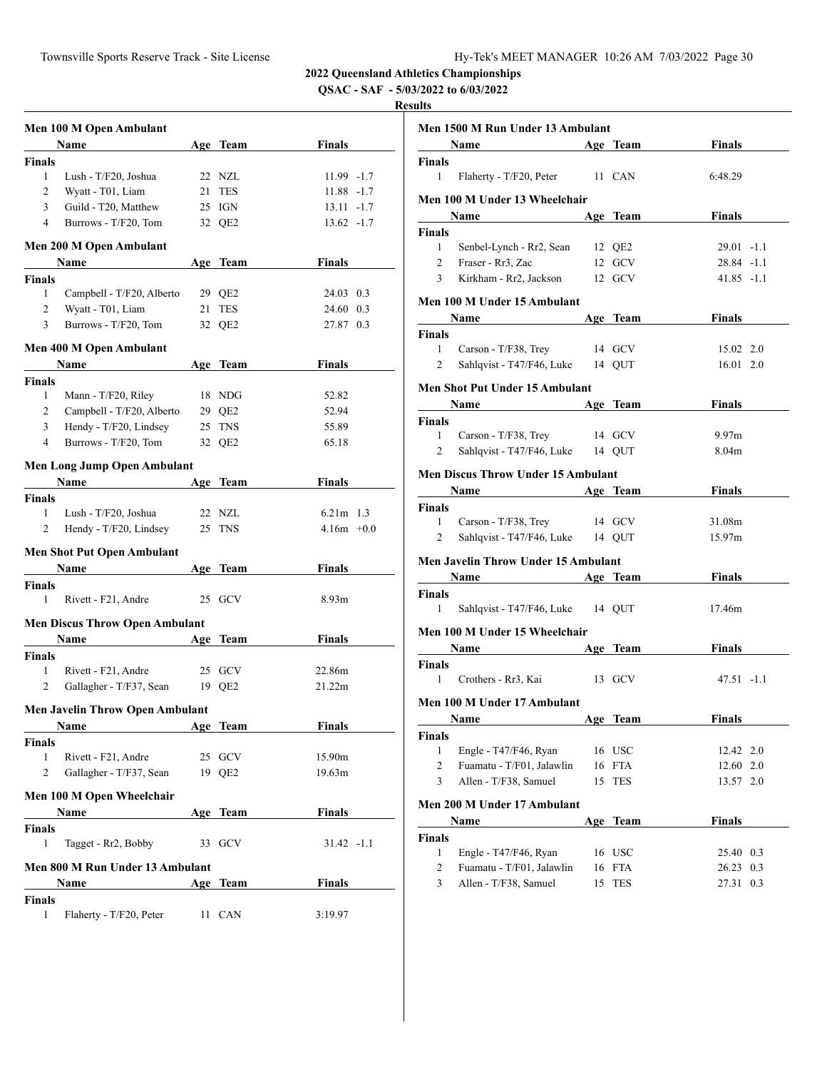**2022 Queensland Athletics Championships**

**QSAC - SAF - 5/03/2022 to 6/03/2022**

**Results**

### Men 100 M Open Ambulant

| | Name | Age | Team | Finals | |
|---|---|---|---|---|---|
| **Finals** | | | | | |
| 1 | Lush - T/F20, Joshua | 22 | NZL | 11.99 | -1.7 |
| 2 | Wyatt - T01, Liam | 21 | TES | 11.88 | -1.7 |
| 3 | Guild - T20, Matthew | 25 | IGN | 13.11 | -1.7 |
| 4 | Burrows - T/F20, Tom | 32 | QE2 | 13.62 | -1.7 |

### Men 200 M Open Ambulant

| | Name | Age | Team | Finals | |
|---|---|---|---|---|---|
| **Finals** | | | | | |
| 1 | Campbell - T/F20, Alberto | 29 | QE2 | 24.03 | 0.3 |
| 2 | Wyatt - T01, Liam | 21 | TES | 24.60 | 0.3 |
| 3 | Burrows - T/F20, Tom | 32 | QE2 | 27.87 | 0.3 |

### Men 400 M Open Ambulant

| | Name | Age | Team | Finals |
|---|---|---|---|---|
| **Finals** | | | | |
| 1 | Mann - T/F20, Riley | 18 | NDG | 52.82 |
| 2 | Campbell - T/F20, Alberto | 29 | QE2 | 52.94 |
| 3 | Hendy - T/F20, Lindsey | 25 | TNS | 55.89 |
| 4 | Burrows - T/F20, Tom | 32 | QE2 | 65.18 |

### Men Long Jump Open Ambulant

| | Name | Age | Team | Finals | |
|---|---|---|---|---|---|
| **Finals** | | | | | |
| 1 | Lush - T/F20, Joshua | 22 | NZL | 6.21m | 1.3 |
| 2 | Hendy - T/F20, Lindsey | 25 | TNS | 4.16m | +0.0 |

### Men Shot Put Open Ambulant

| | Name | Age | Team | Finals |
|---|---|---|---|---|
| **Finals** | | | | |
| 1 | Rivett - F21, Andre | 25 | GCV | 8.93m |

### Men Discus Throw Open Ambulant

| | Name | Age | Team | Finals |
|---|---|---|---|---|
| **Finals** | | | | |
| 1 | Rivett - F21, Andre | 25 | GCV | 22.86m |
| 2 | Gallagher - T/F37, Sean | 19 | QE2 | 21.22m |

### Men Javelin Throw Open Ambulant

| | Name | Age | Team | Finals |
|---|---|---|---|---|
| **Finals** | | | | |
| 1 | Rivett - F21, Andre | 25 | GCV | 15.90m |
| 2 | Gallagher - T/F37, Sean | 19 | QE2 | 19.63m |

### Men 100 M Open Wheelchair

| | Name | Age | Team | Finals | |
|---|---|---|---|---|---|
| **Finals** | | | | | |
| 1 | Tagget - Rr2, Bobby | 33 | GCV | 31.42 | -1.1 |

### Men 800 M Run Under 13 Ambulant

| | Name | Age | Team | Finals |
|---|---|---|---|---|
| **Finals** | | | | |
| 1 | Flaherty - T/F20, Peter | 11 | CAN | 3:19.97 |

### Men 1500 M Run Under 13 Ambulant

| | Name | Age | Team | Finals |
|---|---|---|---|---|
| **Finals** | | | | |
| 1 | Flaherty - T/F20, Peter | 11 | CAN | 6:48.29 |

### Men 100 M Under 13 Wheelchair

| | Name | Age | Team | Finals | |
|---|---|---|---|---|---|
| **Finals** | | | | | |
| 1 | Senbel-Lynch - Rr2, Sean | 12 | QE2 | 29.01 | -1.1 |
| 2 | Fraser - Rr3, Zac | 12 | GCV | 28.84 | -1.1 |
| 3 | Kirkham - Rr2, Jackson | 12 | GCV | 41.85 | -1.1 |

### Men 100 M Under 15 Ambulant

| | Name | Age | Team | Finals | |
|---|---|---|---|---|---|
| **Finals** | | | | | |
| 1 | Carson - T/F38, Trey | 14 | GCV | 15.02 | 2.0 |
| 2 | Sahlqvist - T47/F46, Luke | 14 | QUT | 16.01 | 2.0 |

### Men Shot Put Under 15 Ambulant

| | Name | Age | Team | Finals |
|---|---|---|---|---|
| **Finals** | | | | |
| 1 | Carson - T/F38, Trey | 14 | GCV | 9.97m |
| 2 | Sahlqvist - T47/F46, Luke | 14 | QUT | 8.04m |

### Men Discus Throw Under 15 Ambulant

| | Name | Age | Team | Finals |
|---|---|---|---|---|
| **Finals** | | | | |
| 1 | Carson - T/F38, Trey | 14 | GCV | 31.08m |
| 2 | Sahlqvist - T47/F46, Luke | 14 | QUT | 15.97m |

### Men Javelin Throw Under 15 Ambulant

| | Name | Age | Team | Finals |
|---|---|---|---|---|
| **Finals** | | | | |
| 1 | Sahlqvist - T47/F46, Luke | 14 | QUT | 17.46m |

### Men 100 M Under 15 Wheelchair

| | Name | Age | Team | Finals | |
|---|---|---|---|---|---|
| **Finals** | | | | | |
| 1 | Crothers - Rr3, Kai | 13 | GCV | 47.51 | -1.1 |

### Men 100 M Under 17 Ambulant

| | Name | Age | Team | Finals | |
|---|---|---|---|---|---|
| **Finals** | | | | | |
| 1 | Engle - T47/F46, Ryan | 16 | USC | 12.42 | 2.0 |
| 2 | Fuamatu - T/F01, Jalawlin | 16 | FTA | 12.60 | 2.0 |
| 3 | Allen - T/F38, Samuel | 15 | TES | 13.57 | 2.0 |

### Men 200 M Under 17 Ambulant

| | Name | Age | Team | Finals | |
|---|---|---|---|---|---|
| **Finals** | | | | | |
| 1 | Engle - T47/F46, Ryan | 16 | USC | 25.40 | 0.3 |
| 2 | Fuamatu - T/F01, Jalawlin | 16 | FTA | 26.23 | 0.3 |
| 3 | Allen - T/F38, Samuel | 15 | TES | 27.31 | 0.3 |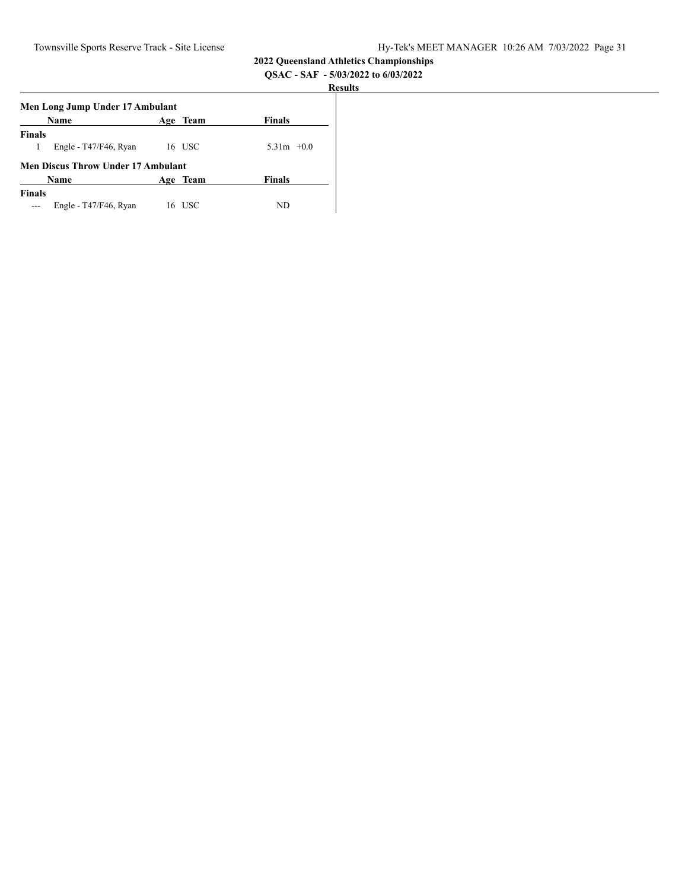## Men Long Jump Under 17 Ambulant

| | Name | Age | Team | Finals |
|---|---|---|---|---|
| **Finals** | | | | |
| 1 | Engle - T47/F46, Ryan | 16 | USC | 5.31m +0.0 |

## Men Discus Throw Under 17 Ambulant

| | Name | Age | Team | Finals |
|---|---|---|---|---|
| **Finals** | | | | |
| --- | Engle - T47/F46, Ryan | 16 | USC | ND |